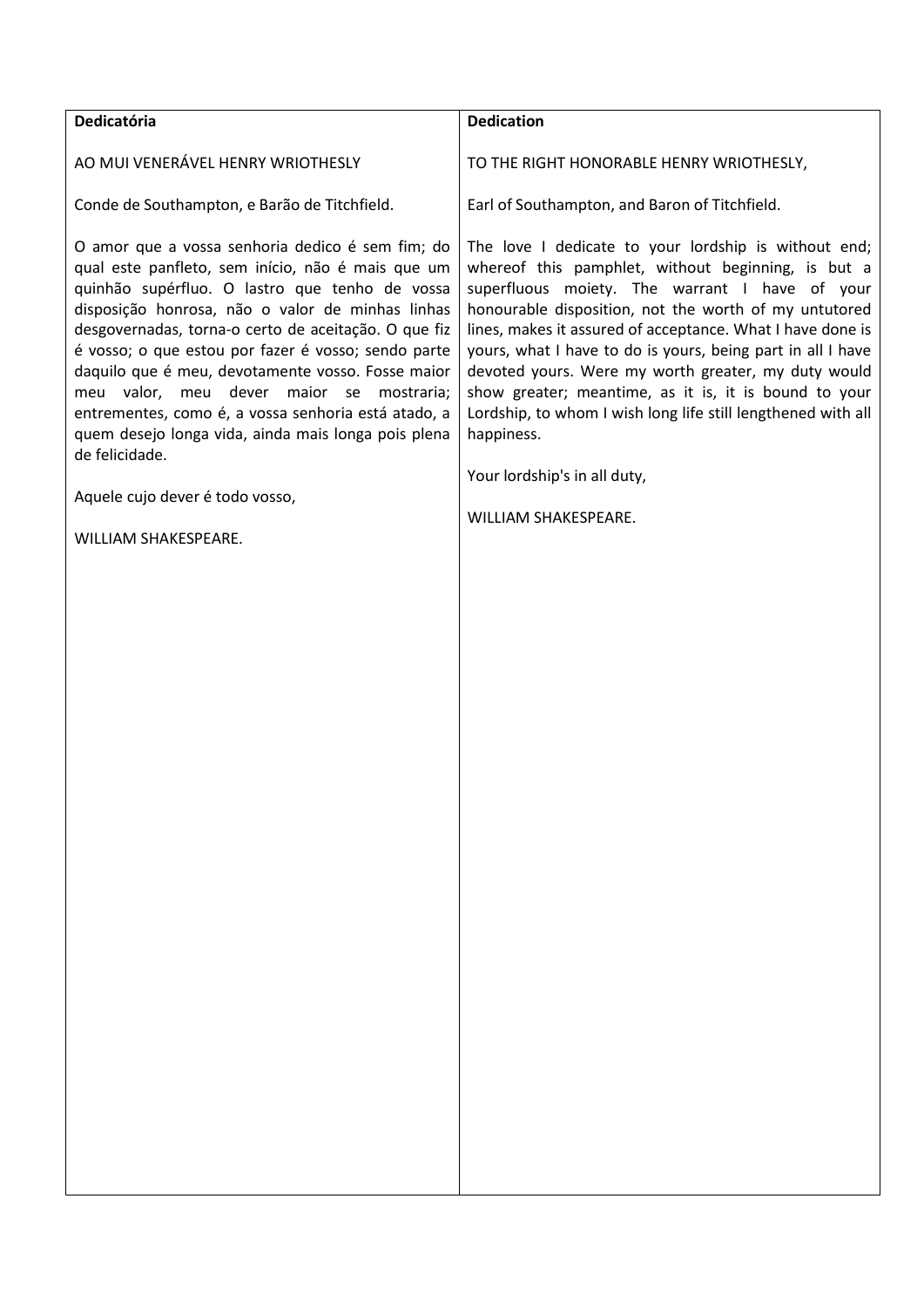| **Dedicatória** | **Dedication** |
| --- | --- |
| AO MUI VENERÁVEL HENRY WRIOTHESLY<br><br>Conde de Southampton, e Barão de Titchfield.<br><br>O amor que a vossa senhoria dedico é sem fim; do qual este panfleto, sem início, não é mais que um quinhão supérfluo. O lastro que tenho de vossa disposição honrosa, não o valor de minhas linhas desgovernadas, torna-o certo de aceitação. O que fiz é vosso; o que estou por fazer é vosso; sendo parte daquilo que é meu, devotamente vosso. Fosse maior meu valor, meu dever maior se mostraria; entrementes, como é, a vossa senhoria está atado, a quem desejo longa vida, ainda mais longa pois plena de felicidade.<br><br>Aquele cujo dever é todo vosso,<br><br>WILLIAM SHAKESPEARE. | TO THE RIGHT HONORABLE HENRY WRIOTHESLY,<br><br>Earl of Southampton, and Baron of Titchfield.<br><br>The love I dedicate to your lordship is without end; whereof this pamphlet, without beginning, is but a superfluous moiety. The warrant I have of your honourable disposition, not the worth of my untutored lines, makes it assured of acceptance. What I have done is yours, what I have to do is yours, being part in all I have devoted yours. Were my worth greater, my duty would show greater; meantime, as it is, it is bound to your Lordship, to whom I wish long life still lengthened with all happiness.<br><br>Your lordship's in all duty,<br><br>WILLIAM SHAKESPEARE. |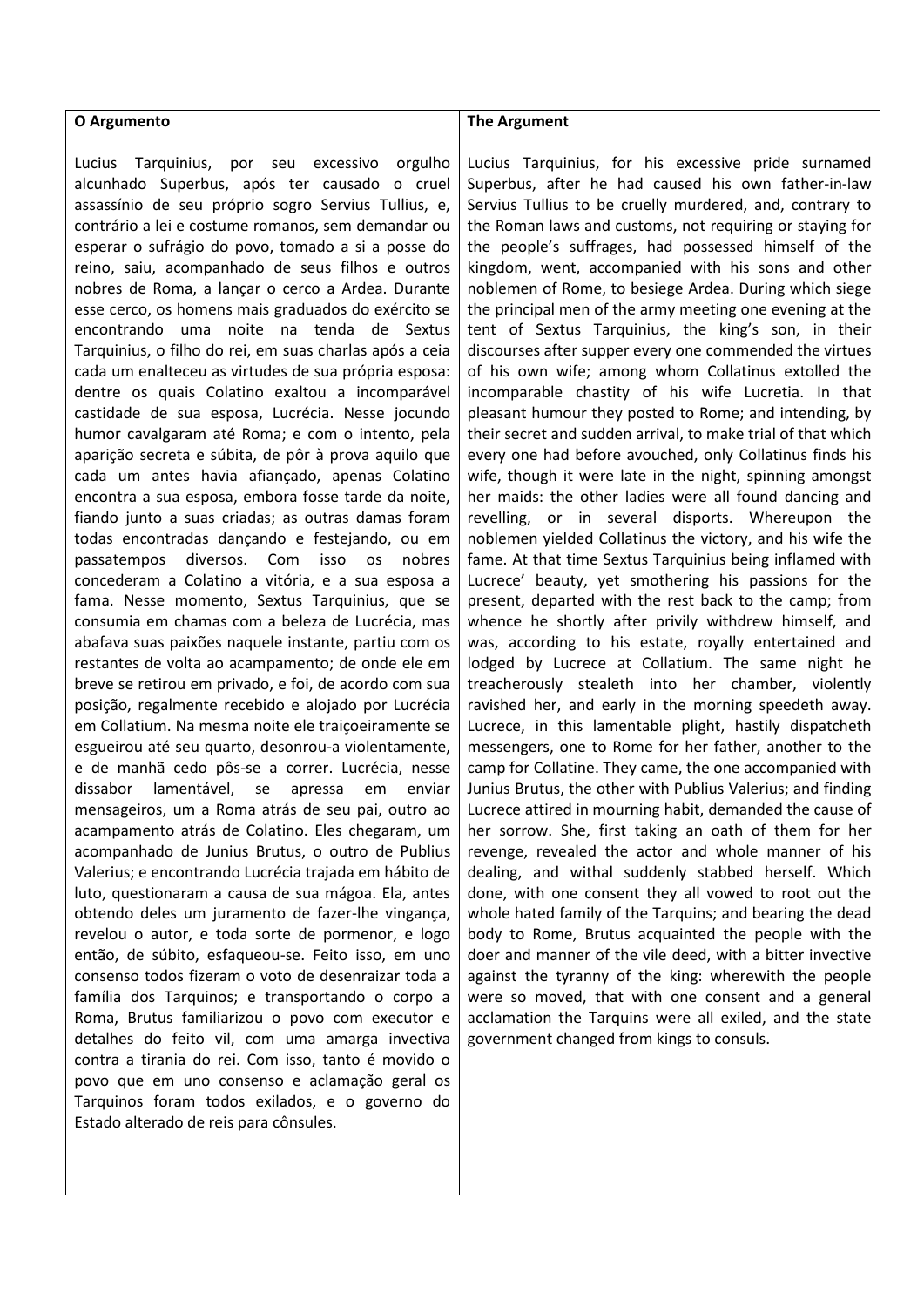| O Argumento | The Argument |
| --- | --- |
| Lucius Tarquinius, por seu excessivo orgulho alcunhado Superbus, após ter causado o cruel assassínio de seu próprio sogro Servius Tullius, e, contrário a lei e costume romanos, sem demandar ou esperar o sufrágio do povo, tomado a si a posse do reino, saiu, acompanhado de seus filhos e outros nobres de Roma, a lançar o cerco a Ardea. Durante esse cerco, os homens mais graduados do exército se encontrando uma noite na tenda de Sextus Tarquinius, o filho do rei, em suas charlas após a ceia cada um enalteceu as virtudes de sua própria esposa: dentre os quais Colatino exaltou a incomparável castidade de sua esposa, Lucrécia. Nesse jocundo humor cavalgaram até Roma; e com o intento, pela aparição secreta e súbita, de pôr à prova aquilo que cada um antes havia afiançado, apenas Colatino encontra a sua esposa, embora fosse tarde da noite, fiando junto a suas criadas; as outras damas foram todas encontradas dançando e festejando, ou em passatempos diversos. Com isso os nobres concederam a Colatino a vitória, e a sua esposa a fama. Nesse momento, Sextus Tarquinius, que se consumia em chamas com a beleza de Lucrécia, mas abafava suas paixões naquele instante, partiu com os restantes de volta ao acampamento; de onde ele em breve se retirou em privado, e foi, de acordo com sua posição, regalmente recebido e alojado por Lucrécia em Collatium. Na mesma noite ele traiçoeiramente se esgueirou até seu quarto, desonrou-a violentamente, e de manhã cedo pôs-se a correr. Lucrécia, nesse dissabor lamentável, se apressa em enviar mensageiros, um a Roma atrás de seu pai, outro ao acampamento atrás de Colatino. Eles chegaram, um acompanhado de Junius Brutus, o outro de Publius Valerius; e encontrando Lucrécia trajada em hábito de luto, questionaram a causa de sua mágoa. Ela, antes obtendo deles um juramento de fazer-lhe vingança, revelou o autor, e toda sorte de pormenor, e logo então, de súbito, esfaqueou-se. Feito isso, em uno consenso todos fizeram o voto de desenraizar toda a família dos Tarquinos; e transportando o corpo a Roma, Brutus familiarizou o povo com executor e detalhes do feito vil, com uma amarga invectiva contra a tirania do rei. Com isso, tanto é movido o povo que em uno consenso e aclamação geral os Tarquinos foram todos exilados, e o governo do Estado alterado de reis para cônsules. | Lucius Tarquinius, for his excessive pride surnamed Superbus, after he had caused his own father-in-law Servius Tullius to be cruelly murdered, and, contrary to the Roman laws and customs, not requiring or staying for the people's suffrages, had possessed himself of the kingdom, went, accompanied with his sons and other noblemen of Rome, to besiege Ardea. During which siege the principal men of the army meeting one evening at the tent of Sextus Tarquinius, the king's son, in their discourses after supper every one commended the virtues of his own wife; among whom Collatinus extolled the incomparable chastity of his wife Lucretia. In that pleasant humour they posted to Rome; and intending, by their secret and sudden arrival, to make trial of that which every one had before avouched, only Collatinus finds his wife, though it were late in the night, spinning amongst her maids: the other ladies were all found dancing and revelling, or in several disports. Whereupon the noblemen yielded Collatinus the victory, and his wife the fame. At that time Sextus Tarquinius being inflamed with Lucrece' beauty, yet smothering his passions for the present, departed with the rest back to the camp; from whence he shortly after privily withdrew himself, and was, according to his estate, royally entertained and lodged by Lucrece at Collatium. The same night he treacherously stealeth into her chamber, violently ravished her, and early in the morning speedeth away. Lucrece, in this lamentable plight, hastily dispatcheth messengers, one to Rome for her father, another to the camp for Collatine. They came, the one accompanied with Junius Brutus, the other with Publius Valerius; and finding Lucrece attired in mourning habit, demanded the cause of her sorrow. She, first taking an oath of them for her revenge, revealed the actor and whole manner of his dealing, and withal suddenly stabbed herself. Which done, with one consent they all vowed to root out the whole hated family of the Tarquins; and bearing the dead body to Rome, Brutus acquainted the people with the doer and manner of the vile deed, with a bitter invective against the tyranny of the king: wherewith the people were so moved, that with one consent and a general acclamation the Tarquins were all exiled, and the state government changed from kings to consuls. |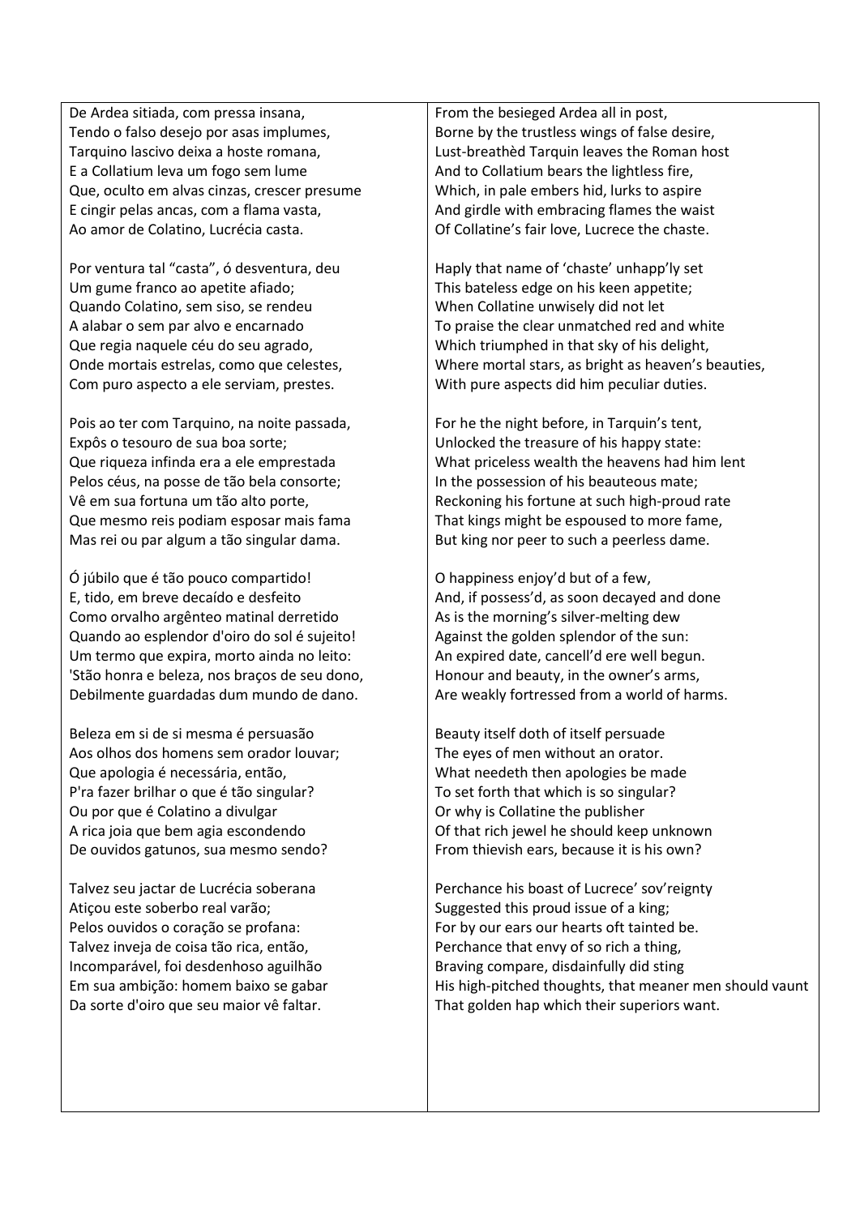| | |
|---|---|
| De Ardea sitiada, com pressa insana,<br>Tendo o falso desejo por asas implumes,<br>Tarquino lascivo deixa a hoste romana,<br>E a Collatium leva um fogo sem lume<br>Que, oculto em alvas cinzas, crescer presume<br>E cingir pelas ancas, com a flama vasta,<br>Ao amor de Colatino, Lucrécia casta. | From the besieged Ardea all in post,<br>Borne by the trustless wings of false desire,<br>Lust-breathèd Tarquin leaves the Roman host<br>And to Collatium bears the lightless fire,<br>Which, in pale embers hid, lurks to aspire<br>And girdle with embracing flames the waist<br>Of Collatine's fair love, Lucrece the chaste. |
| Por ventura tal "casta", ó desventura, deu<br>Um gume franco ao apetite afiado;<br>Quando Colatino, sem siso, se rendeu<br>A alabar o sem par alvo e encarnado<br>Que regia naquele céu do seu agrado,<br>Onde mortais estrelas, como que celestes,<br>Com puro aspecto a ele serviam, prestes. | Haply that name of 'chaste' unhapp'ly set<br>This bateless edge on his keen appetite;<br>When Collatine unwisely did not let<br>To praise the clear unmatched red and white<br>Which triumphed in that sky of his delight,<br>Where mortal stars, as bright as heaven's beauties,<br>With pure aspects did him peculiar duties. |
| Pois ao ter com Tarquino, na noite passada,<br>Expôs o tesouro de sua boa sorte;<br>Que riqueza infinda era a ele emprestada<br>Pelos céus, na posse de tão bela consorte;<br>Vê em sua fortuna um tão alto porte,<br>Que mesmo reis podiam esposar mais fama<br>Mas rei ou par algum a tão singular dama. | For he the night before, in Tarquin's tent,<br>Unlocked the treasure of his happy state:<br>What priceless wealth the heavens had him lent<br>In the possession of his beauteous mate;<br>Reckoning his fortune at such high-proud rate<br>That kings might be espoused to more fame,<br>But king nor peer to such a peerless dame. |
| Ó júbilo que é tão pouco compartido!<br>E, tido, em breve decaído e desfeito<br>Como orvalho argênteo matinal derretido<br>Quando ao esplendor d'oiro do sol é sujeito!<br>Um termo que expira, morto ainda no leito:<br>'Stão honra e beleza, nos braços de seu dono,<br>Debilmente guardadas dum mundo de dano. | O happiness enjoy'd but of a few,<br>And, if possess'd, as soon decayed and done<br>As is the morning's silver-melting dew<br>Against the golden splendor of the sun:<br>An expired date, cancell'd ere well begun.<br>Honour and beauty, in the owner's arms,<br>Are weakly fortressed from a world of harms. |
| Beleza em si de si mesma é persuasão<br>Aos olhos dos homens sem orador louvar;<br>Que apologia é necessária, então,<br>P'ra fazer brilhar o que é tão singular?<br>Ou por que é Colatino a divulgar<br>A rica joia que bem agia escondendo<br>De ouvidos gatunos, sua mesmo sendo? | Beauty itself doth of itself persuade<br>The eyes of men without an orator.<br>What needeth then apologies be made<br>To set forth that which is so singular?<br>Or why is Collatine the publisher<br>Of that rich jewel he should keep unknown<br>From thievish ears, because it is his own? |
| Talvez seu jactar de Lucrécia soberana<br>Atiçou este soberbo real varão;<br>Pelos ouvidos o coração se profana:<br>Talvez inveja de coisa tão rica, então,<br>Incomparável, foi desdenhoso aguilhão<br>Em sua ambição: homem baixo se gabar<br>Da sorte d'oiro que seu maior vê faltar. | Perchance his boast of Lucrece' sov'reignty<br>Suggested this proud issue of a king;<br>For by our ears our hearts oft tainted be.<br>Perchance that envy of so rich a thing,<br>Braving compare, disdainfully did sting<br>His high-pitched thoughts, that meaner men should vaunt<br>That golden hap which their superiors want. |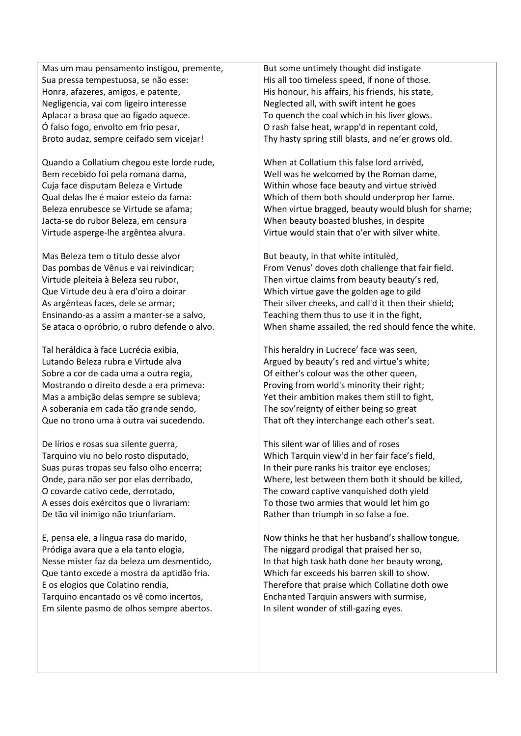Mas um mau pensamento instigou, premente,
Sua pressa tempestuosa, se não esse:
Honra, afazeres, amigos, e patente,
Negligencia, vai com ligeiro interesse
Aplacar a brasa que ao fígado aquece.
Ó falso fogo, envolto em frio pesar,
Broto audaz, sempre ceifado sem vicejar!

Quando a Collatium chegou este lorde rude,
Bem recebido foi pela romana dama,
Cuja face disputam Beleza e Virtude
Qual delas lhe é maior esteio da fama:
Beleza enrubesce se Virtude se afama;
Jacta-se do rubor Beleza, em censura
Virtude asperge-lhe argêntea alvura.

Mas Beleza tem o titulo desse alvor
Das pombas de Vênus e vai reivindicar;
Virtude pleiteia à Beleza seu rubor,
Que Virtude deu à era d'oiro a doirar
As argênteas faces, dele se armar;
Ensinando-as a assim a manter-se a salvo,
Se ataca o opróbrio, o rubro defende o alvo.

Tal heráldica à face Lucrécia exibia,
Lutando Beleza rubra e Virtude alva
Sobre a cor de cada uma a outra regia,
Mostrando o direito desde a era primeva:
Mas a ambição delas sempre se subleva;
A soberania em cada tão grande sendo,
Que no trono uma à outra vai sucedendo.

De lírios e rosas sua silente guerra,
Tarquino viu no belo rosto disputado,
Suas puras tropas seu falso olho encerra;
Onde, para não ser por elas derribado,
O covarde cativo cede, derrotado,
A esses dois exércitos que o livrariam:
De tão vil inimigo não triunfariam.

E, pensa ele, a língua rasa do marido,
Pródiga avara que a ela tanto elogia,
Nesse mister faz da beleza um desmentido,
Que tanto excede a mostra da aptidão fria.
E os elogios que Colatino rendia,
Tarquino encantado os vê como incertos,
Em silente pasmo de olhos sempre abertos.

But some untimely thought did instigate
His all too timeless speed, if none of those.
His honour, his affairs, his friends, his state,
Neglected all, with swift intent he goes
To quench the coal which in his liver glows.
O rash false heat, wrapp'd in repentant cold,
Thy hasty spring still blasts, and ne'er grows old.

When at Collatium this false lord arrivèd,
Well was he welcomed by the Roman dame,
Within whose face beauty and virtue strivèd
Which of them both should underprop her fame.
When virtue bragged, beauty would blush for shame;
When beauty boasted blushes, in despite
Virtue would stain that o'er with silver white.

But beauty, in that white intitulèd,
From Venus' doves doth challenge that fair field.
Then virtue claims from beauty beauty's red,
Which virtue gave the golden age to gild
Their silver cheeks, and call'd it then their shield;
Teaching them thus to use it in the fight,
When shame assailed, the red should fence the white.

This heraldry in Lucrece' face was seen,
Argued by beauty's red and virtue's white;
Of either's colour was the other queen,
Proving from world's minority their right;
Yet their ambition makes them still to fight,
The sov'reignty of either being so great
That oft they interchange each other's seat.

This silent war of lilies and of roses
Which Tarquin view'd in her fair face's field,
In their pure ranks his traitor eye encloses;
Where, lest between them both it should be killed,
The coward captive vanquished doth yield
To those two armies that would let him go
Rather than triumph in so false a foe.

Now thinks he that her husband's shallow tongue,
The niggard prodigal that praised her so,
In that high task hath done her beauty wrong,
Which far exceeds his barren skill to show.
Therefore that praise which Collatine doth owe
Enchanted Tarquin answers with surmise,
In silent wonder of still-gazing eyes.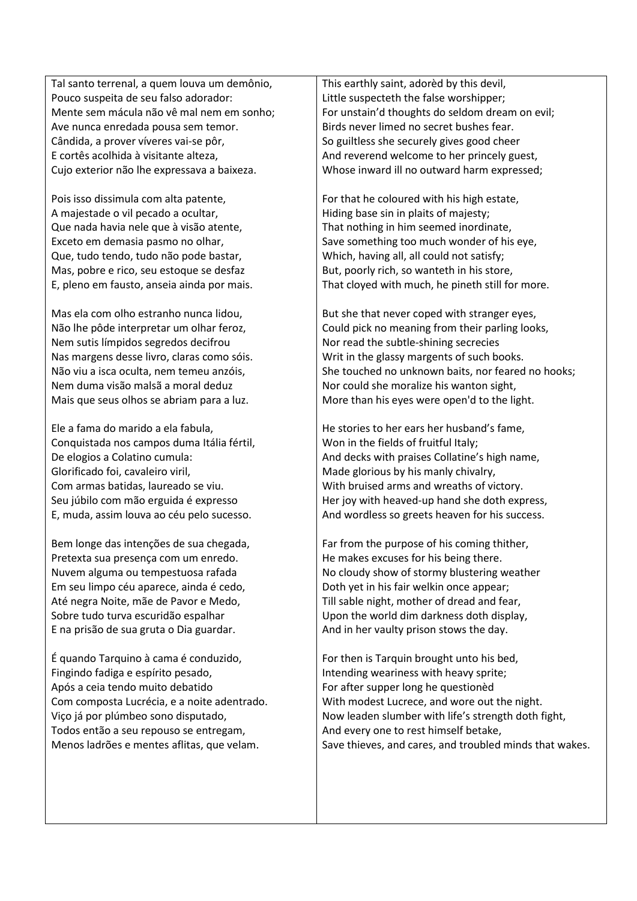| | |
|---|---|
| Tal santo terrenal, a quem louva um demônio,<br>Pouco suspeita de seu falso adorador:<br>Mente sem mácula não vê mal nem em sonho;<br>Ave nunca enredada pousa sem temor.<br>Cândida, a prover víveres vai-se pôr,<br>E cortês acolhida à visitante alteza,<br>Cujo exterior não lhe expressava a baixeza. | This earthly saint, adorèd by this devil,<br>Little suspecteth the false worshipper;<br>For unstain'd thoughts do seldom dream on evil;<br>Birds never limed no secret bushes fear.<br>So guiltless she securely gives good cheer<br>And reverend welcome to her princely guest,<br>Whose inward ill no outward harm expressed; |
| Pois isso dissimula com alta patente,<br>A majestade o vil pecado a ocultar,<br>Que nada havia nele que à visão atente,<br>Exceto em demasia pasmo no olhar,<br>Que, tudo tendo, tudo não pode bastar,<br>Mas, pobre e rico, seu estoque se desfaz<br>E, pleno em fausto, anseia ainda por mais. | For that he coloured with his high estate,<br>Hiding base sin in plaits of majesty;<br>That nothing in him seemed inordinate,<br>Save something too much wonder of his eye,<br>Which, having all, all could not satisfy;<br>But, poorly rich, so wanteth in his store,<br>That cloyed with much, he pineth still for more. |
| Mas ela com olho estranho nunca lidou,<br>Não lhe pôde interpretar um olhar feroz,<br>Nem sutis límpidos segredos decifrou<br>Nas margens desse livro, claras como sóis.<br>Não viu a isca oculta, nem temeu anzóis,<br>Nem duma visão malsã a moral deduz<br>Mais que seus olhos se abriam para a luz. | But she that never coped with stranger eyes,<br>Could pick no meaning from their parling looks,<br>Nor read the subtle-shining secrecies<br>Writ in the glassy margents of such books.<br>She touched no unknown baits, nor feared no hooks;<br>Nor could she moralize his wanton sight,<br>More than his eyes were open'd to the light. |
| Ele a fama do marido a ela fabula,<br>Conquistada nos campos duma Itália fértil,<br>De elogios a Colatino cumula:<br>Glorificado foi, cavaleiro viril,<br>Com armas batidas, laureado se viu.<br>Seu júbilo com mão erguida é expresso<br>E, muda, assim louva ao céu pelo sucesso. | He stories to her ears her husband's fame,<br>Won in the fields of fruitful Italy;<br>And decks with praises Collatine's high name,<br>Made glorious by his manly chivalry,<br>With bruised arms and wreaths of victory.<br>Her joy with heaved-up hand she doth express,<br>And wordless so greets heaven for his success. |
| Bem longe das intenções de sua chegada,<br>Pretexta sua presença com um enredo.<br>Nuvem alguma ou tempestuosa rafada<br>Em seu limpo céu aparece, ainda é cedo,<br>Até negra Noite, mãe de Pavor e Medo,<br>Sobre tudo turva escuridão espalhar<br>E na prisão de sua gruta o Dia guardar. | Far from the purpose of his coming thither,<br>He makes excuses for his being there.<br>No cloudy show of stormy blustering weather<br>Doth yet in his fair welkin once appear;<br>Till sable night, mother of dread and fear,<br>Upon the world dim darkness doth display,<br>And in her vaulty prison stows the day. |
| É quando Tarquino à cama é conduzido,<br>Fingindo fadiga e espírito pesado,<br>Após a ceia tendo muito debatido<br>Com composta Lucrécia, e a noite adentrado.<br>Viço já por plúmbeo sono disputado,<br>Todos então a seu repouso se entregam,<br>Menos ladrões e mentes aflitas, que velam. | For then is Tarquin brought unto his bed,<br>Intending weariness with heavy sprite;<br>For after supper long he questionèd<br>With modest Lucrece, and wore out the night.<br>Now leaden slumber with life's strength doth fight,<br>And every one to rest himself betake,<br>Save thieves, and cares, and troubled minds that wakes. |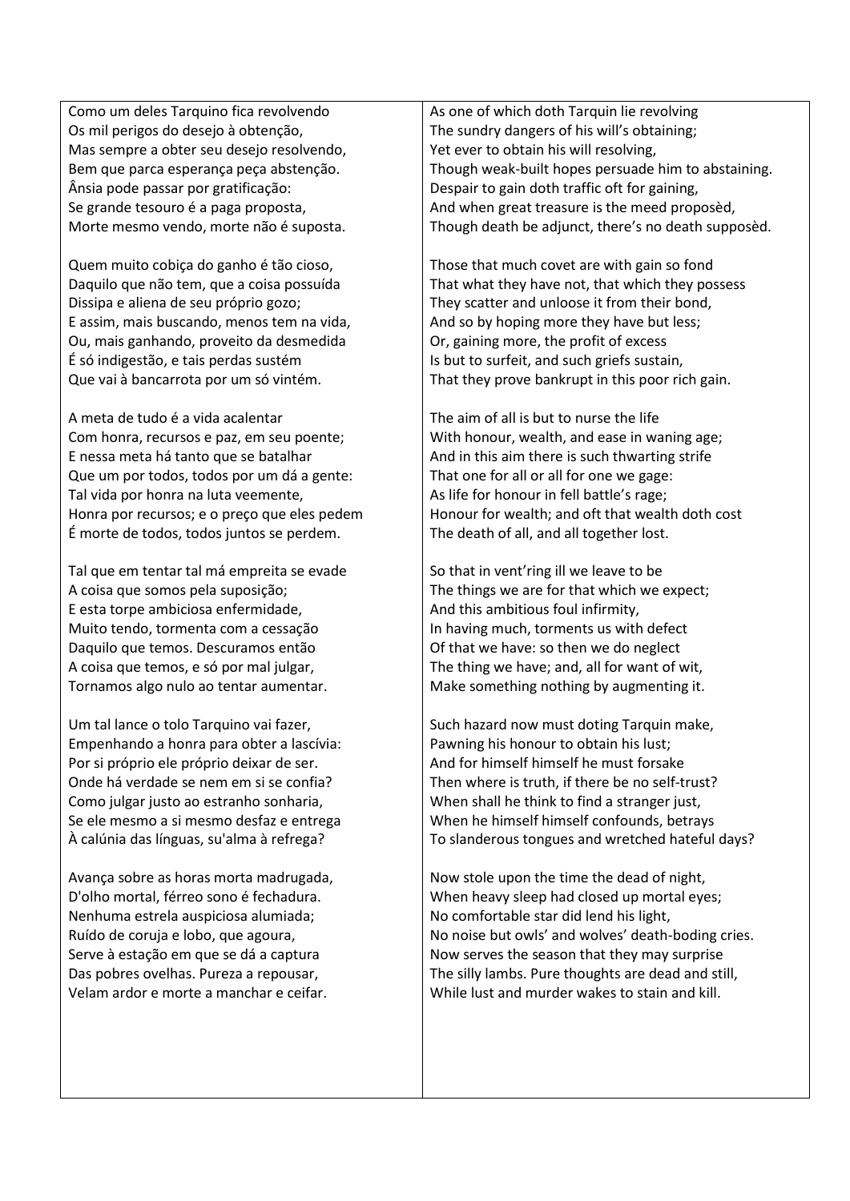Como um deles Tarquino fica revolvendo
Os mil perigos do desejo à obtenção,
Mas sempre a obter seu desejo resolvendo,
Bem que parca esperança peça abstenção.
Ânsia pode passar por gratificação:
Se grande tesouro é a paga proposta,
Morte mesmo vendo, morte não é suposta.

Quem muito cobiça do ganho é tão cioso,
Daquilo que não tem, que a coisa possuída
Dissipa e aliena de seu próprio gozo;
E assim, mais buscando, menos tem na vida,
Ou, mais ganhando, proveito da desmedida
É só indigestão, e tais perdas sustém
Que vai à bancarrota por um só vintém.

A meta de tudo é a vida acalentar
Com honra, recursos e paz, em seu poente;
E nessa meta há tanto que se batalhar
Que um por todos, todos por um dá a gente:
Tal vida por honra na luta veemente,
Honra por recursos; e o preço que eles pedem
É morte de todos, todos juntos se perdem.

Tal que em tentar tal má empreita se evade
A coisa que somos pela suposição;
E esta torpe ambiciosa enfermidade,
Muito tendo, tormenta com a cessação
Daquilo que temos. Descuramos então
A coisa que temos, e só por mal julgar,
Tornamos algo nulo ao tentar aumentar.

Um tal lance o tolo Tarquino vai fazer,
Empenhando a honra para obter a lascívia:
Por si próprio ele próprio deixar de ser.
Onde há verdade se nem em si se confia?
Como julgar justo ao estranho sonharia,
Se ele mesmo a si mesmo desfaz e entrega
À calúnia das línguas, su'alma à refrega?

Avança sobre as horas morta madrugada,
D'olho mortal, férreo sono é fechadura.
Nenhuma estrela auspiciosa alumiada;
Ruído de coruja e lobo, que agoura,
Serve à estação em que se dá a captura
Das pobres ovelhas. Pureza a repousar,
Velam ardor e morte a manchar e ceifar.

As one of which doth Tarquin lie revolving
The sundry dangers of his will's obtaining;
Yet ever to obtain his will resolving,
Though weak-built hopes persuade him to abstaining.
Despair to gain doth traffic oft for gaining,
And when great treasure is the meed proposèd,
Though death be adjunct, there's no death supposèd.

Those that much covet are with gain so fond
That what they have not, that which they possess
They scatter and unloose it from their bond,
And so by hoping more they have but less;
Or, gaining more, the profit of excess
Is but to surfeit, and such griefs sustain,
That they prove bankrupt in this poor rich gain.

The aim of all is but to nurse the life
With honour, wealth, and ease in waning age;
And in this aim there is such thwarting strife
That one for all or all for one we gage:
As life for honour in fell battle's rage;
Honour for wealth; and oft that wealth doth cost
The death of all, and all together lost.

So that in vent'ring ill we leave to be
The things we are for that which we expect;
And this ambitious foul infirmity,
In having much, torments us with defect
Of that we have: so then we do neglect
The thing we have; and, all for want of wit,
Make something nothing by augmenting it.

Such hazard now must doting Tarquin make,
Pawning his honour to obtain his lust;
And for himself himself he must forsake
Then where is truth, if there be no self-trust?
When shall he think to find a stranger just,
When he himself himself confounds, betrays
To slanderous tongues and wretched hateful days?

Now stole upon the time the dead of night,
When heavy sleep had closed up mortal eyes;
No comfortable star did lend his light,
No noise but owls' and wolves' death-boding cries.
Now serves the season that they may surprise
The silly lambs. Pure thoughts are dead and still,
While lust and murder wakes to stain and kill.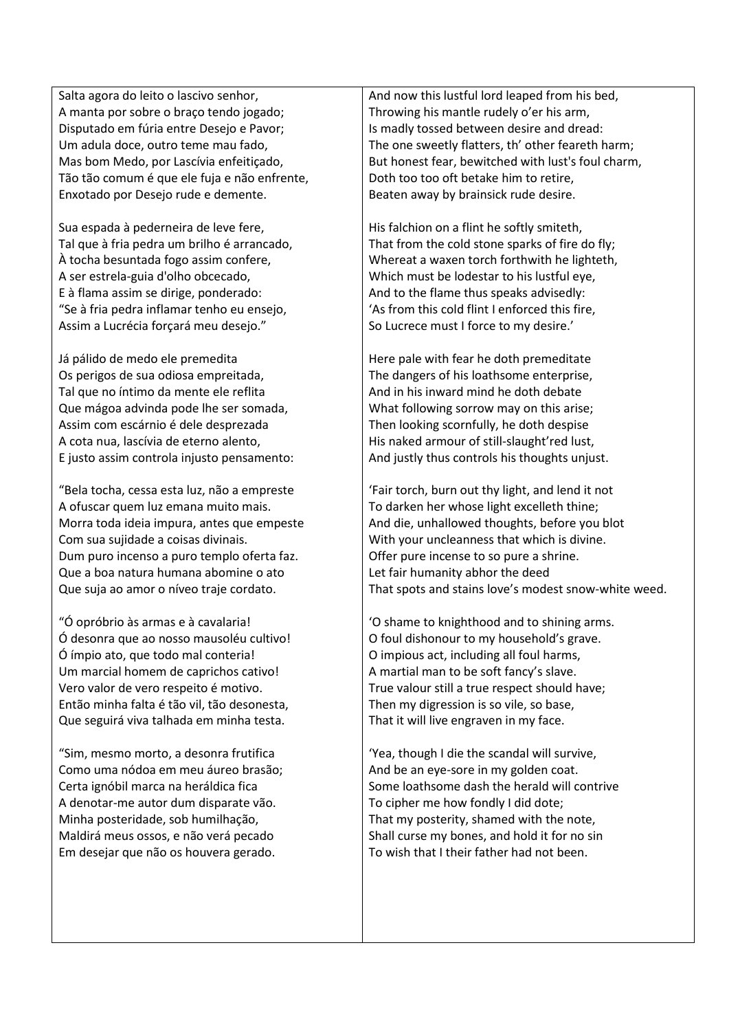Salta agora do leito o lascivo senhor,
A manta por sobre o braço tendo jogado;
Disputado em fúria entre Desejo e Pavor;
Um adula doce, outro teme mau fado,
Mas bom Medo, por Lascívia enfeitiçado,
Tão tão comum é que ele fuja e não enfrente,
Enxotado por Desejo rude e demente.

Sua espada à pederneira de leve fere,
Tal que à fria pedra um brilho é arrancado,
À tocha besuntada fogo assim confere,
A ser estrela-guia d'olho obcecado,
E à flama assim se dirige, ponderado:
"Se à fria pedra inflamar tenho eu ensejo,
Assim a Lucrécia forçará meu desejo."

Já pálido de medo ele premedita
Os perigos de sua odiosa empreitada,
Tal que no íntimo da mente ele reflita
Que mágoa advinda pode lhe ser somada,
Assim com escárnio é dele desprezada
A cota nua, lascívia de eterno alento,
E justo assim controla injusto pensamento:

"Bela tocha, cessa esta luz, não a empreste
A ofuscar quem luz emana muito mais.
Morra toda ideia impura, antes que empeste
Com sua sujidade a coisas divinais.
Dum puro incenso a puro templo oferta faz.
Que a boa natura humana abomine o ato
Que suja ao amor o níveo traje cordato.

"Ó opróbrio às armas e à cavalaria!
Ó desonra que ao nosso mausoléu cultivo!
Ó ímpio ato, que todo mal conteria!
Um marcial homem de caprichos cativo!
Vero valor de vero respeito é motivo.
Então minha falta é tão vil, tão desonesta,
Que seguirá viva talhada em minha testa.

"Sim, mesmo morto, a desonra frutifica
Como uma nódoa em meu áureo brasão;
Certa ignóbil marca na heráldica fica
A denotar-me autor dum disparate vão.
Minha posteridade, sob humilhação,
Maldirá meus ossos, e não verá pecado
Em desejar que não os houvera gerado.

And now this lustful lord leaped from his bed,
Throwing his mantle rudely o'er his arm,
Is madly tossed between desire and dread:
The one sweetly flatters, th' other feareth harm;
But honest fear, bewitched with lust's foul charm,
Doth too too oft betake him to retire,
Beaten away by brainsick rude desire.

His falchion on a flint he softly smiteth,
That from the cold stone sparks of fire do fly;
Whereat a waxen torch forthwith he lighteth,
Which must be lodestar to his lustful eye,
And to the flame thus speaks advisedly:
'As from this cold flint I enforced this fire,
So Lucrece must I force to my desire.'

Here pale with fear he doth premeditate
The dangers of his loathsome enterprise,
And in his inward mind he doth debate
What following sorrow may on this arise;
Then looking scornfully, he doth despise
His naked armour of still-slaught'red lust,
And justly thus controls his thoughts unjust.

'Fair torch, burn out thy light, and lend it not
To darken her whose light excelleth thine;
And die, unhallowed thoughts, before you blot
With your uncleanness that which is divine.
Offer pure incense to so pure a shrine.
Let fair humanity abhor the deed
That spots and stains love's modest snow-white weed.

'O shame to knighthood and to shining arms.
O foul dishonour to my household's grave.
O impious act, including all foul harms,
A martial man to be soft fancy's slave.
True valour still a true respect should have;
Then my digression is so vile, so base,
That it will live engraven in my face.

'Yea, though I die the scandal will survive,
And be an eye-sore in my golden coat.
Some loathsome dash the herald will contrive
To cipher me how fondly I did dote;
That my posterity, shamed with the note,
Shall curse my bones, and hold it for no sin
To wish that I their father had not been.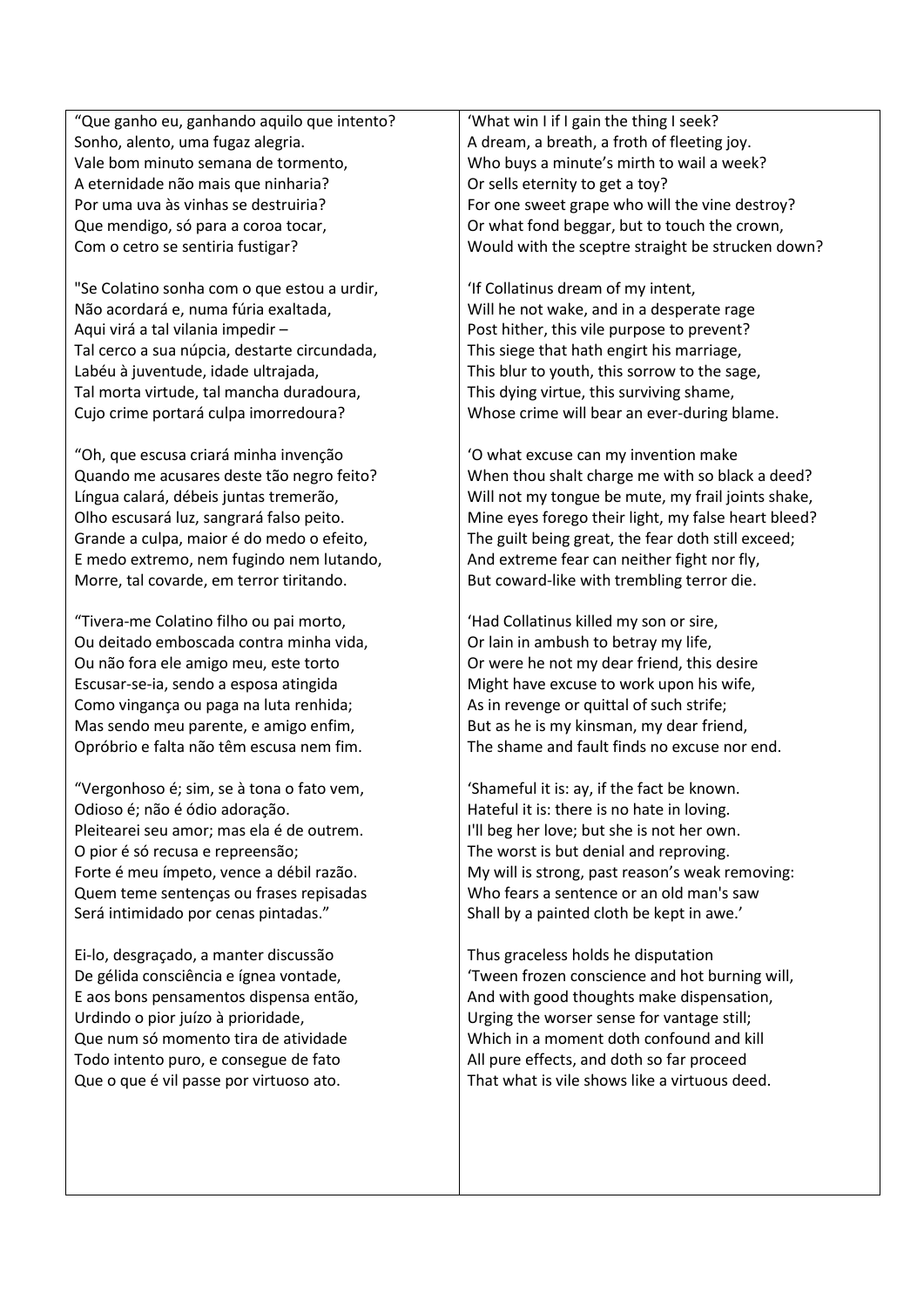"Que ganho eu, ganhando aquilo que intento?
Sonho, alento, uma fugaz alegria.
Vale bom minuto semana de tormento,
A eternidade não mais que ninharia?
Por uma uva às vinhas se destruiria?
Que mendigo, só para a coroa tocar,
Com o cetro se sentiria fustigar?

"Se Colatino sonha com o que estou a urdir,
Não acordará e, numa fúria exaltada,
Aqui virá a tal vilania impedir –
Tal cerco a sua núpcia, destarte circundada,
Labéu à juventude, idade ultrajada,
Tal morta virtude, tal mancha duradoura,
Cujo crime portará culpa imorredoura?

"Oh, que escusa criará minha invenção
Quando me acusares deste tão negro feito?
Língua calará, débeis juntas tremerão,
Olho escusará luz, sangrará falso peito.
Grande a culpa, maior é do medo o efeito,
E medo extremo, nem fugindo nem lutando,
Morre, tal covarde, em terror tiritando.

"Tivera-me Colatino filho ou pai morto,
Ou deitado emboscada contra minha vida,
Ou não fora ele amigo meu, este torto
Escusar-se-ia, sendo a esposa atingida
Como vingança ou paga na luta renhida;
Mas sendo meu parente, e amigo enfim,
Opróbrio e falta não têm escusa nem fim.

"Vergonhoso é; sim, se à tona o fato vem,
Odioso é; não é ódio adoração.
Pleitearei seu amor; mas ela é de outrem.
O pior é só recusa e repreensão;
Forte é meu ímpeto, vence a débil razão.
Quem teme sentenças ou frases repisadas
Será intimidado por cenas pintadas."

Ei-lo, desgraçado, a manter discussão
De gélida consciência e ígnea vontade,
E aos bons pensamentos dispensa então,
Urdindo o pior juízo à prioridade,
Que num só momento tira de atividade
Todo intento puro, e consegue de fato
Que o que é vil passe por virtuoso ato.

'What win I if I gain the thing I seek?
A dream, a breath, a froth of fleeting joy.
Who buys a minute's mirth to wail a week?
Or sells eternity to get a toy?
For one sweet grape who will the vine destroy?
Or what fond beggar, but to touch the crown,
Would with the sceptre straight be strucken down?

'If Collatinus dream of my intent,
Will he not wake, and in a desperate rage
Post hither, this vile purpose to prevent?
This siege that hath engirt his marriage,
This blur to youth, this sorrow to the sage,
This dying virtue, this surviving shame,
Whose crime will bear an ever-during blame.

'O what excuse can my invention make
When thou shalt charge me with so black a deed?
Will not my tongue be mute, my frail joints shake,
Mine eyes forego their light, my false heart bleed?
The guilt being great, the fear doth still exceed;
And extreme fear can neither fight nor fly,
But coward-like with trembling terror die.

'Had Collatinus killed my son or sire,
Or lain in ambush to betray my life,
Or were he not my dear friend, this desire
Might have excuse to work upon his wife,
As in revenge or quittal of such strife;
But as he is my kinsman, my dear friend,
The shame and fault finds no excuse nor end.

'Shameful it is: ay, if the fact be known.
Hateful it is: there is no hate in loving.
I'll beg her love; but she is not her own.
The worst is but denial and reproving.
My will is strong, past reason's weak removing:
Who fears a sentence or an old man's saw
Shall by a painted cloth be kept in awe.'

Thus graceless holds he disputation
'Tween frozen conscience and hot burning will,
And with good thoughts make dispensation,
Urging the worser sense for vantage still;
Which in a moment doth confound and kill
All pure effects, and doth so far proceed
That what is vile shows like a virtuous deed.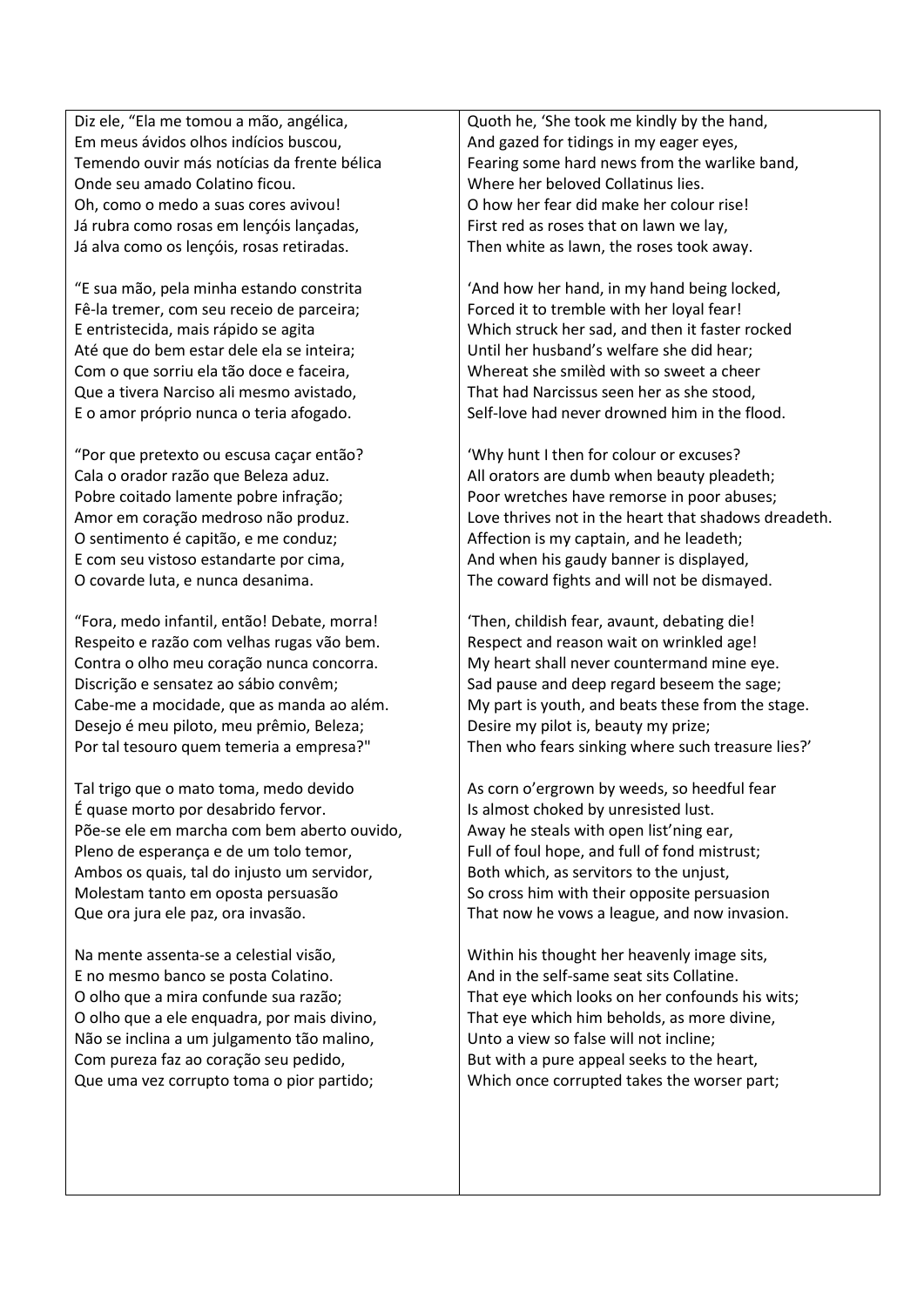| | |
|---|---|
| Diz ele, "Ela me tomou a mão, angélica,<br>Em meus ávidos olhos indícios buscou,<br>Temendo ouvir más notícias da frente bélica<br>Onde seu amado Colatino ficou.<br>Oh, como o medo a suas cores avivou!<br>Já rubra como rosas em lençóis lançadas,<br>Já alva como os lençóis, rosas retiradas. | Quoth he, 'She took me kindly by the hand,<br>And gazed for tidings in my eager eyes,<br>Fearing some hard news from the warlike band,<br>Where her beloved Collatinus lies.<br>O how her fear did make her colour rise!<br>First red as roses that on lawn we lay,<br>Then white as lawn, the roses took away. |
| "E sua mão, pela minha estando constrita<br>Fê-la tremer, com seu receio de parceira;<br>E entristecida, mais rápido se agita<br>Até que do bem estar dele ela se inteira;<br>Com o que sorriu ela tão doce e faceira,<br>Que a tivera Narciso ali mesmo avistado,<br>E o amor próprio nunca o teria afogado. | 'And how her hand, in my hand being locked,<br>Forced it to tremble with her loyal fear!<br>Which struck her sad, and then it faster rocked<br>Until her husband's welfare she did hear;<br>Whereat she smilèd with so sweet a cheer<br>That had Narcissus seen her as she stood,<br>Self-love had never drowned him in the flood. |
| "Por que pretexto ou escusa caçar então?<br>Cala o orador razão que Beleza aduz.<br>Pobre coitado lamente pobre infração;<br>Amor em coração medroso não produz.<br>O sentimento é capitão, e me conduz;<br>E com seu vistoso estandarte por cima,<br>O covarde luta, e nunca desanima. | 'Why hunt I then for colour or excuses?<br>All orators are dumb when beauty pleadeth;<br>Poor wretches have remorse in poor abuses;<br>Love thrives not in the heart that shadows dreadeth.<br>Affection is my captain, and he leadeth;<br>And when his gaudy banner is displayed,<br>The coward fights and will not be dismayed. |
| "Fora, medo infantil, então! Debate, morra!<br>Respeito e razão com velhas rugas vão bem.<br>Contra o olho meu coração nunca concorra.<br>Discrição e sensatez ao sábio convêm;<br>Cabe-me a mocidade, que as manda ao além.<br>Desejo é meu piloto, meu prêmio, Beleza;<br>Por tal tesouro quem temeria a empresa?" | 'Then, childish fear, avaunt, debating die!<br>Respect and reason wait on wrinkled age!<br>My heart shall never countermand mine eye.<br>Sad pause and deep regard beseem the sage;<br>My part is youth, and beats these from the stage.<br>Desire my pilot is, beauty my prize;<br>Then who fears sinking where such treasure lies?' |
| Tal trigo que o mato toma, medo devido<br>É quase morto por desabrido fervor.<br>Põe-se ele em marcha com bem aberto ouvido,<br>Pleno de esperança e de um tolo temor,<br>Ambos os quais, tal do injusto um servidor,<br>Molestam tanto em oposta persuasão<br>Que ora jura ele paz, ora invasão. | As corn o'ergrown by weeds, so heedful fear<br>Is almost choked by unresisted lust.<br>Away he steals with open list'ning ear,<br>Full of foul hope, and full of fond mistrust;<br>Both which, as servitors to the unjust,<br>So cross him with their opposite persuasion<br>That now he vows a league, and now invasion. |
| Na mente assenta-se a celestial visão,<br>E no mesmo banco se posta Colatino.<br>O olho que a mira confunde sua razão;<br>O olho que a ele enquadra, por mais divino,<br>Não se inclina a um julgamento tão malino,<br>Com pureza faz ao coração seu pedido,<br>Que uma vez corrupto toma o pior partido; | Within his thought her heavenly image sits,<br>And in the self-same seat sits Collatine.<br>That eye which looks on her confounds his wits;<br>That eye which him beholds, as more divine,<br>Unto a view so false will not incline;<br>But with a pure appeal seeks to the heart,<br>Which once corrupted takes the worser part; |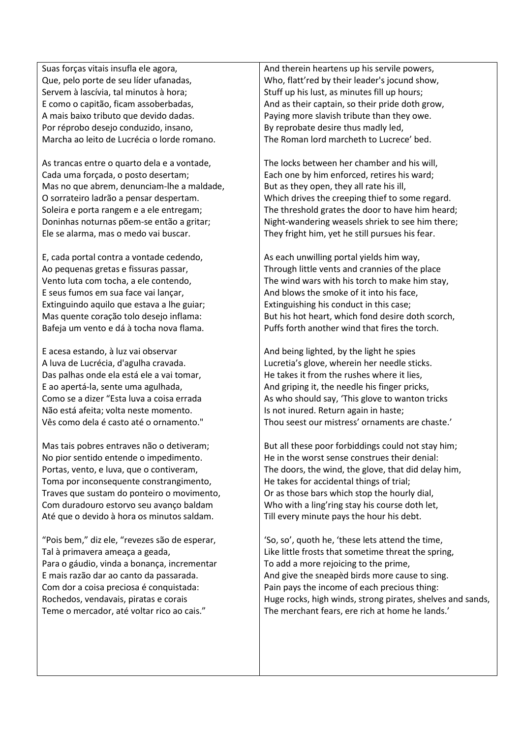Suas forças vitais insufla ele agora,
Que, pelo porte de seu líder ufanadas,
Servem à lascívia, tal minutos à hora;
E como o capitão, ficam assoberbadas,
A mais baixo tributo que devido dadas.
Por réprobo desejo conduzido, insano,
Marcha ao leito de Lucrécia o lorde romano.

As trancas entre o quarto dela e a vontade,
Cada uma forçada, o posto desertam;
Mas no que abrem, denunciam-lhe a maldade,
O sorrateiro ladrão a pensar despertam.
Soleira e porta rangem e a ele entregam;
Doninhas noturnas põem-se então a gritar;
Ele se alarma, mas o medo vai buscar.

E, cada portal contra a vontade cedendo,
Ao pequenas gretas e fissuras passar,
Vento luta com tocha, a ele contendo,
E seus fumos em sua face vai lançar,
Extinguindo aquilo que estava a lhe guiar;
Mas quente coração tolo desejo inflama:
Bafeja um vento e dá à tocha nova flama.

E acesa estando, à luz vai observar
A luva de Lucrécia, d'agulha cravada.
Das palhas onde ela está ele a vai tomar,
E ao apertá-la, sente uma agulhada,
Como se a dizer "Esta luva a coisa errada
Não está afeita; volta neste momento.
Vês como dela é casto até o ornamento."

Mas tais pobres entraves não o detiveram;
No pior sentido entende o impedimento.
Portas, vento, e luva, que o contiveram,
Toma por inconsequente constrangimento,
Traves que sustam do ponteiro o movimento,
Com duradouro estorvo seu avanço baldam
Até que o devido à hora os minutos saldam.

"Pois bem," diz ele, "revezes são de esperar,
Tal à primavera ameaça a geada,
Para o gáudio, vinda a bonança, incrementar
E mais razão dar ao canto da passarada.
Com dor a coisa preciosa é conquistada:
Rochedos, vendavais, piratas e corais
Teme o mercador, até voltar rico ao cais."

And therein heartens up his servile powers,
Who, flatt'red by their leader's jocund show,
Stuff up his lust, as minutes fill up hours;
And as their captain, so their pride doth grow,
Paying more slavish tribute than they owe.
By reprobate desire thus madly led,
The Roman lord marcheth to Lucrece' bed.

The locks between her chamber and his will,
Each one by him enforced, retires his ward;
But as they open, they all rate his ill,
Which drives the creeping thief to some regard.
The threshold grates the door to have him heard;
Night-wandering weasels shriek to see him there;
They fright him, yet he still pursues his fear.

As each unwilling portal yields him way,
Through little vents and crannies of the place
The wind wars with his torch to make him stay,
And blows the smoke of it into his face,
Extinguishing his conduct in this case;
But his hot heart, which fond desire doth scorch,
Puffs forth another wind that fires the torch.

And being lighted, by the light he spies
Lucretia's glove, wherein her needle sticks.
He takes it from the rushes where it lies,
And griping it, the needle his finger pricks,
As who should say, 'This glove to wanton tricks
Is not inured. Return again in haste;
Thou seest our mistress' ornaments are chaste.'

But all these poor forbiddings could not stay him;
He in the worst sense construes their denial:
The doors, the wind, the glove, that did delay him,
He takes for accidental things of trial;
Or as those bars which stop the hourly dial,
Who with a ling'ring stay his course doth let,
Till every minute pays the hour his debt.

'So, so', quoth he, 'these lets attend the time,
Like little frosts that sometime threat the spring,
To add a more rejoicing to the prime,
And give the sneapèd birds more cause to sing.
Pain pays the income of each precious thing:
Huge rocks, high winds, strong pirates, shelves and sands,
The merchant fears, ere rich at home he lands.'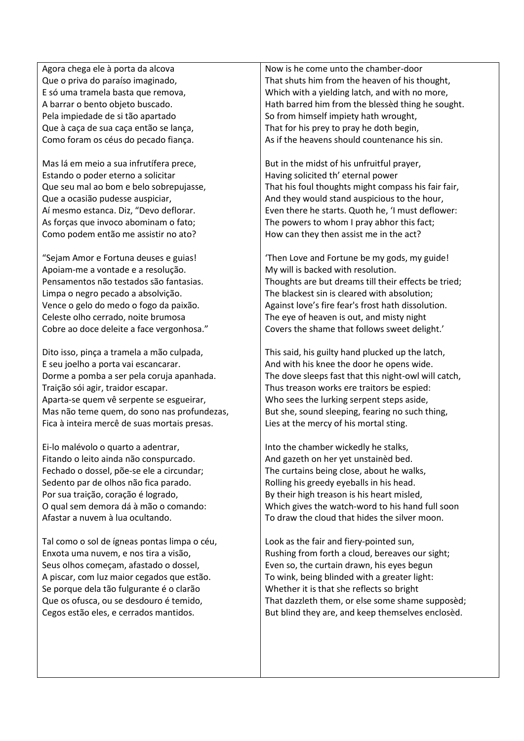| Portuguese | English |
|---|---|
| Agora chega ele à porta da alcova<br>Que o priva do paraíso imaginado,<br>E só uma tramela basta que remova,<br>A barrar o bento objeto buscado.<br>Pela impiedade de si tão apartado<br>Que à caça de sua caça então se lança,<br>Como foram os céus do pecado fiança. | Now is he come unto the chamber-door<br>That shuts him from the heaven of his thought,<br>Which with a yielding latch, and with no more,<br>Hath barred him from the blessèd thing he sought.<br>So from himself impiety hath wrought,<br>That for his prey to pray he doth begin,<br>As if the heavens should countenance his sin. |
| Mas lá em meio a sua infrutífera prece,<br>Estando o poder eterno a solicitar<br>Que seu mal ao bom e belo sobrepujasse,<br>Que a ocasião pudesse auspiciar,<br>Aí mesmo estanca. Diz, "Devo deflorar.<br>As forças que invoco abominam o fato;<br>Como podem então me assistir no ato? | But in the midst of his unfruitful prayer,<br>Having solicited th' eternal power<br>That his foul thoughts might compass his fair fair,<br>And they would stand auspicious to the hour,<br>Even there he starts. Quoth he, 'I must deflower:<br>The powers to whom I pray abhor this fact;<br>How can they then assist me in the act? |
| "Sejam Amor e Fortuna deuses e guias!<br>Apoiam-me a vontade e a resolução.<br>Pensamentos não testados são fantasias.<br>Limpa o negro pecado a absolvição.<br>Vence o gelo do medo o fogo da paixão.<br>Celeste olho cerrado, noite brumosa<br>Cobre ao doce deleite a face vergonhosa." | 'Then Love and Fortune be my gods, my guide!<br>My will is backed with resolution.<br>Thoughts are but dreams till their effects be tried;<br>The blackest sin is cleared with absolution;<br>Against love's fire fear's frost hath dissolution.<br>The eye of heaven is out, and misty night<br>Covers the shame that follows sweet delight.' |
| Dito isso, pinça a tramela a mão culpada,<br>E seu joelho a porta vai escancarar.<br>Dorme a pomba a ser pela coruja apanhada.<br>Traição sói agir, traidor escapar.<br>Aparta-se quem vê serpente se esgueirar,<br>Mas não teme quem, do sono nas profundezas,<br>Fica à inteira mercê de suas mortais presas. | This said, his guilty hand plucked up the latch,<br>And with his knee the door he opens wide.<br>The dove sleeps fast that this night-owl will catch,<br>Thus treason works ere traitors be espied:<br>Who sees the lurking serpent steps aside,<br>But she, sound sleeping, fearing no such thing,<br>Lies at the mercy of his mortal sting. |
| Ei-lo malévolo o quarto a adentrar,<br>Fitando o leito ainda não conspurcado.<br>Fechado o dossel, põe-se ele a circundar;<br>Sedento par de olhos não fica parado.<br>Por sua traição, coração é logrado,<br>O qual sem demora dá à mão o comando:<br>Afastar a nuvem à lua ocultando. | Into the chamber wickedly he stalks,<br>And gazeth on her yet unstainèd bed.<br>The curtains being close, about he walks,<br>Rolling his greedy eyeballs in his head.<br>By their high treason is his heart misled,<br>Which gives the watch-word to his hand full soon<br>To draw the cloud that hides the silver moon. |
| Tal como o sol de ígneas pontas limpa o céu,<br>Enxota uma nuvem, e nos tira a visão,<br>Seus olhos começam, afastado o dossel,<br>A piscar, com luz maior cegados que estão.<br>Se porque dela tão fulgurante é o clarão<br>Que os ofusca, ou se desdouro é temido,<br>Cegos estão eles, e cerrados mantidos. | Look as the fair and fiery-pointed sun,<br>Rushing from forth a cloud, bereaves our sight;<br>Even so, the curtain drawn, his eyes begun<br>To wink, being blinded with a greater light:<br>Whether it is that she reflects so bright<br>That dazzleth them, or else some shame supposèd;<br>But blind they are, and keep themselves enclosèd. |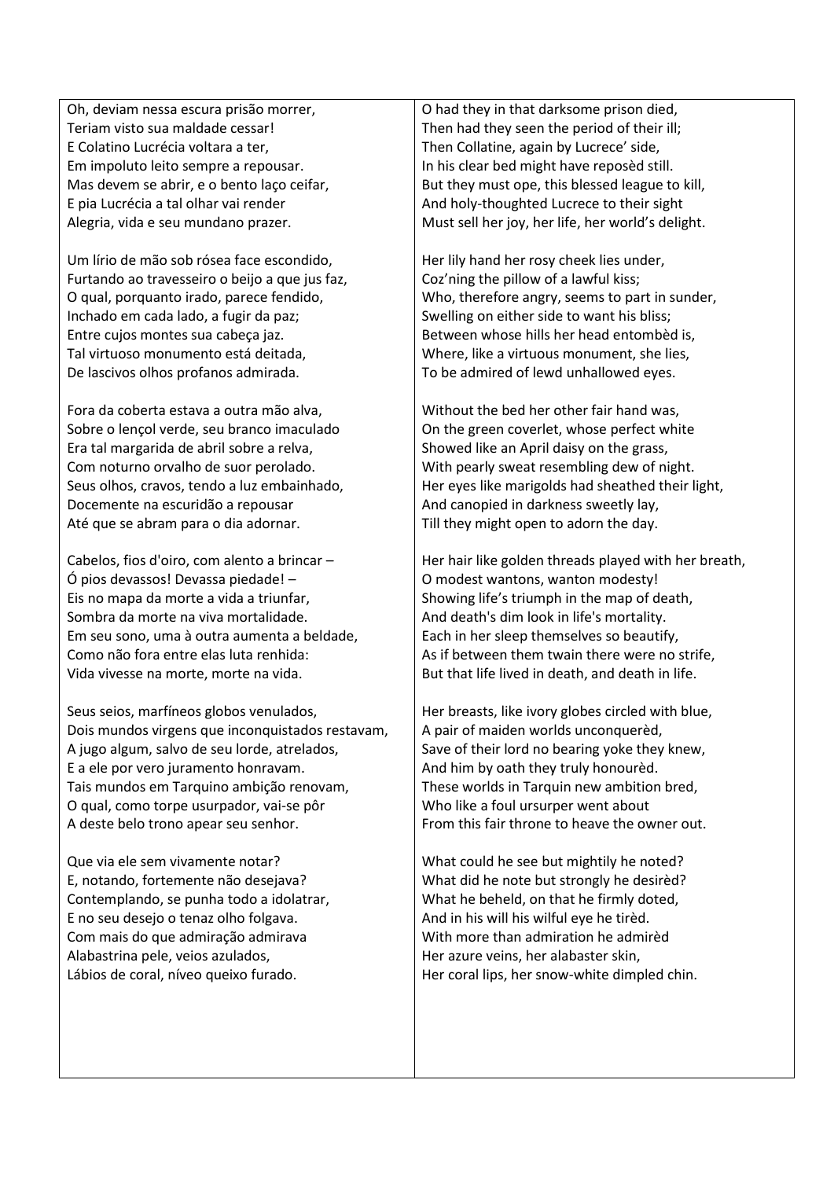Oh, deviam nessa escura prisão morrer,
Teriam visto sua maldade cessar!
E Colatino Lucrécia voltara a ter,
Em impoluto leito sempre a repousar.
Mas devem se abrir, e o bento laço ceifar,
E pia Lucrécia a tal olhar vai render
Alegria, vida e seu mundano prazer.

Um lírio de mão sob rósea face escondido,
Furtando ao travesseiro o beijo a que jus faz,
O qual, porquanto irado, parece fendido,
Inchado em cada lado, a fugir da paz;
Entre cujos montes sua cabeça jaz.
Tal virtuoso monumento está deitada,
De lascivos olhos profanos admirada.

Fora da coberta estava a outra mão alva,
Sobre o lençol verde, seu branco imaculado
Era tal margarida de abril sobre a relva,
Com noturno orvalho de suor perolado.
Seus olhos, cravos, tendo a luz embainhado,
Docemente na escuridão a repousar
Até que se abram para o dia adornar.

Cabelos, fios d'oiro, com alento a brincar –
Ó pios devassos! Devassa piedade! –
Eis no mapa da morte a vida a triunfar,
Sombra da morte na viva mortalidade.
Em seu sono, uma à outra aumenta a beldade,
Como não fora entre elas luta renhida:
Vida vivesse na morte, morte na vida.

Seus seios, marfíneos globos venulados,
Dois mundos virgens que inconquistados restavam,
A jugo algum, salvo de seu lorde, atrelados,
E a ele por vero juramento honravam.
Tais mundos em Tarquino ambição renovam,
O qual, como torpe usurpador, vai-se pôr
A deste belo trono apear seu senhor.

Que via ele sem vivamente notar?
E, notando, fortemente não desejava?
Contemplando, se punha todo a idolatrar,
E no seu desejo o tenaz olho folgava.
Com mais do que admiração admirava
Alabastrina pele, veios azulados,
Lábios de coral, níveo queixo furado.

---

O had they in that darksome prison died,
Then had they seen the period of their ill;
Then Collatine, again by Lucrece' side,
In his clear bed might have reposèd still.
But they must ope, this blessed league to kill,
And holy-thoughted Lucrece to their sight
Must sell her joy, her life, her world's delight.

Her lily hand her rosy cheek lies under,
Coz'ning the pillow of a lawful kiss;
Who, therefore angry, seems to part in sunder,
Swelling on either side to want his bliss;
Between whose hills her head entombèd is,
Where, like a virtuous monument, she lies,
To be admired of lewd unhallowed eyes.

Without the bed her other fair hand was,
On the green coverlet, whose perfect white
Showed like an April daisy on the grass,
With pearly sweat resembling dew of night.
Her eyes like marigolds had sheathed their light,
And canopied in darkness sweetly lay,
Till they might open to adorn the day.

Her hair like golden threads played with her breath,
O modest wantons, wanton modesty!
Showing life's triumph in the map of death,
And death's dim look in life's mortality.
Each in her sleep themselves so beautify,
As if between them twain there were no strife,
But that life lived in death, and death in life.

Her breasts, like ivory globes circled with blue,
A pair of maiden worlds unconquerèd,
Save of their lord no bearing yoke they knew,
And him by oath they truly honourèd.
These worlds in Tarquin new ambition bred,
Who like a foul ursurper went about
From this fair throne to heave the owner out.

What could he see but mightily he noted?
What did he note but strongly he desirèd?
What he beheld, on that he firmly doted,
And in his will his wilful eye he tirèd.
With more than admiration he admirèd
Her azure veins, her alabaster skin,
Her coral lips, her snow-white dimpled chin.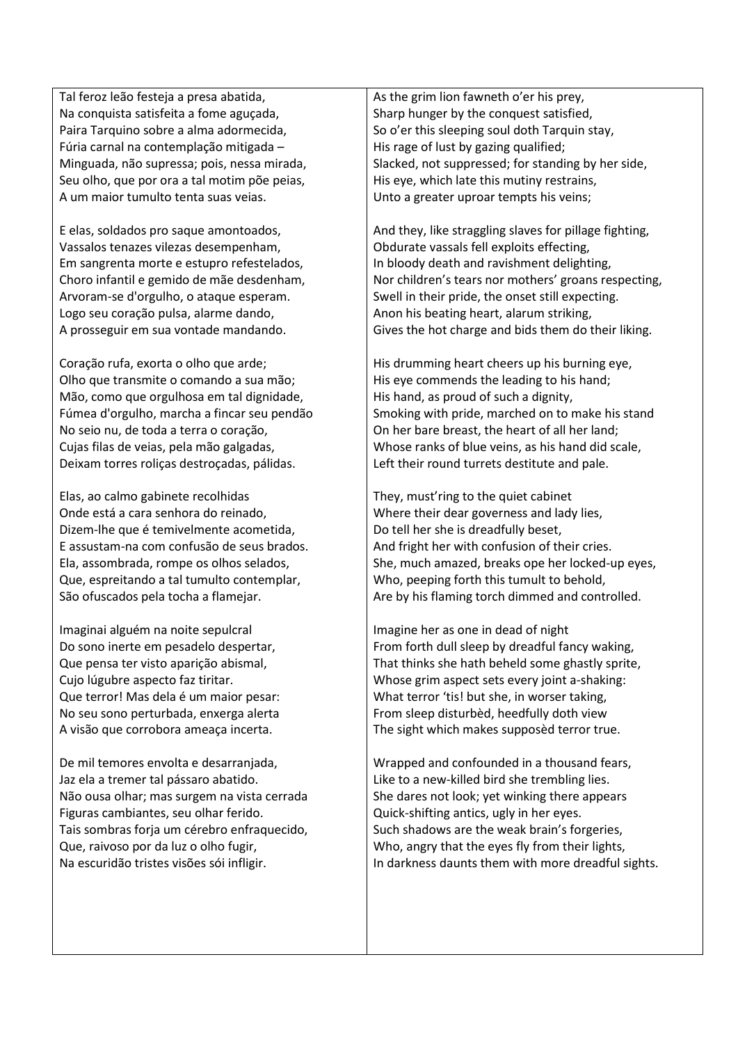| | |
|---|---|
| Tal feroz leão festeja a presa abatida,<br>Na conquista satisfeita a fome aguçada,<br>Paira Tarquino sobre a alma adormecida,<br>Fúria carnal na contemplação mitigada –<br>Minguada, não supressa; pois, nessa mirada,<br>Seu olho, que por ora a tal motim põe peias,<br>A um maior tumulto tenta suas veias. | As the grim lion fawneth o'er his prey,<br>Sharp hunger by the conquest satisfied,<br>So o'er this sleeping soul doth Tarquin stay,<br>His rage of lust by gazing qualified;<br>Slacked, not suppressed; for standing by her side,<br>His eye, which late this mutiny restrains,<br>Unto a greater uproar tempts his veins; |
| E elas, soldados pro saque amontoados,<br>Vassalos tenazes vilezas desempenham,<br>Em sangrenta morte e estupro refestelados,<br>Choro infantil e gemido de mãe desdenham,<br>Arvoram-se d'orgulho, o ataque esperam.<br>Logo seu coração pulsa, alarme dando,<br>A prosseguir em sua vontade mandando. | And they, like straggling slaves for pillage fighting,<br>Obdurate vassals fell exploits effecting,<br>In bloody death and ravishment delighting,<br>Nor children's tears nor mothers' groans respecting,<br>Swell in their pride, the onset still expecting.<br>Anon his beating heart, alarum striking,<br>Gives the hot charge and bids them do their liking. |
| Coração rufa, exorta o olho que arde;<br>Olho que transmite o comando a sua mão;<br>Mão, como que orgulhosa em tal dignidade,<br>Fúmea d'orgulho, marcha a fincar seu pendão<br>No seio nu, de toda a terra o coração,<br>Cujas filas de veias, pela mão galgadas,<br>Deixam torres roliças destroçadas, pálidas. | His drumming heart cheers up his burning eye,<br>His eye commends the leading to his hand;<br>His hand, as proud of such a dignity,<br>Smoking with pride, marched on to make his stand<br>On her bare breast, the heart of all her land;<br>Whose ranks of blue veins, as his hand did scale,<br>Left their round turrets destitute and pale. |
| Elas, ao calmo gabinete recolhidas<br>Onde está a cara senhora do reinado,<br>Dizem-lhe que é temivelmente acometida,<br>E assustam-na com confusão de seus brados.<br>Ela, assombrada, rompe os olhos selados,<br>Que, espreitando a tal tumulto contemplar,<br>São ofuscados pela tocha a flamejar. | They, must'ring to the quiet cabinet<br>Where their dear governess and lady lies,<br>Do tell her she is dreadfully beset,<br>And fright her with confusion of their cries.<br>She, much amazed, breaks ope her locked-up eyes,<br>Who, peeping forth this tumult to behold,<br>Are by his flaming torch dimmed and controlled. |
| Imaginai alguém na noite sepulcral<br>Do sono inerte em pesadelo despertar,<br>Que pensa ter visto aparição abismal,<br>Cujo lúgubre aspecto faz tiritar.<br>Que terror! Mas dela é um maior pesar:<br>No seu sono perturbada, enxerga alerta<br>A visão que corrobora ameaça incerta. | Imagine her as one in dead of night<br>From forth dull sleep by dreadful fancy waking,<br>That thinks she hath beheld some ghastly sprite,<br>Whose grim aspect sets every joint a-shaking:<br>What terror 'tis! but she, in worser taking,<br>From sleep disturbèd, heedfully doth view<br>The sight which makes supposèd terror true. |
| De mil temores envolta e desarranjada,<br>Jaz ela a tremer tal pássaro abatido.<br>Não ousa olhar; mas surgem na vista cerrada<br>Figuras cambiantes, seu olhar ferido.<br>Tais sombras forja um cérebro enfraquecido,<br>Que, raivoso por da luz o olho fugir,<br>Na escuridão tristes visões sói infligir. | Wrapped and confounded in a thousand fears,<br>Like to a new-killed bird she trembling lies.<br>She dares not look; yet winking there appears<br>Quick-shifting antics, ugly in her eyes.<br>Such shadows are the weak brain's forgeries,<br>Who, angry that the eyes fly from their lights,<br>In darkness daunts them with more dreadful sights. |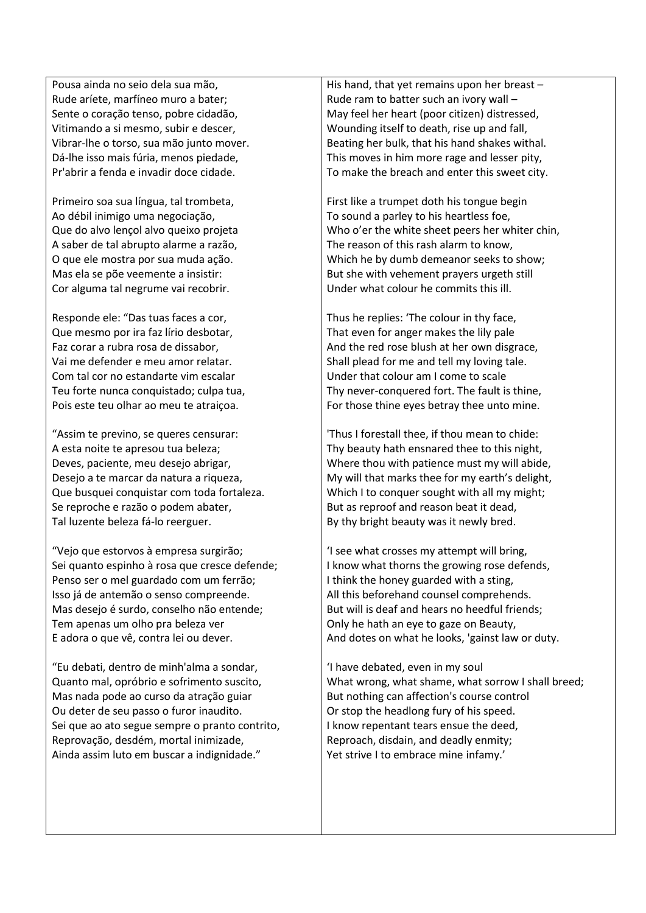| | |
|---|---|
| Pousa ainda no seio dela sua mão,<br>Rude aríete, marfíneo muro a bater;<br>Sente o coração tenso, pobre cidadão,<br>Vitimando a si mesmo, subir e descer,<br>Vibrar-lhe o torso, sua mão junto mover.<br>Dá-lhe isso mais fúria, menos piedade,<br>Pr'abrir a fenda e invadir doce cidade.<br><br>Primeiro soa sua língua, tal trombeta,<br>Ao débil inimigo uma negociação,<br>Que do alvo lençol alvo queixo projeta<br>A saber de tal abrupto alarme a razão,<br>O que ele mostra por sua muda ação.<br>Mas ela se põe veemente a insistir:<br>Cor alguma tal negrume vai recobrir.<br><br>Responde ele: "Das tuas faces a cor,<br>Que mesmo por ira faz lírio desbotar,<br>Faz corar a rubra rosa de dissabor,<br>Vai me defender e meu amor relatar.<br>Com tal cor no estandarte vim escalar<br>Teu forte nunca conquistado; culpa tua,<br>Pois este teu olhar ao meu te atraiçoa.<br><br>"Assim te previno, se queres censurar:<br>A esta noite te apresou tua beleza;<br>Deves, paciente, meu desejo abrigar,<br>Desejo a te marcar da natura a riqueza,<br>Que busquei conquistar com toda fortaleza.<br>Se reproche e razão o podem abater,<br>Tal luzente beleza fá-lo reerguer.<br><br>"Vejo que estorvos à empresa surgirão;<br>Sei quanto espinho à rosa que cresce defende;<br>Penso ser o mel guardado com um ferrão;<br>Isso já de antemão o senso compreende.<br>Mas desejo é surdo, conselho não entende;<br>Tem apenas um olho pra beleza ver<br>E adora o que vê, contra lei ou dever.<br><br>"Eu debati, dentro de minh'alma a sondar,<br>Quanto mal, opróbrio e sofrimento suscito,<br>Mas nada pode ao curso da atração guiar<br>Ou deter de seu passo o furor inaudito.<br>Sei que ao ato segue sempre o pranto contrito,<br>Reprovação, desdém, mortal inimizade,<br>Ainda assim luto em buscar a indignidade." | His hand, that yet remains upon her breast –<br>Rude ram to batter such an ivory wall –<br>May feel her heart (poor citizen) distressed,<br>Wounding itself to death, rise up and fall,<br>Beating her bulk, that his hand shakes withal.<br>This moves in him more rage and lesser pity,<br>To make the breach and enter this sweet city.<br><br>First like a trumpet doth his tongue begin<br>To sound a parley to his heartless foe,<br>Who o'er the white sheet peers her whiter chin,<br>The reason of this rash alarm to know,<br>Which he by dumb demeanor seeks to show;<br>But she with vehement prayers urgeth still<br>Under what colour he commits this ill.<br><br>Thus he replies: 'The colour in thy face,<br>That even for anger makes the lily pale<br>And the red rose blush at her own disgrace,<br>Shall plead for me and tell my loving tale.<br>Under that colour am I come to scale<br>Thy never-conquered fort. The fault is thine,<br>For those thine eyes betray thee unto mine.<br><br>'Thus I forestall thee, if thou mean to chide:<br>Thy beauty hath ensnared thee to this night,<br>Where thou with patience must my will abide,<br>My will that marks thee for my earth's delight,<br>Which I to conquer sought with all my might;<br>But as reproof and reason beat it dead,<br>By thy bright beauty was it newly bred.<br><br>'I see what crosses my attempt will bring,<br>I know what thorns the growing rose defends,<br>I think the honey guarded with a sting,<br>All this beforehand counsel comprehends.<br>But will is deaf and hears no heedful friends;<br>Only he hath an eye to gaze on Beauty,<br>And dotes on what he looks, 'gainst law or duty.<br><br>'I have debated, even in my soul<br>What wrong, what shame, what sorrow I shall breed;<br>But nothing can affection's course control<br>Or stop the headlong fury of his speed.<br>I know repentant tears ensue the deed,<br>Reproach, disdain, and deadly enmity;<br>Yet strive I to embrace mine infamy.' |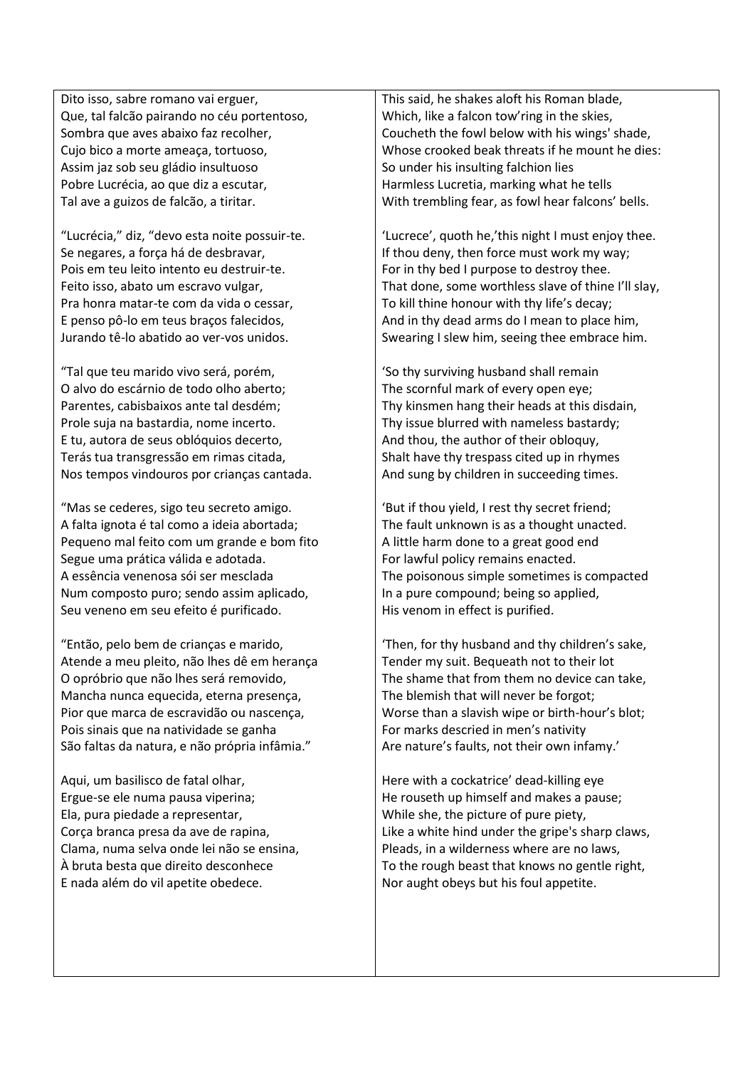Dito isso, sabre romano vai erguer,
Que, tal falcão pairando no céu portentoso,
Sombra que aves abaixo faz recolher,
Cujo bico a morte ameaça, tortuoso,
Assim jaz sob seu gládio insultuoso
Pobre Lucrécia, ao que diz a escutar,
Tal ave a guizos de falcão, a tiritar.

"Lucrécia," diz, "devo esta noite possuir-te.
Se negares, a força há de desbravar,
Pois em teu leito intento eu destruir-te.
Feito isso, abato um escravo vulgar,
Pra honra matar-te com da vida o cessar,
E penso pô-lo em teus braços falecidos,
Jurando tê-lo abatido ao ver-vos unidos.

"Tal que teu marido vivo será, porém,
O alvo do escárnio de todo olho aberto;
Parentes, cabisbaixos ante tal desdém;
Prole suja na bastardia, nome incerto.
E tu, autora de seus oblóquios decerto,
Terás tua transgressão em rimas citada,
Nos tempos vindouros por crianças cantada.

"Mas se cederes, sigo teu secreto amigo.
A falta ignota é tal como a ideia abortada;
Pequeno mal feito com um grande e bom fito
Segue uma prática válida e adotada.
A essência venenosa sói ser mesclada
Num composto puro; sendo assim aplicado,
Seu veneno em seu efeito é purificado.

"Então, pelo bem de crianças e marido,
Atende a meu pleito, não lhes dê em herança
O opróbrio que não lhes será removido,
Mancha nunca equecida, eterna presença,
Pior que marca de escravidão ou nascença,
Pois sinais que na natividade se ganha
São faltas da natura, e não própria infâmia."

Aqui, um basilisco de fatal olhar,
Ergue-se ele numa pausa viperina;
Ela, pura piedade a representar,
Corça branca presa da ave de rapina,
Clama, numa selva onde lei não se ensina,
À bruta besta que direito desconhece
E nada além do vil apetite obedece.

This said, he shakes aloft his Roman blade,
Which, like a falcon tow'ring in the skies,
Coucheth the fowl below with his wings' shade,
Whose crooked beak threats if he mount he dies:
So under his insulting falchion lies
Harmless Lucretia, marking what he tells
With trembling fear, as fowl hear falcons' bells.

'Lucrece', quoth he,'this night I must enjoy thee.
If thou deny, then force must work my way;
For in thy bed I purpose to destroy thee.
That done, some worthless slave of thine I'll slay,
To kill thine honour with thy life's decay;
And in thy dead arms do I mean to place him,
Swearing I slew him, seeing thee embrace him.

'So thy surviving husband shall remain
The scornful mark of every open eye;
Thy kinsmen hang their heads at this disdain,
Thy issue blurred with nameless bastardy;
And thou, the author of their obloquy,
Shalt have thy trespass cited up in rhymes
And sung by children in succeeding times.

'But if thou yield, I rest thy secret friend;
The fault unknown is as a thought unacted.
A little harm done to a great good end
For lawful policy remains enacted.
The poisonous simple sometimes is compacted
In a pure compound; being so applied,
His venom in effect is purified.

'Then, for thy husband and thy children's sake,
Tender my suit. Bequeath not to their lot
The shame that from them no device can take,
The blemish that will never be forgot;
Worse than a slavish wipe or birth-hour's blot;
For marks descried in men's nativity
Are nature's faults, not their own infamy.'

Here with a cockatrice' dead-killing eye
He rouseth up himself and makes a pause;
While she, the picture of pure piety,
Like a white hind under the gripe's sharp claws,
Pleads, in a wilderness where are no laws,
To the rough beast that knows no gentle right,
Nor aught obeys but his foul appetite.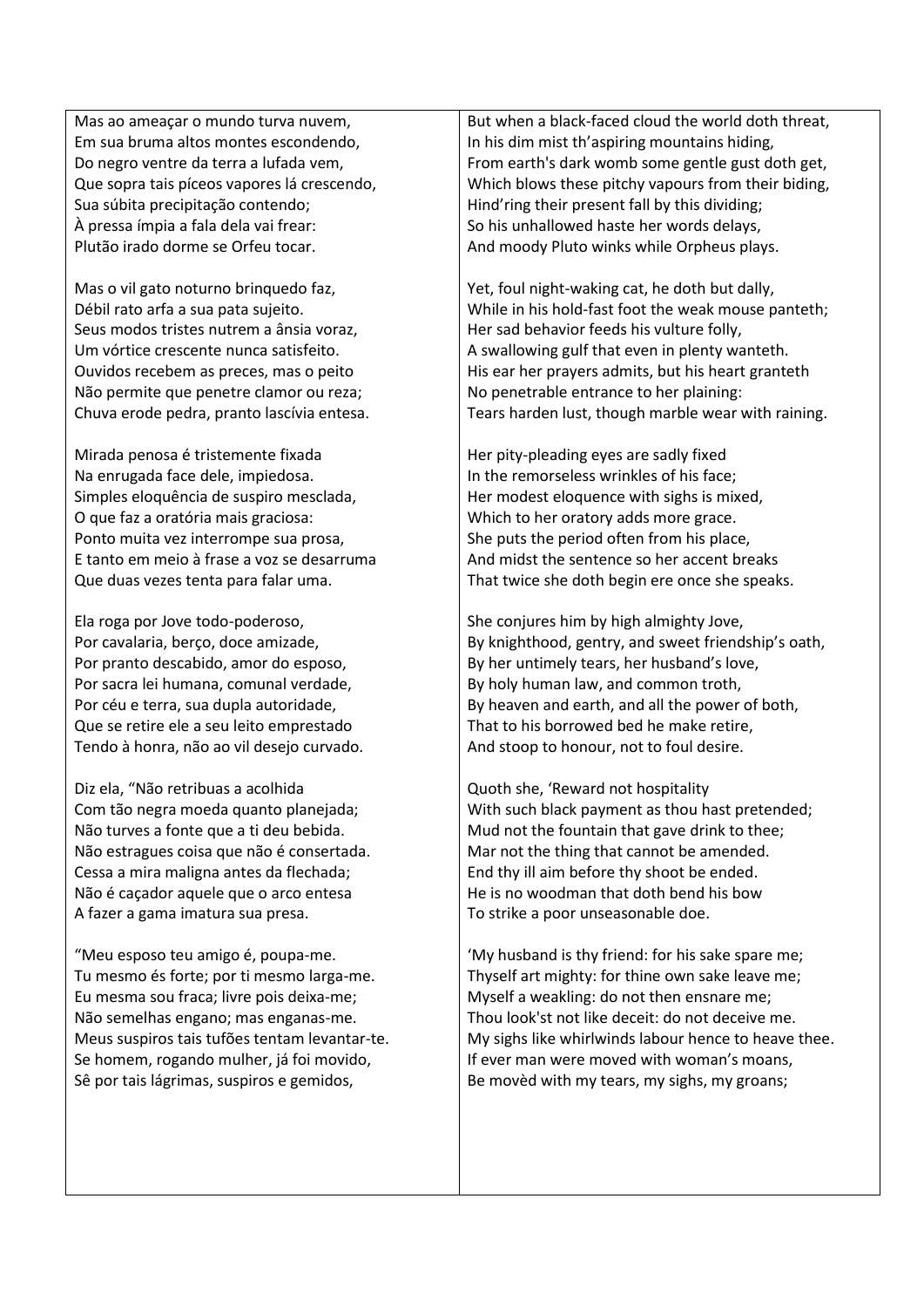Mas ao ameaçar o mundo turva nuvem,
Em sua bruma altos montes escondendo,
Do negro ventre da terra a lufada vem,
Que sopra tais píceos vapores lá crescendo,
Sua súbita precipitação contendo;
À pressa ímpia a fala dela vai frear:
Plutão irado dorme se Orfeu tocar.

Mas o vil gato noturno brinquedo faz,
Débil rato arfa a sua pata sujeito.
Seus modos tristes nutrem a ânsia voraz,
Um vórtice crescente nunca satisfeito.
Ouvidos recebem as preces, mas o peito
Não permite que penetre clamor ou reza;
Chuva erode pedra, pranto lascívia entesa.

Mirada penosa é tristemente fixada
Na enrugada face dele, impiedosa.
Simples eloquência de suspiro mesclada,
O que faz a oratória mais graciosa:
Ponto muita vez interrompe sua prosa,
E tanto em meio à frase a voz se desarruma
Que duas vezes tenta para falar uma.

Ela roga por Jove todo-poderoso,
Por cavalaria, berço, doce amizade,
Por pranto descabido, amor do esposo,
Por sacra lei humana, comunal verdade,
Por céu e terra, sua dupla autoridade,
Que se retire ele a seu leito emprestado
Tendo à honra, não ao vil desejo curvado.

Diz ela, "Não retribuas a acolhida
Com tão negra moeda quanto planejada;
Não turves a fonte que a ti deu bebida.
Não estragues coisa que não é consertada.
Cessa a mira maligna antes da flechada;
Não é caçador aquele que o arco entesa
A fazer a gama imatura sua presa.

"Meu esposo teu amigo é, poupa-me.
Tu mesmo és forte; por ti mesmo larga-me.
Eu mesma sou fraca; livre pois deixa-me;
Não semelhas engano; mas enganas-me.
Meus suspiros tais tufões tentam levantar-te.
Se homem, rogando mulher, já foi movido,
Sê por tais lágrimas, suspiros e gemidos,

But when a black-faced cloud the world doth threat,
In his dim mist th'aspiring mountains hiding,
From earth's dark womb some gentle gust doth get,
Which blows these pitchy vapours from their biding,
Hind'ring their present fall by this dividing;
So his unhallowed haste her words delays,
And moody Pluto winks while Orpheus plays.

Yet, foul night-waking cat, he doth but dally,
While in his hold-fast foot the weak mouse panteth;
Her sad behavior feeds his vulture folly,
A swallowing gulf that even in plenty wanteth.
His ear her prayers admits, but his heart granteth
No penetrable entrance to her plaining:
Tears harden lust, though marble wear with raining.

Her pity-pleading eyes are sadly fixed
In the remorseless wrinkles of his face;
Her modest eloquence with sighs is mixed,
Which to her oratory adds more grace.
She puts the period often from his place,
And midst the sentence so her accent breaks
That twice she doth begin ere once she speaks.

She conjures him by high almighty Jove,
By knighthood, gentry, and sweet friendship's oath,
By her untimely tears, her husband's love,
By holy human law, and common troth,
By heaven and earth, and all the power of both,
That to his borrowed bed he make retire,
And stoop to honour, not to foul desire.

Quoth she, 'Reward not hospitality
With such black payment as thou hast pretended;
Mud not the fountain that gave drink to thee;
Mar not the thing that cannot be amended.
End thy ill aim before thy shoot be ended.
He is no woodman that doth bend his bow
To strike a poor unseasonable doe.

'My husband is thy friend: for his sake spare me;
Thyself art mighty: for thine own sake leave me;
Myself a weakling: do not then ensnare me;
Thou look'st not like deceit: do not deceive me.
My sighs like whirlwinds labour hence to heave thee.
If ever man were moved with woman's moans,
Be movèd with my tears, my sighs, my groans;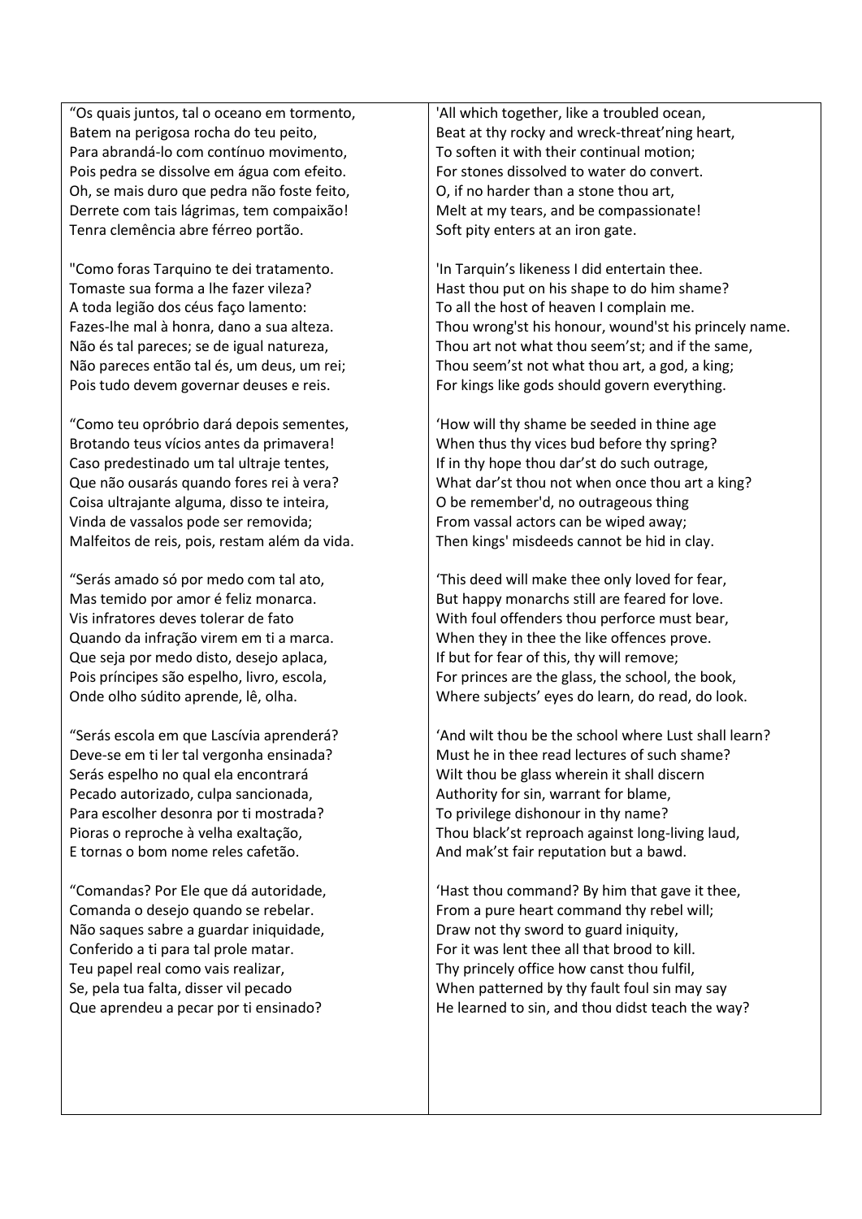“Os quais juntos, tal o oceano em tormento,
Batem na perigosa rocha do teu peito,
Para abrandá-lo com contínuo movimento,
Pois pedra se dissolve em água com efeito.
Oh, se mais duro que pedra não foste feito,
Derrete com tais lágrimas, tem compaixão!
Tenra clemência abre férreo portão.

"Como foras Tarquino te dei tratamento.
Tomaste sua forma a lhe fazer vileza?
A toda legião dos céus faço lamento:
Fazes-lhe mal à honra, dano a sua alteza.
Não és tal pareces; se de igual natureza,
Não pareces então tal és, um deus, um rei;
Pois tudo devem governar deuses e reis.

“Como teu opróbrio dará depois sementes,
Brotando teus vícios antes da primavera!
Caso predestinado um tal ultraje tentes,
Que não ousarás quando fores rei à vera?
Coisa ultrajante alguma, disso te inteira,
Vinda de vassalos pode ser removida;
Malfeitos de reis, pois, restam além da vida.

“Serás amado só por medo com tal ato,
Mas temido por amor é feliz monarca.
Vis infratores deves tolerar de fato
Quando da infração virem em ti a marca.
Que seja por medo disto, desejo aplaca,
Pois príncipes são espelho, livro, escola,
Onde olho súdito aprende, lê, olha.

“Serás escola em que Lascívia aprenderá?
Deve-se em ti ler tal vergonha ensinada?
Serás espelho no qual ela encontrará
Pecado autorizado, culpa sancionada,
Para escolher desonra por ti mostrada?
Pioras o reproche à velha exaltação,
E tornas o bom nome reles cafetão.

“Comandas? Por Ele que dá autoridade,
Comanda o desejo quando se rebelar.
Não saques sabre a guardar iniquidade,
Conferido a ti para tal prole matar.
Teu papel real como vais realizar,
Se, pela tua falta, disser vil pecado
Que aprendeu a pecar por ti ensinado?

'All which together, like a troubled ocean,
Beat at thy rocky and wreck-threat'ning heart,
To soften it with their continual motion;
For stones dissolved to water do convert.
O, if no harder than a stone thou art,
Melt at my tears, and be compassionate!
Soft pity enters at an iron gate.

'In Tarquin's likeness I did entertain thee.
Hast thou put on his shape to do him shame?
To all the host of heaven I complain me.
Thou wrong'st his honour, wound'st his princely name.
Thou art not what thou seem'st; and if the same,
Thou seem'st not what thou art, a god, a king;
For kings like gods should govern everything.

'How will thy shame be seeded in thine age
When thus thy vices bud before thy spring?
If in thy hope thou dar'st do such outrage,
What dar'st thou not when once thou art a king?
O be remember'd, no outrageous thing
From vassal actors can be wiped away;
Then kings' misdeeds cannot be hid in clay.

'This deed will make thee only loved for fear,
But happy monarchs still are feared for love.
With foul offenders thou perforce must bear,
When they in thee the like offences prove.
If but for fear of this, thy will remove;
For princes are the glass, the school, the book,
Where subjects' eyes do learn, do read, do look.

'And wilt thou be the school where Lust shall learn?
Must he in thee read lectures of such shame?
Wilt thou be glass wherein it shall discern
Authority for sin, warrant for blame,
To privilege dishonour in thy name?
Thou black'st reproach against long-living laud,
And mak'st fair reputation but a bawd.

'Hast thou command? By him that gave it thee,
From a pure heart command thy rebel will;
Draw not thy sword to guard iniquity,
For it was lent thee all that brood to kill.
Thy princely office how canst thou fulfil,
When patterned by thy fault foul sin may say
He learned to sin, and thou didst teach the way?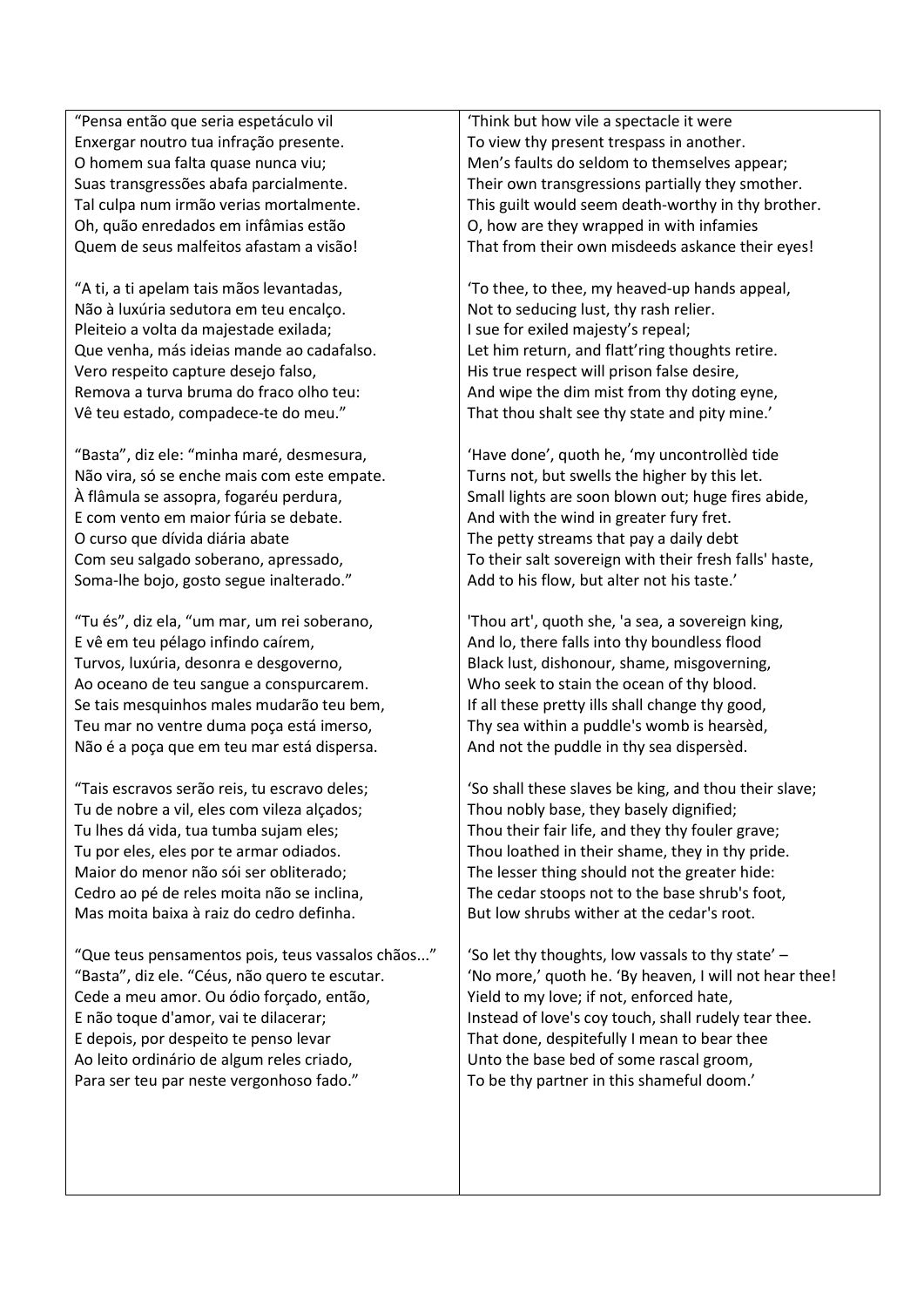"Pensa então que seria espetáculo vil
Enxergar noutro tua infração presente.
O homem sua falta quase nunca viu;
Suas transgressões abafa parcialmente.
Tal culpa num irmão verias mortalmente.
Oh, quão enredados em infâmias estão
Quem de seus malfeitos afastam a visão!

"A ti, a ti apelam tais mãos levantadas,
Não à luxúria sedutora em teu encalço.
Pleiteio a volta da majestade exilada;
Que venha, más ideias mande ao cadafalso.
Vero respeito capture desejo falso,
Remova a turva bruma do fraco olho teu:
Vê teu estado, compadece-te do meu."

"Basta", diz ele: "minha maré, desmesura,
Não vira, só se enche mais com este empate.
À flâmula se assopra, fogaréu perdura,
E com vento em maior fúria se debate.
O curso que dívida diária abate
Com seu salgado soberano, apressado,
Soma-lhe bojo, gosto segue inalterado."

"Tu és", diz ela, "um mar, um rei soberano,
E vê em teu pélago infindo caírem,
Turvos, luxúria, desonra e desgoverno,
Ao oceano de teu sangue a conspurcarem.
Se tais mesquinhos males mudarão teu bem,
Teu mar no ventre duma poça está imerso,
Não é a poça que em teu mar está dispersa.

"Tais escravos serão reis, tu escravo deles;
Tu de nobre a vil, eles com vileza alçados;
Tu lhes dá vida, tua tumba sujam eles;
Tu por eles, eles por te armar odiados.
Maior do menor não sói ser obliterado;
Cedro ao pé de reles moita não se inclina,
Mas moita baixa à raiz do cedro definha.

"Que teus pensamentos pois, teus vassalos chãos..."
"Basta", diz ele. "Céus, não quero te escutar.
Cede a meu amor. Ou ódio forçado, então,
E não toque d'amor, vai te dilacerar;
E depois, por despeito te penso levar
Ao leito ordinário de algum reles criado,
Para ser teu par neste vergonhoso fado."

'Think but how vile a spectacle it were
To view thy present trespass in another.
Men's faults do seldom to themselves appear;
Their own transgressions partially they smother.
This guilt would seem death-worthy in thy brother.
O, how are they wrapped in with infamies
That from their own misdeeds askance their eyes!

'To thee, to thee, my heaved-up hands appeal,
Not to seducing lust, thy rash relier.
I sue for exiled majesty's repeal;
Let him return, and flatt'ring thoughts retire.
His true respect will prison false desire,
And wipe the dim mist from thy doting eyne,
That thou shalt see thy state and pity mine.'

'Have done', quoth he, 'my uncontrollèd tide
Turns not, but swells the higher by this let.
Small lights are soon blown out; huge fires abide,
And with the wind in greater fury fret.
The petty streams that pay a daily debt
To their salt sovereign with their fresh falls' haste,
Add to his flow, but alter not his taste.'

'Thou art', quoth she, 'a sea, a sovereign king,
And lo, there falls into thy boundless flood
Black lust, dishonour, shame, misgoverning,
Who seek to stain the ocean of thy blood.
If all these pretty ills shall change thy good,
Thy sea within a puddle's womb is hearsèd,
And not the puddle in thy sea dispersèd.

'So shall these slaves be king, and thou their slave;
Thou nobly base, they basely dignified;
Thou their fair life, and they thy fouler grave;
Thou loathed in their shame, they in thy pride.
The lesser thing should not the greater hide:
The cedar stoops not to the base shrub's foot,
But low shrubs wither at the cedar's root.

'So let thy thoughts, low vassals to thy state' –
'No more,' quoth he. 'By heaven, I will not hear thee!
Yield to my love; if not, enforced hate,
Instead of love's coy touch, shall rudely tear thee.
That done, despitefully I mean to bear thee
Unto the base bed of some rascal groom,
To be thy partner in this shameful doom.'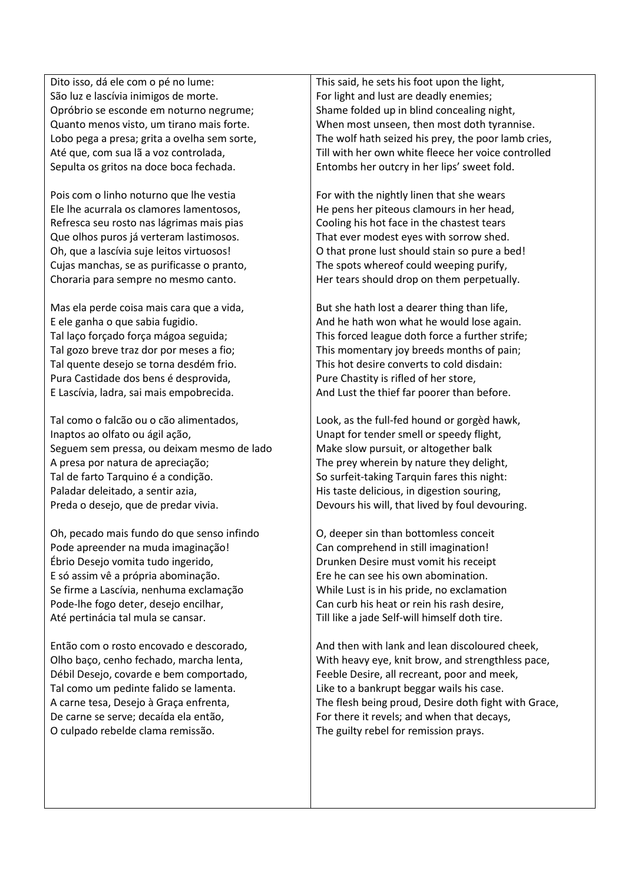| | |
|---|---|
| Dito isso, dá ele com o pé no lume:<br>São luz e lascívia inimigos de morte.<br>Opróbrio se esconde em noturno negrume;<br>Quanto menos visto, um tirano mais forte.<br>Lobo pega a presa; grita a ovelha sem sorte,<br>Até que, com sua lã a voz controlada,<br>Sepulta os gritos na doce boca fechada.<br><br>Pois com o linho noturno que lhe vestia<br>Ele lhe acurrala os clamores lamentosos,<br>Refresca seu rosto nas lágrimas mais pias<br>Que olhos puros já verteram lastimosos.<br>Oh, que a lascívia suje leitos virtuosos!<br>Cujas manchas, se as purificasse o pranto,<br>Choraria para sempre no mesmo canto.<br><br>Mas ela perde coisa mais cara que a vida,<br>E ele ganha o que sabia fugidio.<br>Tal laço forçado força mágoa seguida;<br>Tal gozo breve traz dor por meses a fio;<br>Tal quente desejo se torna desdém frio.<br>Pura Castidade dos bens é desprovida,<br>E Lascívia, ladra, sai mais empobrecida.<br><br>Tal como o falcão ou o cão alimentados,<br>Inaptos ao olfato ou ágil ação,<br>Seguem sem pressa, ou deixam mesmo de lado<br>A presa por natura de apreciação;<br>Tal de farto Tarquino é a condição.<br>Paladar deleitado, a sentir azia,<br>Preda o desejo, que de predar vivia.<br><br>Oh, pecado mais fundo do que senso infindo<br>Pode apreender na muda imaginação!<br>Ébrio Desejo vomita tudo ingerido,<br>E só assim vê a própria abominação.<br>Se firme a Lascívia, nenhuma exclamação<br>Pode-lhe fogo deter, desejo encilhar,<br>Até pertinácia tal mula se cansar.<br><br>Então com o rosto encovado e descorado,<br>Olho baço, cenho fechado, marcha lenta,<br>Débil Desejo, covarde e bem comportado,<br>Tal como um pedinte falido se lamenta.<br>A carne tesa, Desejo à Graça enfrenta,<br>De carne se serve; decaída ela então,<br>O culpado rebelde clama remissão. | This said, he sets his foot upon the light,<br>For light and lust are deadly enemies;<br>Shame folded up in blind concealing night,<br>When most unseen, then most doth tyrannise.<br>The wolf hath seized his prey, the poor lamb cries,<br>Till with her own white fleece her voice controlled<br>Entombs her outcry in her lips' sweet fold.<br><br>For with the nightly linen that she wears<br>He pens her piteous clamours in her head,<br>Cooling his hot face in the chastest tears<br>That ever modest eyes with sorrow shed.<br>O that prone lust should stain so pure a bed!<br>The spots whereof could weeping purify,<br>Her tears should drop on them perpetually.<br><br>But she hath lost a dearer thing than life,<br>And he hath won what he would lose again.<br>This forced league doth force a further strife;<br>This momentary joy breeds months of pain;<br>This hot desire converts to cold disdain:<br>Pure Chastity is rifled of her store,<br>And Lust the thief far poorer than before.<br><br>Look, as the full-fed hound or gorgèd hawk,<br>Unapt for tender smell or speedy flight,<br>Make slow pursuit, or altogether balk<br>The prey wherein by nature they delight,<br>So surfeit-taking Tarquin fares this night:<br>His taste delicious, in digestion souring,<br>Devours his will, that lived by foul devouring.<br><br>O, deeper sin than bottomless conceit<br>Can comprehend in still imagination!<br>Drunken Desire must vomit his receipt<br>Ere he can see his own abomination.<br>While Lust is in his pride, no exclamation<br>Can curb his heat or rein his rash desire,<br>Till like a jade Self-will himself doth tire.<br><br>And then with lank and lean discoloured cheek,<br>With heavy eye, knit brow, and strengthless pace,<br>Feeble Desire, all recreant, poor and meek,<br>Like to a bankrupt beggar wails his case.<br>The flesh being proud, Desire doth fight with Grace,<br>For there it revels; and when that decays,<br>The guilty rebel for remission prays. |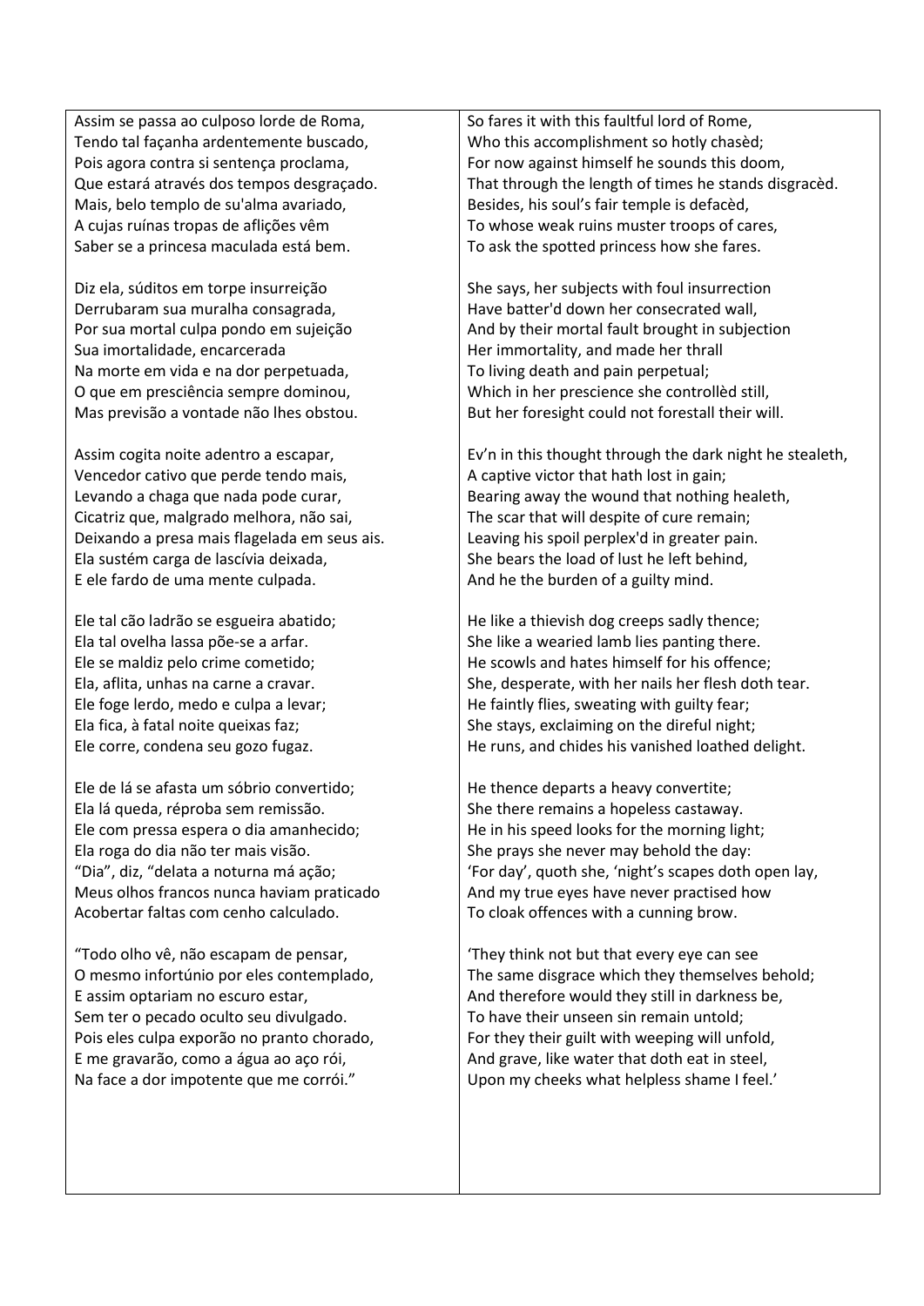| | |
|---|---|
| Assim se passa ao culposo lorde de Roma,<br>Tendo tal façanha ardentemente buscado,<br>Pois agora contra si sentença proclama,<br>Que estará através dos tempos desgraçado.<br>Mais, belo templo de su'alma avariado,<br>A cujas ruínas tropas de aflições vêm<br>Saber se a princesa maculada está bem. | So fares it with this faultful lord of Rome,<br>Who this accomplishment so hotly chasèd;<br>For now against himself he sounds this doom,<br>That through the length of times he stands disgracèd.<br>Besides, his soul's fair temple is defacèd,<br>To whose weak ruins muster troops of cares,<br>To ask the spotted princess how she fares. |
| Diz ela, súditos em torpe insurreição<br>Derrubaram sua muralha consagrada,<br>Por sua mortal culpa pondo em sujeição<br>Sua imortalidade, encarcerada<br>Na morte em vida e na dor perpetuada,<br>O que em presciência sempre dominou,<br>Mas previsão a vontade não lhes obstou. | She says, her subjects with foul insurrection<br>Have batter'd down her consecrated wall,<br>And by their mortal fault brought in subjection<br>Her immortality, and made her thrall<br>To living death and pain perpetual;<br>Which in her prescience she controllèd still,<br>But her foresight could not forestall their will. |
| Assim cogita noite adentro a escapar,<br>Vencedor cativo que perde tendo mais,<br>Levando a chaga que nada pode curar,<br>Cicatriz que, malgrado melhora, não sai,<br>Deixando a presa mais flagelada em seus ais.<br>Ela sustém carga de lascívia deixada,<br>E ele fardo de uma mente culpada. | Ev'n in this thought through the dark night he stealeth,<br>A captive victor that hath lost in gain;<br>Bearing away the wound that nothing healeth,<br>The scar that will despite of cure remain;<br>Leaving his spoil perplex'd in greater pain.<br>She bears the load of lust he left behind,<br>And he the burden of a guilty mind. |
| Ele tal cão ladrão se esgueira abatido;<br>Ela tal ovelha lassa põe-se a arfar.<br>Ele se maldiz pelo crime cometido;<br>Ela, aflita, unhas na carne a cravar.<br>Ele foge lerdo, medo e culpa a levar;<br>Ela fica, à fatal noite queixas faz;<br>Ele corre, condena seu gozo fugaz. | He like a thievish dog creeps sadly thence;<br>She like a wearied lamb lies panting there.<br>He scowls and hates himself for his offence;<br>She, desperate, with her nails her flesh doth tear.<br>He faintly flies, sweating with guilty fear;<br>She stays, exclaiming on the direful night;<br>He runs, and chides his vanished loathed delight. |
| Ele de lá se afasta um sóbrio convertido;<br>Ela lá queda, réproba sem remissão.<br>Ele com pressa espera o dia amanhecido;<br>Ela roga do dia não ter mais visão.<br>"Dia", diz, "delata a noturna má ação;<br>Meus olhos francos nunca haviam praticado<br>Acobertar faltas com cenho calculado. | He thence departs a heavy convertite;<br>She there remains a hopeless castaway.<br>He in his speed looks for the morning light;<br>She prays she never may behold the day:<br>'For day', quoth she, 'night's scapes doth open lay,<br>And my true eyes have never practised how<br>To cloak offences with a cunning brow. |
| "Todo olho vê, não escapam de pensar,<br>O mesmo infortúnio por eles contemplado,<br>E assim optariam no escuro estar,<br>Sem ter o pecado oculto seu divulgado.<br>Pois eles culpa exporão no pranto chorado,<br>E me gravarão, como a água ao aço rói,<br>Na face a dor impotente que me corrói." | 'They think not but that every eye can see<br>The same disgrace which they themselves behold;<br>And therefore would they still in darkness be,<br>To have their unseen sin remain untold;<br>For they their guilt with weeping will unfold,<br>And grave, like water that doth eat in steel,<br>Upon my cheeks what helpless shame I feel.' |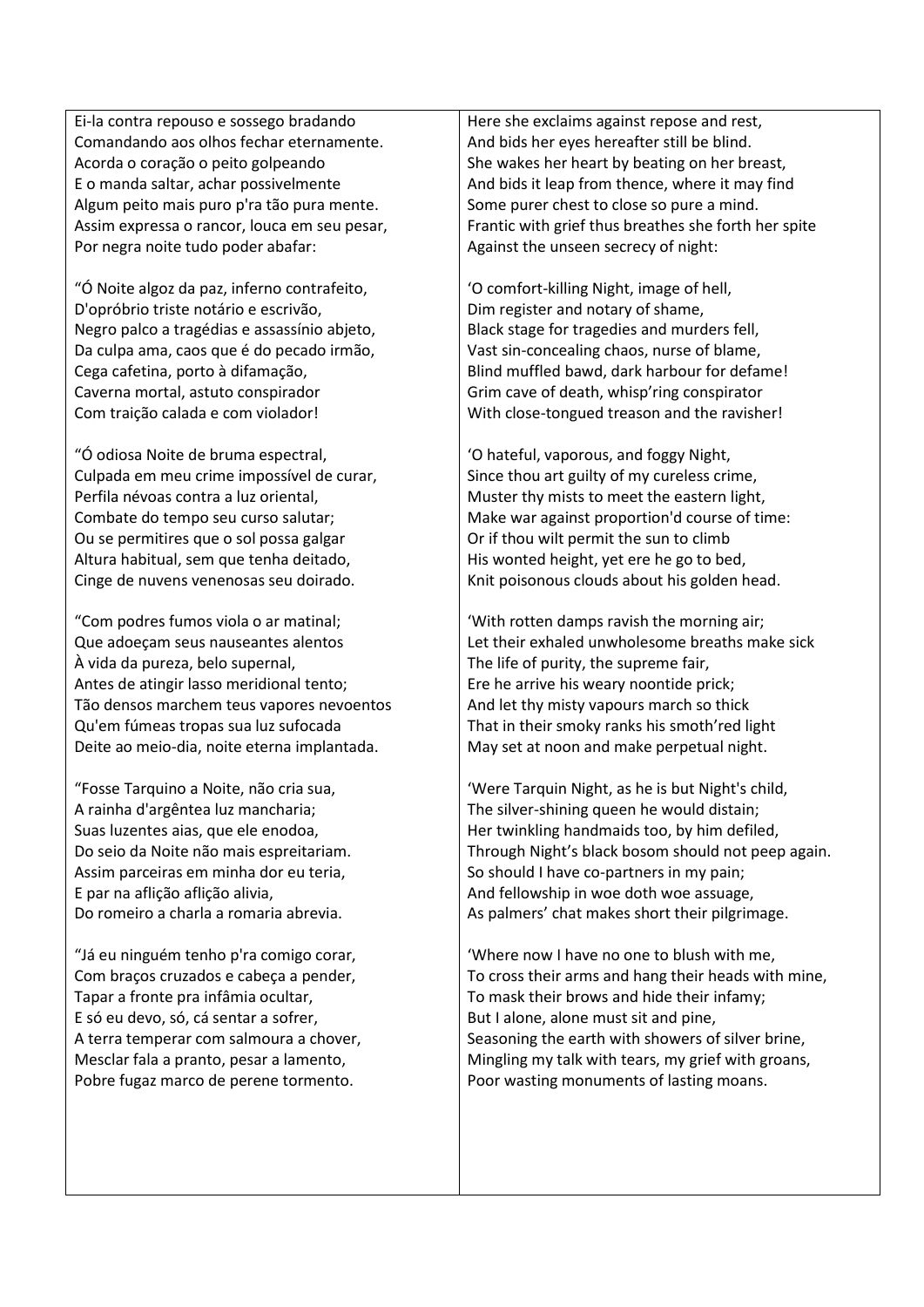Ei-la contra repouso e sossego bradando
Comandando aos olhos fechar eternamente.
Acorda o coração o peito golpeando
E o manda saltar, achar possivelmente
Algum peito mais puro p'ra tão pura mente.
Assim expressa o rancor, louca em seu pesar,
Por negra noite tudo poder abafar:

"Ó Noite algoz da paz, inferno contrafeito,
D'opróbrio triste notário e escrivão,
Negro palco a tragédias e assassínio abjeto,
Da culpa ama, caos que é do pecado irmão,
Cega cafetina, porto à difamação,
Caverna mortal, astuto conspirador
Com traição calada e com violador!

"Ó odiosa Noite de bruma espectral,
Culpada em meu crime impossível de curar,
Perfila névoas contra a luz oriental,
Combate do tempo seu curso salutar;
Ou se permitires que o sol possa galgar
Altura habitual, sem que tenha deitado,
Cinge de nuvens venenosas seu doirado.

"Com podres fumos viola o ar matinal;
Que adoeçam seus nauseantes alentos
À vida da pureza, belo supernal,
Antes de atingir lasso meridional tento;
Tão densos marchem teus vapores nevoentos
Qu'em fúmeas tropas sua luz sufocada
Deite ao meio-dia, noite eterna implantada.

"Fosse Tarquino a Noite, não cria sua,
A rainha d'argêntea luz mancharia;
Suas luzentes aias, que ele enodoa,
Do seio da Noite não mais espreitariam.
Assim parceiras em minha dor eu teria,
E par na aflição aflição alivia,
Do romeiro a charla a romaria abrevia.

"Já eu ninguém tenho p'ra comigo corar,
Com braços cruzados e cabeça a pender,
Tapar a fronte pra infâmia ocultar,
E só eu devo, só, cá sentar a sofrer,
A terra temperar com salmoura a chover,
Mesclar fala a pranto, pesar a lamento,
Pobre fugaz marco de perene tormento.

Here she exclaims against repose and rest,
And bids her eyes hereafter still be blind.
She wakes her heart by beating on her breast,
And bids it leap from thence, where it may find
Some purer chest to close so pure a mind.
Frantic with grief thus breathes she forth her spite
Against the unseen secrecy of night:

'O comfort-killing Night, image of hell,
Dim register and notary of shame,
Black stage for tragedies and murders fell,
Vast sin-concealing chaos, nurse of blame,
Blind muffled bawd, dark harbour for defame!
Grim cave of death, whisp'ring conspirator
With close-tongued treason and the ravisher!

'O hateful, vaporous, and foggy Night,
Since thou art guilty of my cureless crime,
Muster thy mists to meet the eastern light,
Make war against proportion'd course of time:
Or if thou wilt permit the sun to climb
His wonted height, yet ere he go to bed,
Knit poisonous clouds about his golden head.

'With rotten damps ravish the morning air;
Let their exhaled unwholesome breaths make sick
The life of purity, the supreme fair,
Ere he arrive his weary noontide prick;
And let thy misty vapours march so thick
That in their smoky ranks his smoth'red light
May set at noon and make perpetual night.

'Were Tarquin Night, as he is but Night's child,
The silver-shining queen he would distain;
Her twinkling handmaids too, by him defiled,
Through Night's black bosom should not peep again.
So should I have co-partners in my pain;
And fellowship in woe doth woe assuage,
As palmers' chat makes short their pilgrimage.

'Where now I have no one to blush with me,
To cross their arms and hang their heads with mine,
To mask their brows and hide their infamy;
But I alone, alone must sit and pine,
Seasoning the earth with showers of silver brine,
Mingling my talk with tears, my grief with groans,
Poor wasting monuments of lasting moans.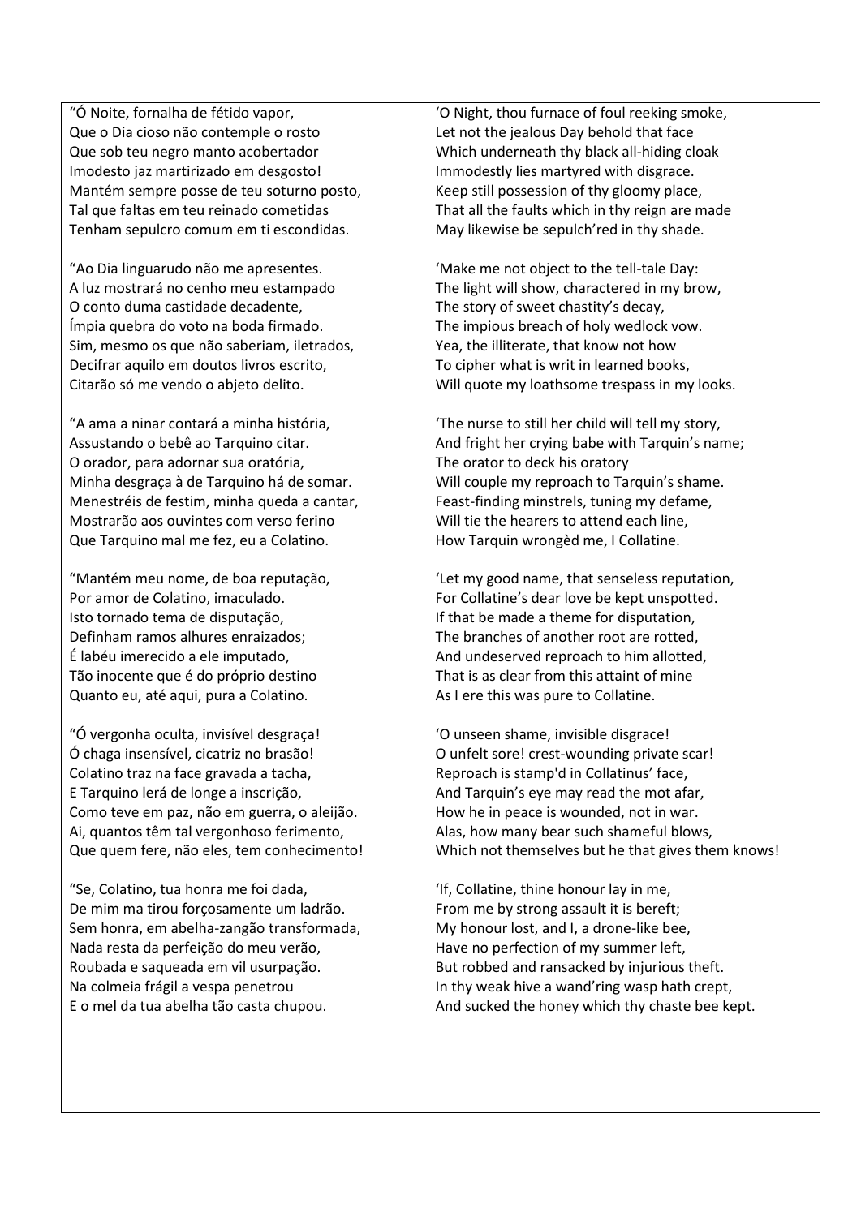| “Ó Noite, fornalha de fétido vapor,<br>Que o Dia cioso não contemple o rosto<br>Que sob teu negro manto acobertador<br>Imodesto jaz martirizado em desgosto!<br>Mantém sempre posse de teu soturno posto,<br>Tal que faltas em teu reinado cometidas<br>Tenham sepulcro comum em ti escondidas.<br><br>“Ao Dia linguarudo não me apresentes.<br>A luz mostrará no cenho meu estampado<br>O conto duma castidade decadente,<br>Ímpia quebra do voto na boda firmado.<br>Sim, mesmo os que não saberiam, iletrados,<br>Decifrar aquilo em doutos livros escrito,<br>Citarão só me vendo o abjeto delito.<br><br>“A ama a ninar contará a minha história,<br>Assustando o bebê ao Tarquino citar.<br>O orador, para adornar sua oratória,<br>Minha desgraça à de Tarquino há de somar.<br>Menestréis de festim, minha queda a cantar,<br>Mostrarão aos ouvintes com verso ferino<br>Que Tarquino mal me fez, eu a Colatino.<br><br>“Mantém meu nome, de boa reputação,<br>Por amor de Colatino, imaculado.<br>Isto tornado tema de disputação,<br>Definham ramos alhures enraizados;<br>É labéu imerecido a ele imputado,<br>Tão inocente que é do próprio destino<br>Quanto eu, até aqui, pura a Colatino.<br><br>“Ó vergonha oculta, invisível desgraça!<br>Ó chaga insensível, cicatriz no brasão!<br>Colatino traz na face gravada a tacha,<br>E Tarquino lerá de longe a inscrição,<br>Como teve em paz, não em guerra, o aleijão.<br>Ai, quantos têm tal vergonhoso ferimento,<br>Que quem fere, não eles, tem conhecimento!<br><br>“Se, Colatino, tua honra me foi dada,<br>De mim ma tirou forçosamente um ladrão.<br>Sem honra, em abelha-zangão transformada,<br>Nada resta da perfeição do meu verão,<br>Roubada e saqueada em vil usurpação.<br>Na colmeia frágil a vespa penetrou<br>E o mel da tua abelha tão casta chupou. | ‘O Night, thou furnace of foul reeking smoke,<br>Let not the jealous Day behold that face<br>Which underneath thy black all-hiding cloak<br>Immodestly lies martyred with disgrace.<br>Keep still possession of thy gloomy place,<br>That all the faults which in thy reign are made<br>May likewise be sepulch’red in thy shade.<br><br>‘Make me not object to the tell-tale Day:<br>The light will show, charactered in my brow,<br>The story of sweet chastity’s decay,<br>The impious breach of holy wedlock vow.<br>Yea, the illiterate, that know not how<br>To cipher what is writ in learned books,<br>Will quote my loathsome trespass in my looks.<br><br>‘The nurse to still her child will tell my story,<br>And fright her crying babe with Tarquin’s name;<br>The orator to deck his oratory<br>Will couple my reproach to Tarquin’s shame.<br>Feast-finding minstrels, tuning my defame,<br>Will tie the hearers to attend each line,<br>How Tarquin wrongèd me, I Collatine.<br><br>‘Let my good name, that senseless reputation,<br>For Collatine’s dear love be kept unspotted.<br>If that be made a theme for disputation,<br>The branches of another root are rotted,<br>And undeserved reproach to him allotted,<br>That is as clear from this attaint of mine<br>As I ere this was pure to Collatine.<br><br>‘O unseen shame, invisible disgrace!<br>O unfelt sore! crest-wounding private scar!<br>Reproach is stamp'd in Collatinus’ face,<br>And Tarquin’s eye may read the mot afar,<br>How he in peace is wounded, not in war.<br>Alas, how many bear such shameful blows,<br>Which not themselves but he that gives them knows!<br><br>‘If, Collatine, thine honour lay in me,<br>From me by strong assault it is bereft;<br>My honour lost, and I, a drone-like bee,<br>Have no perfection of my summer left,<br>But robbed and ransacked by injurious theft.<br>In thy weak hive a wand’ring wasp hath crept,<br>And sucked the honey which thy chaste bee kept. |
|---|---|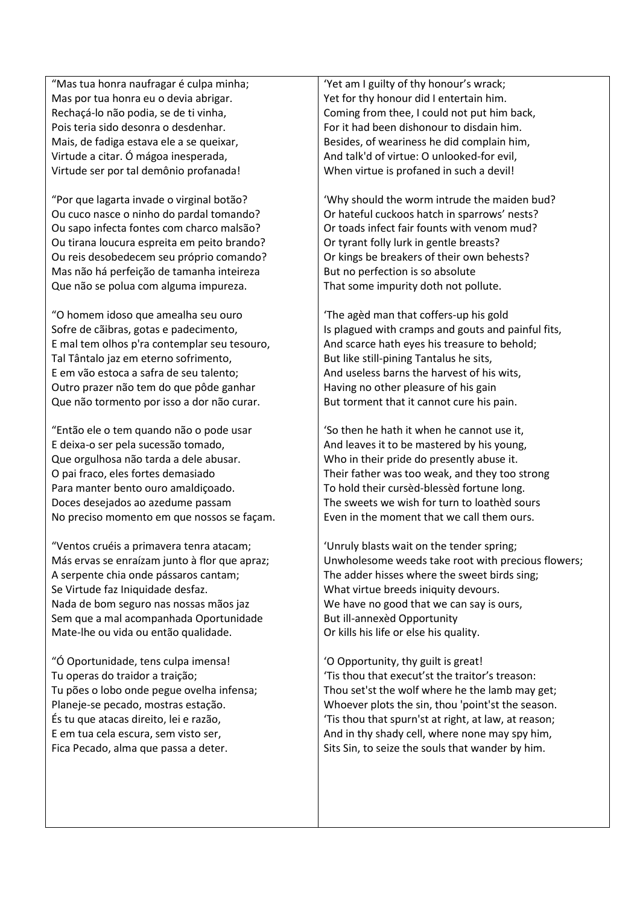"Mas tua honra naufragar é culpa minha;
Mas por tua honra eu o devia abrigar.
Rechaçá-lo não podia, se de ti vinha,
Pois teria sido desonra o desdenhar.
Mais, de fadiga estava ele a se queixar,
Virtude a citar. Ó mágoa inesperada,
Virtude ser por tal demônio profanada!

"Por que lagarta invade o virginal botão?
Ou cuco nasce o ninho do pardal tomando?
Ou sapo infecta fontes com charco malsão?
Ou tirana loucura espreita em peito brando?
Ou reis desobedecem seu próprio comando?
Mas não há perfeição de tamanha inteireza
Que não se polua com alguma impureza.

"O homem idoso que amealha seu ouro
Sofre de cãibras, gotas e padecimento,
E mal tem olhos p'ra contemplar seu tesouro,
Tal Tântalo jaz em eterno sofrimento,
E em vão estoca a safra de seu talento;
Outro prazer não tem do que pôde ganhar
Que não tormento por isso a dor não curar.

"Então ele o tem quando não o pode usar
E deixa-o ser pela sucessão tomado,
Que orgulhosa não tarda a dele abusar.
O pai fraco, eles fortes demasiado
Para manter bento ouro amaldiçoado.
Doces desejados ao azedume passam
No preciso momento em que nossos se façam.

"Ventos cruéis a primavera tenra atacam;
Más ervas se enraízam junto à flor que apraz;
A serpente chia onde pássaros cantam;
Se Virtude faz Iniquidade desfaz.
Nada de bom seguro nas nossas mãos jaz
Sem que a mal acompanhada Oportunidade
Mate-lhe ou vida ou então qualidade.

"Ó Oportunidade, tens culpa imensa!
Tu operas do traidor a traição;
Tu pões o lobo onde pegue ovelha infensa;
Planeje-se pecado, mostras estação.
És tu que atacas direito, lei e razão,
E em tua cela escura, sem visto ser,
Fica Pecado, alma que passa a deter.

'Yet am I guilty of thy honour's wrack;
Yet for thy honour did I entertain him.
Coming from thee, I could not put him back,
For it had been dishonour to disdain him.
Besides, of weariness he did complain him,
And talk'd of virtue: O unlooked-for evil,
When virtue is profaned in such a devil!

'Why should the worm intrude the maiden bud?
Or hateful cuckoos hatch in sparrows' nests?
Or toads infect fair founts with venom mud?
Or tyrant folly lurk in gentle breasts?
Or kings be breakers of their own behests?
But no perfection is so absolute
That some impurity doth not pollute.

'The agèd man that coffers-up his gold
Is plagued with cramps and gouts and painful fits,
And scarce hath eyes his treasure to behold;
But like still-pining Tantalus he sits,
And useless barns the harvest of his wits,
Having no other pleasure of his gain
But torment that it cannot cure his pain.

'So then he hath it when he cannot use it,
And leaves it to be mastered by his young,
Who in their pride do presently abuse it.
Their father was too weak, and they too strong
To hold their cursèd-blessèd fortune long.
The sweets we wish for turn to loathèd sours
Even in the moment that we call them ours.

'Unruly blasts wait on the tender spring;
Unwholesome weeds take root with precious flowers;
The adder hisses where the sweet birds sing;
What virtue breeds iniquity devours.
We have no good that we can say is ours,
But ill-annexèd Opportunity
Or kills his life or else his quality.

'O Opportunity, thy guilt is great!
'Tis thou that execut'st the traitor's treason:
Thou set'st the wolf where he the lamb may get;
Whoever plots the sin, thou 'point'st the season.
'Tis thou that spurn'st at right, at law, at reason;
And in thy shady cell, where none may spy him,
Sits Sin, to seize the souls that wander by him.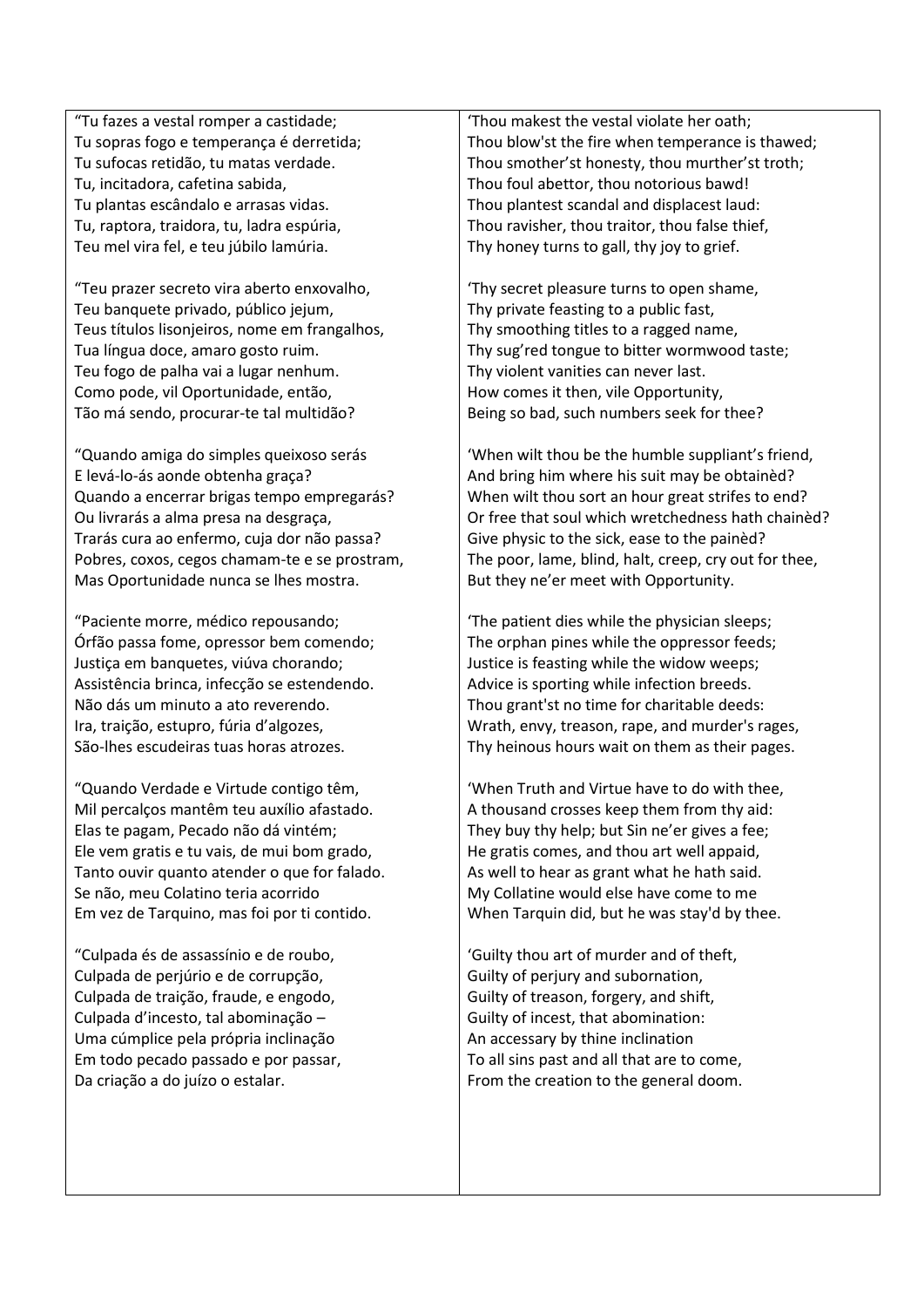"Tu fazes a vestal romper a castidade;
Tu sopras fogo e temperança é derretida;
Tu sufocas retidão, tu matas verdade.
Tu, incitadora, cafetina sabida,
Tu plantas escândalo e arrasas vidas.
Tu, raptora, traidora, tu, ladra espúria,
Teu mel vira fel, e teu júbilo lamúria.

"Teu prazer secreto vira aberto enxovalho,
Teu banquete privado, público jejum,
Teus títulos lisonjeiros, nome em frangalhos,
Tua língua doce, amaro gosto ruim.
Teu fogo de palha vai a lugar nenhum.
Como pode, vil Oportunidade, então,
Tão má sendo, procurar-te tal multidão?

"Quando amiga do simples queixoso serás
E levá-lo-ás aonde obtenha graça?
Quando a encerrar brigas tempo empregarás?
Ou livrarás a alma presa na desgraça,
Trarás cura ao enfermo, cuja dor não passa?
Pobres, coxos, cegos chamam-te e se prostram,
Mas Oportunidade nunca se lhes mostra.

"Paciente morre, médico repousando;
Órfão passa fome, opressor bem comendo;
Justiça em banquetes, viúva chorando;
Assistência brinca, infecção se estendendo.
Não dás um minuto a ato reverendo.
Ira, traição, estupro, fúria d'algozes,
São-lhes escudeiras tuas horas atrozes.

"Quando Verdade e Virtude contigo têm,
Mil percalços mantêm teu auxílio afastado.
Elas te pagam, Pecado não dá vintém;
Ele vem gratis e tu vais, de mui bom grado,
Tanto ouvir quanto atender o que for falado.
Se não, meu Colatino teria acorrido
Em vez de Tarquino, mas foi por ti contido.

"Culpada és de assassínio e de roubo,
Culpada de perjúrio e de corrupção,
Culpada de traição, fraude, e engodo,
Culpada d'incesto, tal abominação –
Uma cúmplice pela própria inclinação
Em todo pecado passado e por passar,
Da criação a do juízo o estalar.

'Thou makest the vestal violate her oath;
Thou blow'st the fire when temperance is thawed;
Thou smother'st honesty, thou murther'st troth;
Thou foul abettor, thou notorious bawd!
Thou plantest scandal and displacest laud:
Thou ravisher, thou traitor, thou false thief,
Thy honey turns to gall, thy joy to grief.

'Thy secret pleasure turns to open shame,
Thy private feasting to a public fast,
Thy smoothing titles to a ragged name,
Thy sug'red tongue to bitter wormwood taste;
Thy violent vanities can never last.
How comes it then, vile Opportunity,
Being so bad, such numbers seek for thee?

'When wilt thou be the humble suppliant's friend,
And bring him where his suit may be obtainèd?
When wilt thou sort an hour great strifes to end?
Or free that soul which wretchedness hath chainèd?
Give physic to the sick, ease to the painèd?
The poor, lame, blind, halt, creep, cry out for thee,
But they ne'er meet with Opportunity.

'The patient dies while the physician sleeps;
The orphan pines while the oppressor feeds;
Justice is feasting while the widow weeps;
Advice is sporting while infection breeds.
Thou grant'st no time for charitable deeds:
Wrath, envy, treason, rape, and murder's rages,
Thy heinous hours wait on them as their pages.

'When Truth and Virtue have to do with thee,
A thousand crosses keep them from thy aid:
They buy thy help; but Sin ne'er gives a fee;
He gratis comes, and thou art well appaid,
As well to hear as grant what he hath said.
My Collatine would else have come to me
When Tarquin did, but he was stay'd by thee.

'Guilty thou art of murder and of theft,
Guilty of perjury and subornation,
Guilty of treason, forgery, and shift,
Guilty of incest, that abomination:
An accessary by thine inclination
To all sins past and all that are to come,
From the creation to the general doom.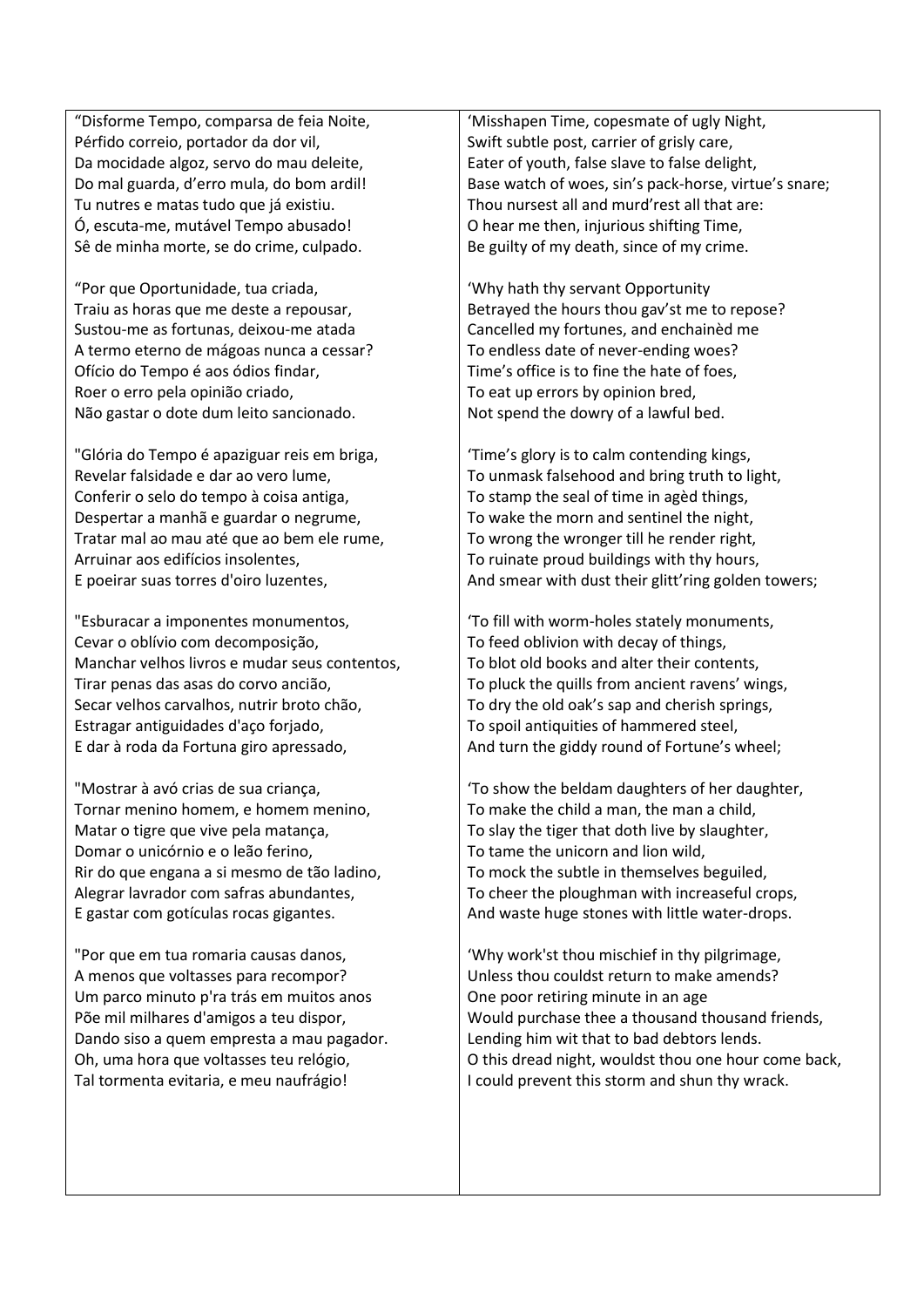“Disforme Tempo, comparsa de feia Noite,
Pérfido correio, portador da dor vil,
Da mocidade algoz, servo do mau deleite,
Do mal guarda, d’erro mula, do bom ardil!
Tu nutres e matas tudo que já existiu.
Ó, escuta-me, mutável Tempo abusado!
Sê de minha morte, se do crime, culpado.

“Por que Oportunidade, tua criada,
Traiu as horas que me deste a repousar,
Sustou-me as fortunas, deixou-me atada
A termo eterno de mágoas nunca a cessar?
Ofício do Tempo é aos ódios findar,
Roer o erro pela opinião criado,
Não gastar o dote dum leito sancionado.

"Glória do Tempo é apaziguar reis em briga,
Revelar falsidade e dar ao vero lume,
Conferir o selo do tempo à coisa antiga,
Despertar a manhã e guardar o negrume,
Tratar mal ao mau até que ao bem ele rume,
Arruinar aos edifícios insolentes,
E poeirar suas torres d'oiro luzentes,

"Esburacar a imponentes monumentos,
Cevar o olívio com decomposição,
Manchar velhos livros e mudar seus contentos,
Tirar penas das asas do corvo ancião,
Secar velhos carvalhos, nutrir broto chão,
Estragar antiguidades d'aço forjado,
E dar à roda da Fortuna giro apressado,

"Mostrar à avó crias de sua criança,
Tornar menino homem, e homem menino,
Matar o tigre que vive pela matança,
Domar o unicórnio e o leão ferino,
Rir do que engana a si mesmo de tão ladino,
Alegrar lavrador com safras abundantes,
E gastar com gotículas rocas gigantes.

"Por que em tua romaria causas danos,
A menos que voltasses para recompor?
Um parco minuto p'ra trás em muitos anos
Põe mil milhares d'amigos a teu dispor,
Dando siso a quem empresta a mau pagador.
Oh, uma hora que voltasses teu relógio,
Tal tormenta evitaria, e meu naufrágio!

‘Misshapen Time, copesmate of ugly Night,
Swift subtle post, carrier of grisly care,
Eater of youth, false slave to false delight,
Base watch of woes, sin’s pack-horse, virtue’s snare;
Thou nursest all and murd’rest all that are:
O hear me then, injurious shifting Time,
Be guilty of my death, since of my crime.

‘Why hath thy servant Opportunity
Betrayed the hours thou gav’st me to repose?
Cancelled my fortunes, and enchainèd me
To endless date of never-ending woes?
Time’s office is to fine the hate of foes,
To eat up errors by opinion bred,
Not spend the dowry of a lawful bed.

‘Time’s glory is to calm contending kings,
To unmask falsehood and bring truth to light,
To stamp the seal of time in agèd things,
To wake the morn and sentinel the night,
To wrong the wronger till he render right,
To ruinate proud buildings with thy hours,
And smear with dust their glitt’ring golden towers;

‘To fill with worm-holes stately monuments,
To feed oblivion with decay of things,
To blot old books and alter their contents,
To pluck the quills from ancient ravens’ wings,
To dry the old oak’s sap and cherish springs,
To spoil antiquities of hammered steel,
And turn the giddy round of Fortune’s wheel;

‘To show the beldam daughters of her daughter,
To make the child a man, the man a child,
To slay the tiger that doth live by slaughter,
To tame the unicorn and lion wild,
To mock the subtle in themselves beguiled,
To cheer the ploughman with increaseful crops,
And waste huge stones with little water-drops.

‘Why work'st thou mischief in thy pilgrimage,
Unless thou couldst return to make amends?
One poor retiring minute in an age
Would purchase thee a thousand thousand friends,
Lending him wit that to bad debtors lends.
O this dread night, wouldst thou one hour come back,
I could prevent this storm and shun thy wrack.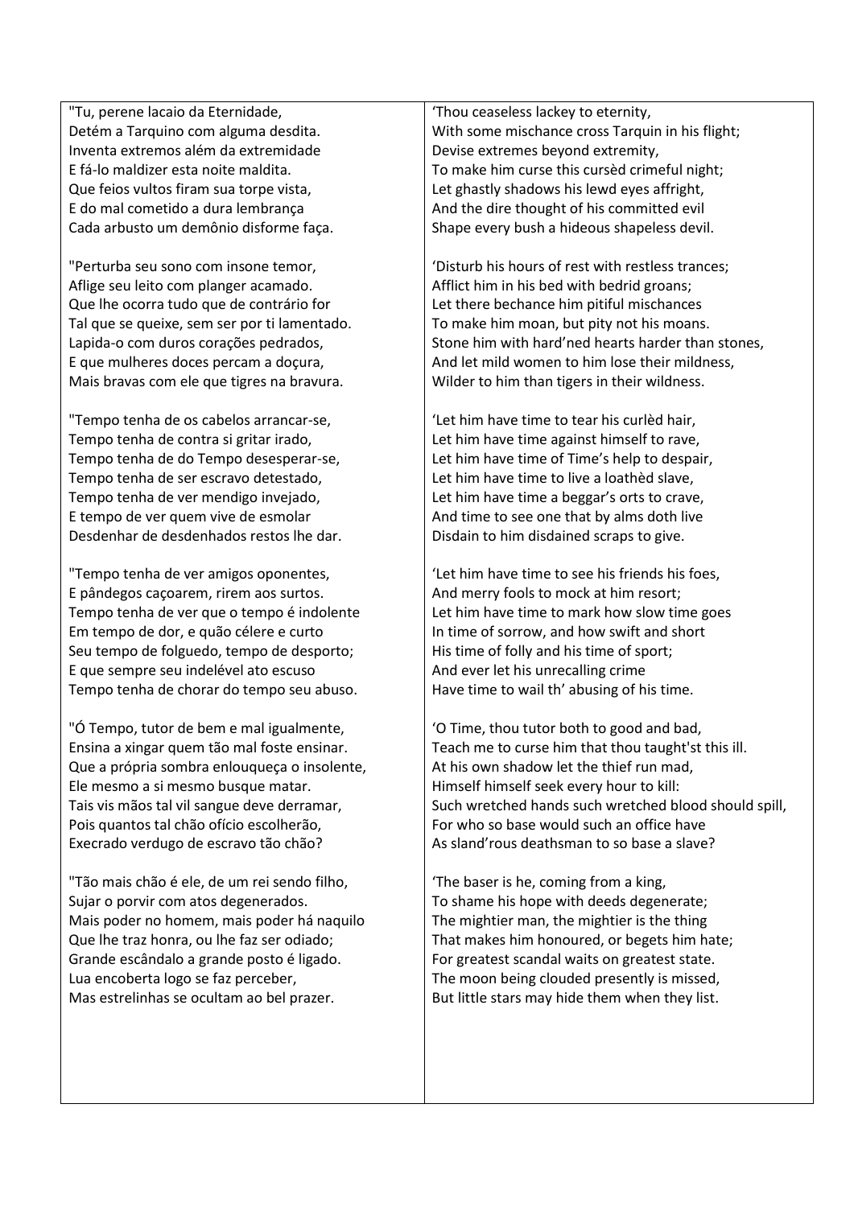"Tu, perene lacaio da Eternidade,
Detém a Tarquino com alguma desdita.
Inventa extremos além da extremidade
E fá-lo maldizer esta noite maldita.
Que feios vultos firam sua torpe vista,
E do mal cometido a dura lembrança
Cada arbusto um demônio disforme faça.

"Perturba seu sono com insone temor,
Aflige seu leito com planger acamado.
Que lhe ocorra tudo que de contrário for
Tal que se queixe, sem ser por ti lamentado.
Lapida-o com duros corações pedrados,
E que mulheres doces percam a doçura,
Mais bravas com ele que tigres na bravura.

"Tempo tenha de os cabelos arrancar-se,
Tempo tenha de contra si gritar irado,
Tempo tenha de do Tempo desesperar-se,
Tempo tenha de ser escravo detestado,
Tempo tenha de ver mendigo invejado,
E tempo de ver quem vive de esmolar
Desdenhar de desdenhados restos lhe dar.

"Tempo tenha de ver amigos oponentes,
E pândegos caçoarem, rirem aos surtos.
Tempo tenha de ver que o tempo é indolente
Em tempo de dor, e quão célere e curto
Seu tempo de folguedo, tempo de desporto;
E que sempre seu indelével ato escuso
Tempo tenha de chorar do tempo seu abuso.

"Ó Tempo, tutor de bem e mal igualmente,
Ensina a xingar quem tão mal foste ensinar.
Que a própria sombra enlouqueça o insolente,
Ele mesmo a si mesmo busque matar.
Tais vis mãos tal vil sangue deve derramar,
Pois quantos tal chão ofício escolherão,
Execrado verdugo de escravo tão chão?

"Tão mais chão é ele, de um rei sendo filho,
Sujar o porvir com atos degenerados.
Mais poder no homem, mais poder há naquilo
Que lhe traz honra, ou lhe faz ser odiado;
Grande escândalo a grande posto é ligado.
Lua encoberta logo se faz perceber,
Mas estrelinhas se ocultam ao bel prazer.

'Thou ceaseless lackey to eternity,
With some mischance cross Tarquin in his flight;
Devise extremes beyond extremity,
To make him curse this cursèd crimeful night;
Let ghastly shadows his lewd eyes affright,
And the dire thought of his committed evil
Shape every bush a hideous shapeless devil.

'Disturb his hours of rest with restless trances;
Afflict him in his bed with bedrid groans;
Let there bechance him pitiful mischances
To make him moan, but pity not his moans.
Stone him with hard'ned hearts harder than stones,
And let mild women to him lose their mildness,
Wilder to him than tigers in their wildness.

'Let him have time to tear his curlèd hair,
Let him have time against himself to rave,
Let him have time of Time's help to despair,
Let him have time to live a loathèd slave,
Let him have time a beggar's orts to crave,
And time to see one that by alms doth live
Disdain to him disdained scraps to give.

'Let him have time to see his friends his foes,
And merry fools to mock at him resort;
Let him have time to mark how slow time goes
In time of sorrow, and how swift and short
His time of folly and his time of sport;
And ever let his unrecalling crime
Have time to wail th' abusing of his time.

'O Time, thou tutor both to good and bad,
Teach me to curse him that thou taught'st this ill.
At his own shadow let the thief run mad,
Himself himself seek every hour to kill:
Such wretched hands such wretched blood should spill,
For who so base would such an office have
As sland'rous deathsman to so base a slave?

'The baser is he, coming from a king,
To shame his hope with deeds degenerate;
The mightier man, the mightier is the thing
That makes him honoured, or begets him hate;
For greatest scandal waits on greatest state.
The moon being clouded presently is missed,
But little stars may hide them when they list.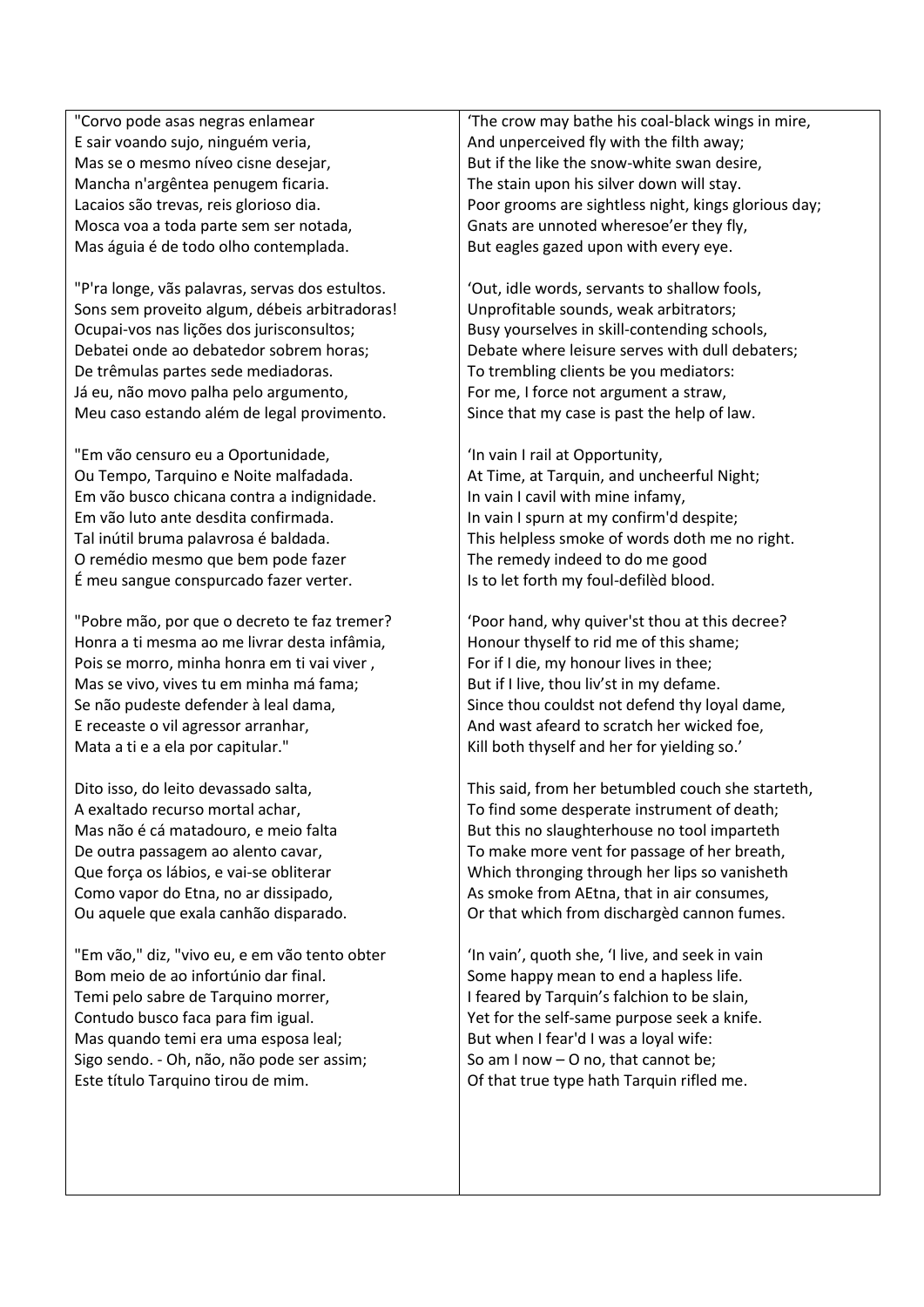| | |
|---|---|
| "Corvo pode asas negras enlamear<br>E sair voando sujo, ninguém veria,<br>Mas se o mesmo níveo cisne desejar,<br>Mancha n'argêntea penugem ficaria.<br>Lacaios são trevas, reis glorioso dia.<br>Mosca voa a toda parte sem ser notada,<br>Mas águia é de todo olho contemplada. | 'The crow may bathe his coal-black wings in mire,<br>And unperceived fly with the filth away;<br>But if the like the snow-white swan desire,<br>The stain upon his silver down will stay.<br>Poor grooms are sightless night, kings glorious day;<br>Gnats are unnoted wheresoe'er they fly,<br>But eagles gazed upon with every eye. |
| "P'ra longe, vãs palavras, servas dos estultos.<br>Sons sem proveito algum, débeis arbitradoras!<br>Ocupai-vos nas lições dos jurisconsultos;<br>Debatei onde ao debatedor sobrem horas;<br>De trêmulas partes sede mediadoras.<br>Já eu, não movo palha pelo argumento,<br>Meu caso estando além de legal provimento. | 'Out, idle words, servants to shallow fools,<br>Unprofitable sounds, weak arbitrators;<br>Busy yourselves in skill-contending schools,<br>Debate where leisure serves with dull debaters;<br>To trembling clients be you mediators:<br>For me, I force not argument a straw,<br>Since that my case is past the help of law. |
| "Em vão censuro eu a Oportunidade,<br>Ou Tempo, Tarquino e Noite malfadada.<br>Em vão busco chicana contra a indignidade.<br>Em vão luto ante desdita confirmada.<br>Tal inútil bruma palavrosa é baldada.<br>O remédio mesmo que bem pode fazer<br>É meu sangue conspurcado fazer verter. | 'In vain I rail at Opportunity,<br>At Time, at Tarquin, and uncheerful Night;<br>In vain I cavil with mine infamy,<br>In vain I spurn at my confirm'd despite;<br>This helpless smoke of words doth me no right.<br>The remedy indeed to do me good<br>Is to let forth my foul-defilèd blood. |
| "Pobre mão, por que o decreto te faz tremer?<br>Honra a ti mesma ao me livrar desta infâmia,<br>Pois se morro, minha honra em ti vai viver ,<br>Mas se vivo, vives tu em minha má fama;<br>Se não pudeste defender à leal dama,<br>E receaste o vil agressor arranhar,<br>Mata a ti e a ela por capitular." | 'Poor hand, why quiver'st thou at this decree?<br>Honour thyself to rid me of this shame;<br>For if I die, my honour lives in thee;<br>But if I live, thou liv'st in my defame.<br>Since thou couldst not defend thy loyal dame,<br>And wast afeard to scratch her wicked foe,<br>Kill both thyself and her for yielding so.' |
| Dito isso, do leito devassado salta,<br>A exaltado recurso mortal achar,<br>Mas não é cá matadouro, e meio falta<br>De outra passagem ao alento cavar,<br>Que força os lábios, e vai-se obliterar<br>Como vapor do Etna, no ar dissipado,<br>Ou aquele que exala canhão disparado. | This said, from her betumbled couch she starteth,<br>To find some desperate instrument of death;<br>But this no slaughterhouse no tool imparteth<br>To make more vent for passage of her breath,<br>Which thronging through her lips so vanisheth<br>As smoke from AEtna, that in air consumes,<br>Or that which from dischargèd cannon fumes. |
| "Em vão," diz, "vivo eu, e em vão tento obter<br>Bom meio de ao infortúnio dar final.<br>Temi pelo sabre de Tarquino morrer,<br>Contudo busco faca para fim igual.<br>Mas quando temi era uma esposa leal;<br>Sigo sendo. - Oh, não, não pode ser assim;<br>Este título Tarquino tirou de mim. | 'In vain', quoth she, 'I live, and seek in vain<br>Some happy mean to end a hapless life.<br>I feared by Tarquin's falchion to be slain,<br>Yet for the self-same purpose seek a knife.<br>But when I fear'd I was a loyal wife:<br>So am I now – O no, that cannot be;<br>Of that true type hath Tarquin rifled me. |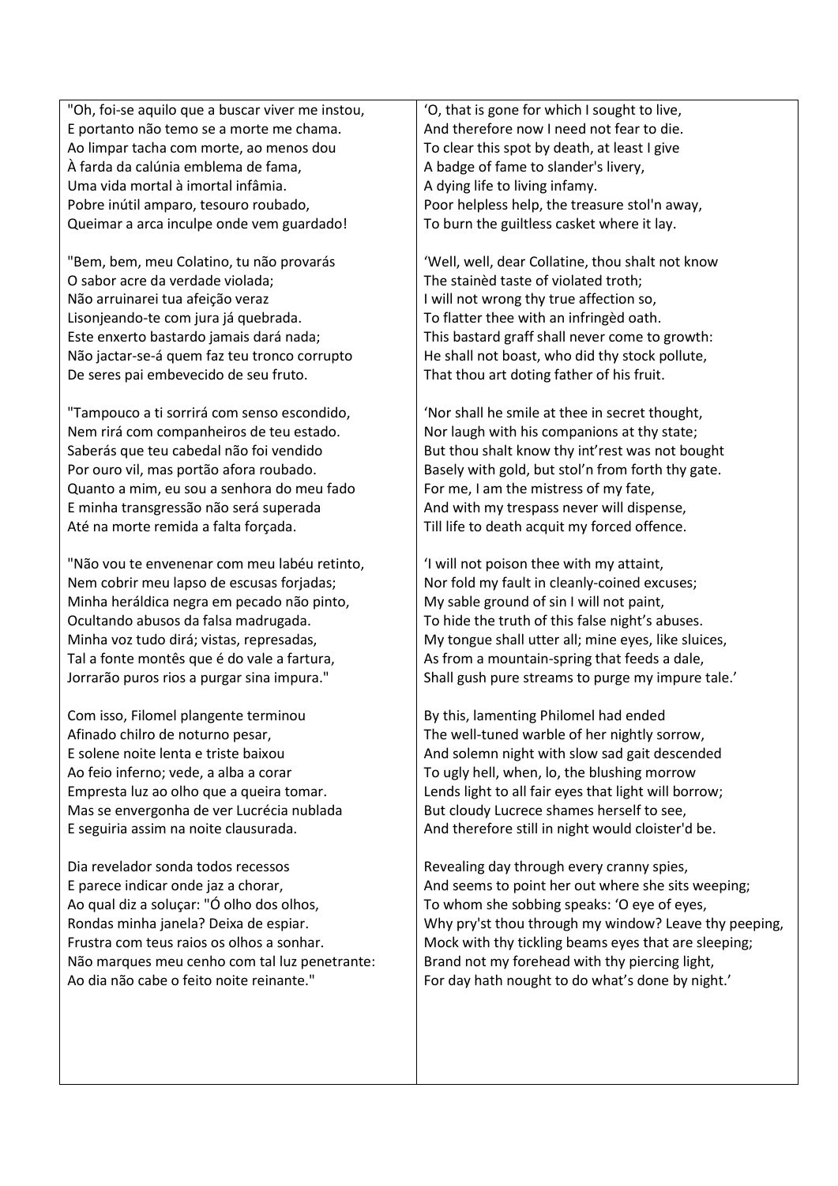"Oh, foi-se aquilo que a buscar viver me instou,
E portanto não temo se a morte me chama.
Ao limpar tacha com morte, ao menos dou
À farda da calúnia emblema de fama,
Uma vida mortal à imortal infâmia.
Pobre inútil amparo, tesouro roubado,
Queimar a arca inculpe onde vem guardado!

"Bem, bem, meu Colatino, tu não provarás
O sabor acre da verdade violada;
Não arruinarei tua afeição veraz
Lisonjeando-te com jura já quebrada.
Este enxerto bastardo jamais dará nada;
Não jactar-se-á quem faz teu tronco corrupto
De seres pai embevecido de seu fruto.

"Tampouco a ti sorrirá com senso escondido,
Nem rirá com companheiros de teu estado.
Saberás que teu cabedal não foi vendido
Por ouro vil, mas portão afora roubado.
Quanto a mim, eu sou a senhora do meu fado
E minha transgressão não será superada
Até na morte remida a falta forçada.

"Não vou te envenenar com meu labéu retinto,
Nem cobrir meu lapso de escusas forjadas;
Minha heráldica negra em pecado não pinto,
Ocultando abusos da falsa madrugada.
Minha voz tudo dirá; vistas, represadas,
Tal a fonte montês que é do vale a fartura,
Jorrarão puros rios a purgar sina impura."

Com isso, Filomel plangente terminou
Afinado chilro de noturno pesar,
E solene noite lenta e triste baixou
Ao feio inferno; vede, a alba a corar
Empresta luz ao olho que a queira tomar.
Mas se envergonha de ver Lucrécia nublada
E seguiria assim na noite clausurada.

Dia revelador sonda todos recessos
E parece indicar onde jaz a chorar,
Ao qual diz a soluçar: "Ó olho dos olhos,
Rondas minha janela? Deixa de espiar.
Frustra com teus raios os olhos a sonhar.
Não marques meu cenho com tal luz penetrante:
Ao dia não cabe o feito noite reinante."

'O, that is gone for which I sought to live,
And therefore now I need not fear to die.
To clear this spot by death, at least I give
A badge of fame to slander's livery,
A dying life to living infamy.
Poor helpless help, the treasure stol'n away,
To burn the guiltless casket where it lay.

'Well, well, dear Collatine, thou shalt not know
The stainèd taste of violated troth;
I will not wrong thy true affection so,
To flatter thee with an infringèd oath.
This bastard graff shall never come to growth:
He shall not boast, who did thy stock pollute,
That thou art doting father of his fruit.

'Nor shall he smile at thee in secret thought,
Nor laugh with his companions at thy state;
But thou shalt know thy int'rest was not bought
Basely with gold, but stol'n from forth thy gate.
For me, I am the mistress of my fate,
And with my trespass never will dispense,
Till life to death acquit my forced offence.

'I will not poison thee with my attaint,
Nor fold my fault in cleanly-coined excuses;
My sable ground of sin I will not paint,
To hide the truth of this false night's abuses.
My tongue shall utter all; mine eyes, like sluices,
As from a mountain-spring that feeds a dale,
Shall gush pure streams to purge my impure tale.'

By this, lamenting Philomel had ended
The well-tuned warble of her nightly sorrow,
And solemn night with slow sad gait descended
To ugly hell, when, lo, the blushing morrow
Lends light to all fair eyes that light will borrow;
But cloudy Lucrece shames herself to see,
And therefore still in night would cloister'd be.

Revealing day through every cranny spies,
And seems to point her out where she sits weeping;
To whom she sobbing speaks: 'O eye of eyes,
Why pry'st thou through my window? Leave thy peeping,
Mock with thy tickling beams eyes that are sleeping;
Brand not my forehead with thy piercing light,
For day hath nought to do what's done by night.'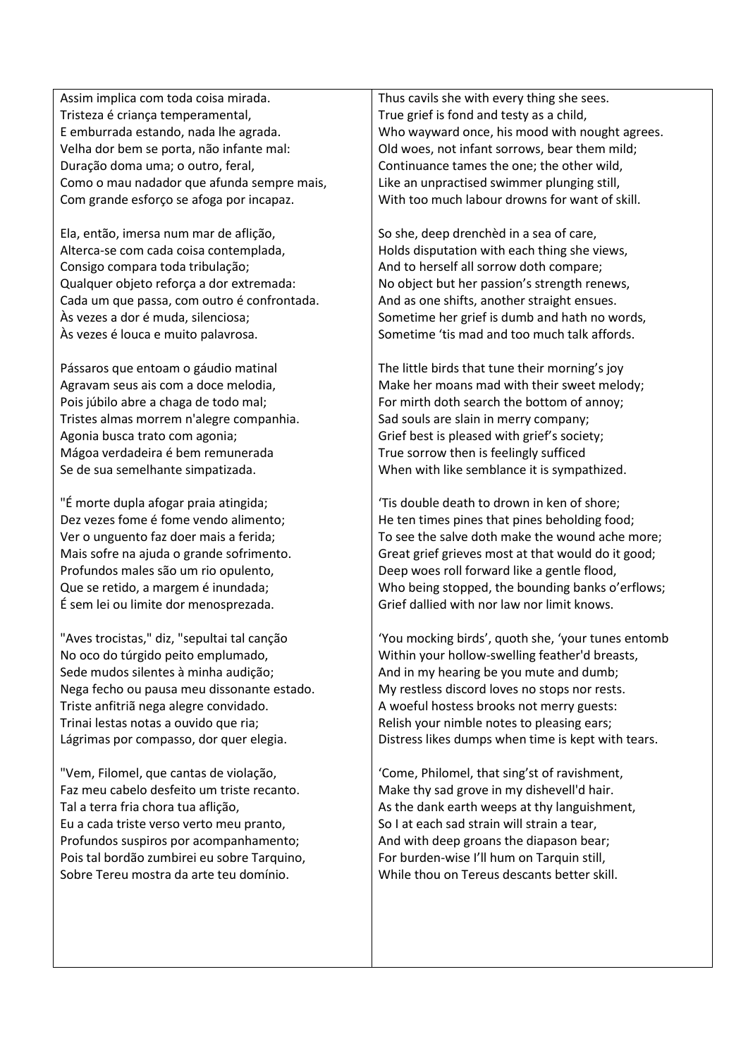Assim implica com toda coisa mirada.
Tristeza é criança temperamental,
E emburrada estando, nada lhe agrada.
Velha dor bem se porta, não infante mal:
Duração doma uma; o outro, feral,
Como o mau nadador que afunda sempre mais,
Com grande esforço se afoga por incapaz.

Ela, então, imersa num mar de aflição,
Alterca-se com cada coisa contemplada,
Consigo compara toda tribulação;
Qualquer objeto reforça a dor extremada:
Cada um que passa, com outro é confrontada.
Às vezes a dor é muda, silenciosa;
Às vezes é louca e muito palavrosa.

Pássaros que entoam o gáudio matinal
Agravam seus ais com a doce melodia,
Pois júbilo abre a chaga de todo mal;
Tristes almas morrem n'alegre companhia.
Agonia busca trato com agonia;
Mágoa verdadeira é bem remunerada
Se de sua semelhante simpatizada.

"É morte dupla afogar praia atingida;
Dez vezes fome é fome vendo alimento;
Ver o unguento faz doer mais a ferida;
Mais sofre na ajuda o grande sofrimento.
Profundos males são um rio opulento,
Que se retido, a margem é inundada;
É sem lei ou limite dor menosprezada.

"Aves trocistas," diz, "sepultai tal canção
No oco do túrgido peito emplumado,
Sede mudos silentes à minha audição;
Nega fecho ou pausa meu dissonante estado.
Triste anfitriã nega alegre convidado.
Trinai lestas notas a ouvido que ria;
Lágrimas por compasso, dor quer elegia.

"Vem, Filomel, que cantas de violação,
Faz meu cabelo desfeito um triste recanto.
Tal a terra fria chora tua aflição,
Eu a cada triste verso verto meu pranto,
Profundos suspiros por acompanhamento;
Pois tal bordão zumbirei eu sobre Tarquino,
Sobre Tereu mostra da arte teu domínio.

Thus cavils she with every thing she sees.
True grief is fond and testy as a child,
Who wayward once, his mood with nought agrees.
Old woes, not infant sorrows, bear them mild;
Continuance tames the one; the other wild,
Like an unpractised swimmer plunging still,
With too much labour drowns for want of skill.

So she, deep drenchèd in a sea of care,
Holds disputation with each thing she views,
And to herself all sorrow doth compare;
No object but her passion's strength renews,
And as one shifts, another straight ensues.
Sometime her grief is dumb and hath no words,
Sometime 'tis mad and too much talk affords.

The little birds that tune their morning's joy
Make her moans mad with their sweet melody;
For mirth doth search the bottom of annoy;
Sad souls are slain in merry company;
Grief best is pleased with grief's society;
True sorrow then is feelingly sufficed
When with like semblance it is sympathized.

'Tis double death to drown in ken of shore;
He ten times pines that pines beholding food;
To see the salve doth make the wound ache more;
Great grief grieves most at that would do it good;
Deep woes roll forward like a gentle flood,
Who being stopped, the bounding banks o'erflows;
Grief dallied with nor law nor limit knows.

'You mocking birds', quoth she, 'your tunes entomb
Within your hollow-swelling feather'd breasts,
And in my hearing be you mute and dumb;
My restless discord loves no stops nor rests.
A woeful hostess brooks not merry guests:
Relish your nimble notes to pleasing ears;
Distress likes dumps when time is kept with tears.

'Come, Philomel, that sing'st of ravishment,
Make thy sad grove in my dishevell'd hair.
As the dank earth weeps at thy languishment,
So I at each sad strain will strain a tear,
And with deep groans the diapason bear;
For burden-wise I'll hum on Tarquin still,
While thou on Tereus descants better skill.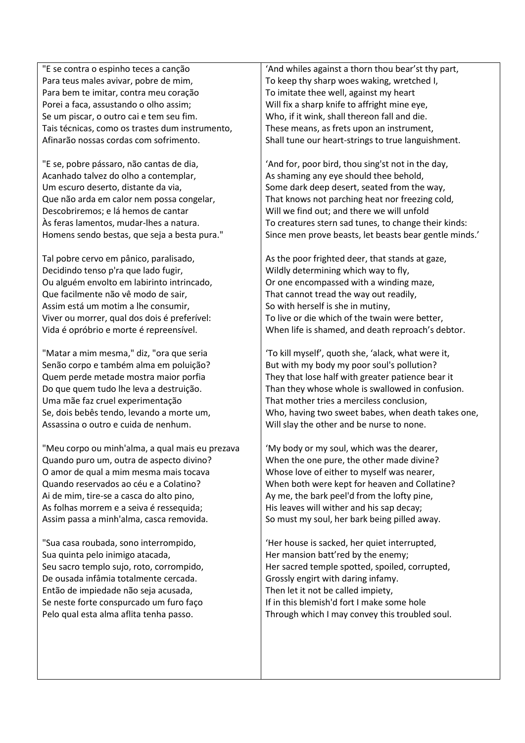"E se contra o espinho teces a canção
Para teus males avivar, pobre de mim,
Para bem te imitar, contra meu coração
Porei a faca, assustando o olho assim;
Se um piscar, o outro cai e tem seu fim.
Tais técnicas, como os trastes dum instrumento,
Afinarão nossas cordas com sofrimento.

"E se, pobre pássaro, não cantas de dia,
Acanhado talvez do olho a contemplar,
Um escuro deserto, distante da via,
Que não arda em calor nem possa congelar,
Descobriremos; e lá hemos de cantar
Às feras lamentos, mudar-lhes a natura.
Homens sendo bestas, que seja a besta pura."

Tal pobre cervo em pânico, paralisado,
Decidindo tenso p'ra que lado fugir,
Ou alguém envolto em labirinto intrincado,
Que facilmente não vê modo de sair,
Assim está um motim a lhe consumir,
Viver ou morrer, qual dos dois é preferível:
Vida é opróbrio e morte é repreensível.

"Matar a mim mesma," diz, "ora que seria
Senão corpo e também alma em poluição?
Quem perde metade mostra maior porfia
Do que quem tudo lhe leva a destruição.
Uma mãe faz cruel experimentação
Se, dois bebês tendo, levando a morte um,
Assassina o outro e cuida de nenhum.

"Meu corpo ou minh'alma, a qual mais eu prezava
Quando puro um, outra de aspecto divino?
O amor de qual a mim mesma mais tocava
Quando reservados ao céu e a Colatino?
Ai de mim, tire-se a casca do alto pino,
As folhas morrem e a seiva é ressequida;
Assim passa a minh'alma, casca removida.

"Sua casa roubada, sono interrompido,
Sua quinta pelo inimigo atacada,
Seu sacro templo sujo, roto, corrompido,
De ousada infâmia totalmente cercada.
Então de impiedade não seja acusada,
Se neste forte conspurcado um furo faço
Pelo qual esta alma aflita tenha passo.

'And whiles against a thorn thou bear'st thy part,
To keep thy sharp woes waking, wretched I,
To imitate thee well, against my heart
Will fix a sharp knife to affright mine eye,
Who, if it wink, shall thereon fall and die.
These means, as frets upon an instrument,
Shall tune our heart-strings to true languishment.

'And for, poor bird, thou sing'st not in the day,
As shaming any eye should thee behold,
Some dark deep desert, seated from the way,
That knows not parching heat nor freezing cold,
Will we find out; and there we will unfold
To creatures stern sad tunes, to change their kinds:
Since men prove beasts, let beasts bear gentle minds.'

As the poor frighted deer, that stands at gaze,
Wildly determining which way to fly,
Or one encompassed with a winding maze,
That cannot tread the way out readily,
So with herself is she in mutiny,
To live or die which of the twain were better,
When life is shamed, and death reproach's debtor.

'To kill myself', quoth she, 'alack, what were it,
But with my body my poor soul's pollution?
They that lose half with greater patience bear it
Than they whose whole is swallowed in confusion.
That mother tries a merciless conclusion,
Who, having two sweet babes, when death takes one,
Will slay the other and be nurse to none.

'My body or my soul, which was the dearer,
When the one pure, the other made divine?
Whose love of either to myself was nearer,
When both were kept for heaven and Collatine?
Ay me, the bark peel'd from the lofty pine,
His leaves will wither and his sap decay;
So must my soul, her bark being pilled away.

'Her house is sacked, her quiet interrupted,
Her mansion batt'red by the enemy;
Her sacred temple spotted, spoiled, corrupted,
Grossly engirt with daring infamy.
Then let it not be called impiety,
If in this blemish'd fort I make some hole
Through which I may convey this troubled soul.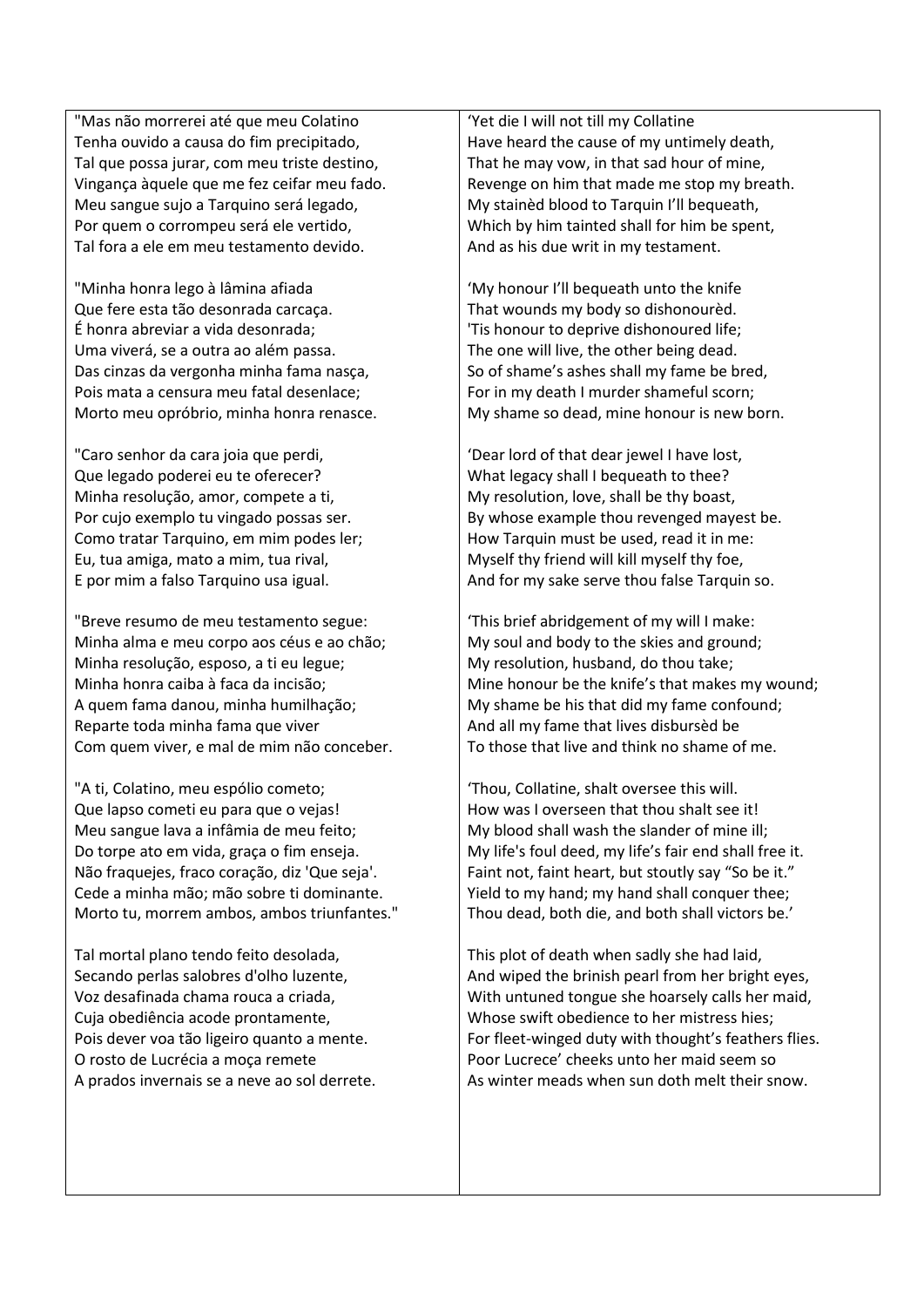"Mas não morrerei até que meu Colatino
Tenha ouvido a causa do fim precipitado,
Tal que possa jurar, com meu triste destino,
Vingança àquele que me fez ceifar meu fado.
Meu sangue sujo a Tarquino será legado,
Por quem o corrompeu será ele vertido,
Tal fora a ele em meu testamento devido.

"Minha honra lego à lâmina afiada
Que fere esta tão desonrada carcaça.
É honra abreviar a vida desonrada;
Uma viverá, se a outra ao além passa.
Das cinzas da vergonha minha fama nasça,
Pois mata a censura meu fatal desenlace;
Morto meu opróbrio, minha honra renasce.

"Caro senhor da cara joia que perdi,
Que legado poderei eu te oferecer?
Minha resolução, amor, compete a ti,
Por cujo exemplo tu vingado possas ser.
Como tratar Tarquino, em mim podes ler;
Eu, tua amiga, mato a mim, tua rival,
E por mim a falso Tarquino usa igual.

"Breve resumo de meu testamento segue:
Minha alma e meu corpo aos céus e ao chão;
Minha resolução, esposo, a ti eu legue;
Minha honra caiba à faca da incisão;
A quem fama danou, minha humilhação;
Reparte toda minha fama que viver
Com quem viver, e mal de mim não conceber.

"A ti, Colatino, meu espólio cometo;
Que lapso cometi eu para que o vejas!
Meu sangue lava a infâmia de meu feito;
Do torpe ato em vida, graça o fim enseja.
Não fraquejes, fraco coração, diz 'Que seja'.
Cede a minha mão; mão sobre ti dominante.
Morto tu, morrem ambos, ambos triunfantes."

Tal mortal plano tendo feito desolada,
Secando perlas salobres d'olho luzente,
Voz desafinada chama rouca a criada,
Cuja obediência acode prontamente,
Pois dever voa tão ligeiro quanto a mente.
O rosto de Lucrécia a moça remete
A prados invernais se a neve ao sol derrete.

'Yet die I will not till my Collatine
Have heard the cause of my untimely death,
That he may vow, in that sad hour of mine,
Revenge on him that made me stop my breath.
My stainèd blood to Tarquin I'll bequeath,
Which by him tainted shall for him be spent,
And as his due writ in my testament.

'My honour I'll bequeath unto the knife
That wounds my body so dishonourèd.
'Tis honour to deprive dishonoured life;
The one will live, the other being dead.
So of shame's ashes shall my fame be bred,
For in my death I murder shameful scorn;
My shame so dead, mine honour is new born.

'Dear lord of that dear jewel I have lost,
What legacy shall I bequeath to thee?
My resolution, love, shall be thy boast,
By whose example thou revenged mayest be.
How Tarquin must be used, read it in me:
Myself thy friend will kill myself thy foe,
And for my sake serve thou false Tarquin so.

'This brief abridgement of my will I make:
My soul and body to the skies and ground;
My resolution, husband, do thou take;
Mine honour be the knife's that makes my wound;
My shame be his that did my fame confound;
And all my fame that lives disbursèd be
To those that live and think no shame of me.

'Thou, Collatine, shalt oversee this will.
How was I overseen that thou shalt see it!
My blood shall wash the slander of mine ill;
My life's foul deed, my life's fair end shall free it.
Faint not, faint heart, but stoutly say "So be it."
Yield to my hand; my hand shall conquer thee;
Thou dead, both die, and both shall victors be.'

This plot of death when sadly she had laid,
And wiped the brinish pearl from her bright eyes,
With untuned tongue she hoarsely calls her maid,
Whose swift obedience to her mistress hies;
For fleet-winged duty with thought's feathers flies.
Poor Lucrece' cheeks unto her maid seem so
As winter meads when sun doth melt their snow.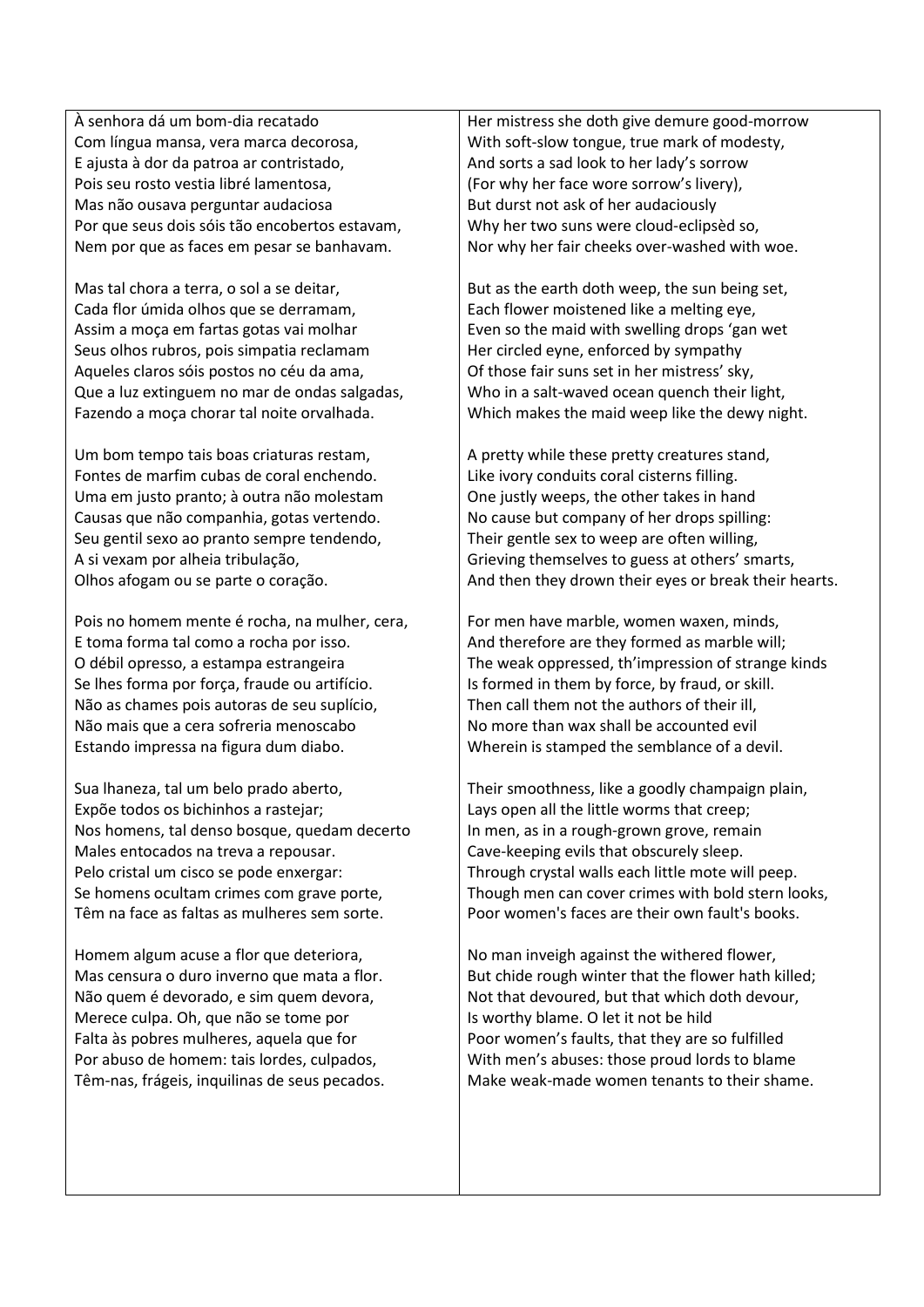À senhora dá um bom-dia recatado
Com língua mansa, vera marca decorosa,
E ajusta à dor da patroa ar contristado,
Pois seu rosto vestia libré lamentosa,
Mas não ousava perguntar audaciosa
Por que seus dois sóis tão encobertos estavam,
Nem por que as faces em pesar se banhavam.

Mas tal chora a terra, o sol a se deitar,
Cada flor úmida olhos que se derramam,
Assim a moça em fartas gotas vai molhar
Seus olhos rubros, pois simpatia reclamam
Aqueles claros sóis postos no céu da ama,
Que a luz extinguem no mar de ondas salgadas,
Fazendo a moça chorar tal noite orvalhada.

Um bom tempo tais boas criaturas restam,
Fontes de marfim cubas de coral enchendo.
Uma em justo pranto; à outra não molestam
Causas que não companhia, gotas vertendo.
Seu gentil sexo ao pranto sempre tendendo,
A si vexam por alheia tribulação,
Olhos afogam ou se parte o coração.

Pois no homem mente é rocha, na mulher, cera,
E toma forma tal como a rocha por isso.
O débil opresso, a estampa estrangeira
Se lhes forma por força, fraude ou artifício.
Não as chames pois autoras de seu suplício,
Não mais que a cera sofreria menoscabo
Estando impressa na figura dum diabo.

Sua lhaneza, tal um belo prado aberto,
Expõe todos os bichinhos a rastejar;
Nos homens, tal denso bosque, quedam decerto
Males entocados na treva a repousar.
Pelo cristal um cisco se pode enxergar:
Se homens ocultam crimes com grave porte,
Têm na face as faltas as mulheres sem sorte.

Homem algum acuse a flor que deteriora,
Mas censura o duro inverno que mata a flor.
Não quem é devorado, e sim quem devora,
Merece culpa. Oh, que não se tome por
Falta às pobres mulheres, aquela que for
Por abuso de homem: tais lordes, culpados,
Têm-nas, frágeis, inquilinas de seus pecados.

Her mistress she doth give demure good-morrow
With soft-slow tongue, true mark of modesty,
And sorts a sad look to her lady's sorrow
(For why her face wore sorrow's livery),
But durst not ask of her audaciously
Why her two suns were cloud-eclipsèd so,
Nor why her fair cheeks over-washed with woe.

But as the earth doth weep, the sun being set,
Each flower moistened like a melting eye,
Even so the maid with swelling drops 'gan wet
Her circled eyne, enforced by sympathy
Of those fair suns set in her mistress' sky,
Who in a salt-waved ocean quench their light,
Which makes the maid weep like the dewy night.

A pretty while these pretty creatures stand,
Like ivory conduits coral cisterns filling.
One justly weeps, the other takes in hand
No cause but company of her drops spilling:
Their gentle sex to weep are often willing,
Grieving themselves to guess at others' smarts,
And then they drown their eyes or break their hearts.

For men have marble, women waxen, minds,
And therefore are they formed as marble will;
The weak oppressed, th'impression of strange kinds
Is formed in them by force, by fraud, or skill.
Then call them not the authors of their ill,
No more than wax shall be accounted evil
Wherein is stamped the semblance of a devil.

Their smoothness, like a goodly champaign plain,
Lays open all the little worms that creep;
In men, as in a rough-grown grove, remain
Cave-keeping evils that obscurely sleep.
Through crystal walls each little mote will peep.
Though men can cover crimes with bold stern looks,
Poor women's faces are their own fault's books.

No man inveigh against the withered flower,
But chide rough winter that the flower hath killed;
Not that devoured, but that which doth devour,
Is worthy blame. O let it not be hild
Poor women's faults, that they are so fulfilled
With men's abuses: those proud lords to blame
Make weak-made women tenants to their shame.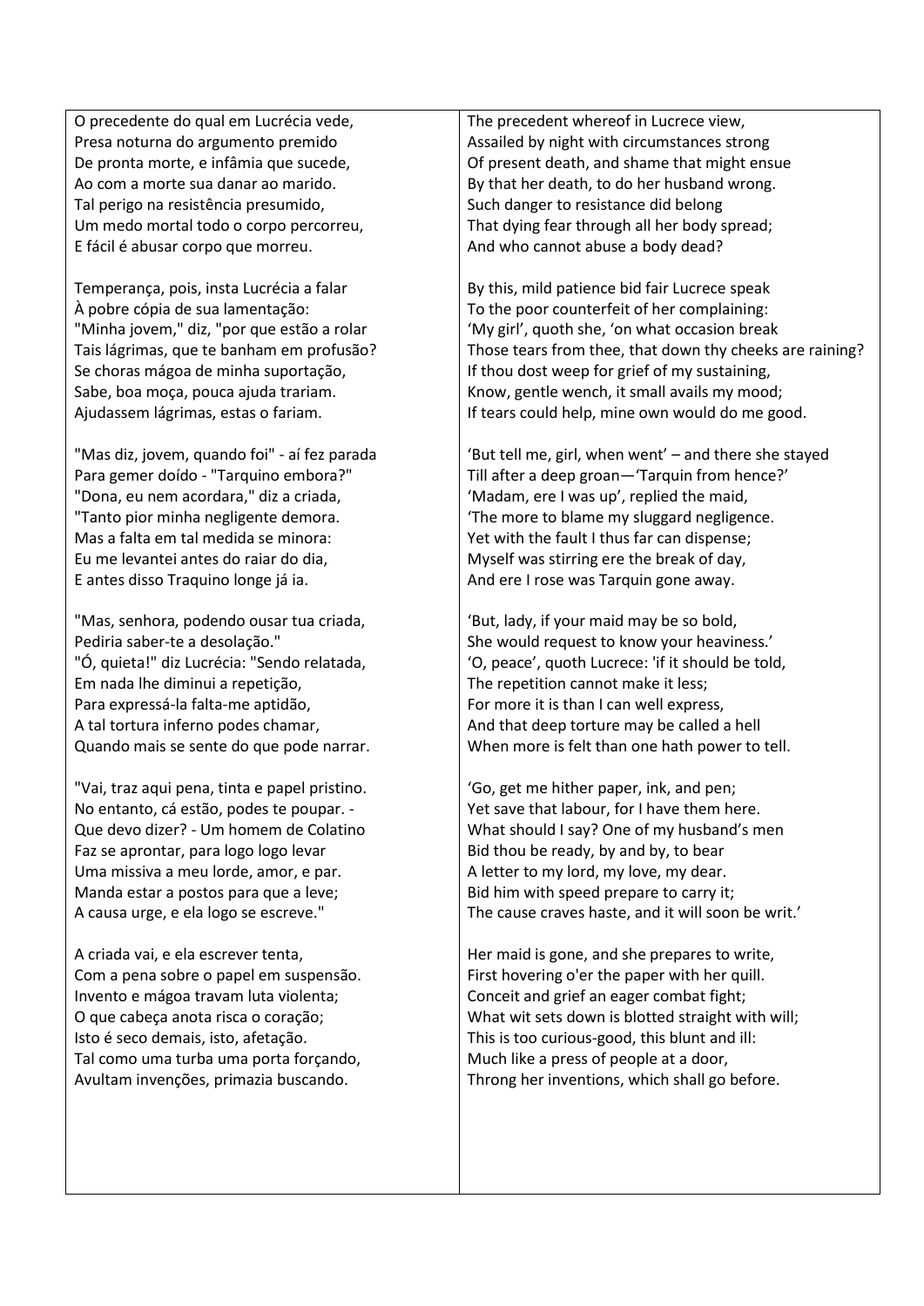| | |
|---|---|
| O precedente do qual em Lucrécia vede,<br>Presa noturna do argumento premido<br>De pronta morte, e infâmia que sucede,<br>Ao com a morte sua danar ao marido.<br>Tal perigo na resistência presumido,<br>Um medo mortal todo o corpo percorreu,<br>E fácil é abusar corpo que morreu.<br><br>Temperança, pois, insta Lucrécia a falar<br>À pobre cópia de sua lamentação:<br>"Minha jovem," diz, "por que estão a rolar<br>Tais lágrimas, que te banham em profusão?<br>Se choras mágoa de minha suportação,<br>Sabe, boa moça, pouca ajuda trariam.<br>Ajudassem lágrimas, estas o fariam.<br><br>"Mas diz, jovem, quando foi" - aí fez parada<br>Para gemer doído - "Tarquino embora?"<br>"Dona, eu nem acordara," diz a criada,<br>"Tanto pior minha negligente demora.<br>Mas a falta em tal medida se minora:<br>Eu me levantei antes do raiar do dia,<br>E antes disso Traquino longe já ia.<br><br>"Mas, senhora, podendo ousar tua criada,<br>Pediria saber-te a desolação."<br>"Ó, quieta!" diz Lucrécia: "Sendo relatada,<br>Em nada lhe diminui a repetição,<br>Para expressá-la falta-me aptidão,<br>A tal tortura inferno podes chamar,<br>Quando mais se sente do que pode narrar.<br><br>"Vai, traz aqui pena, tinta e papel pristino.<br>No entanto, cá estão, podes te poupar. -<br>Que devo dizer? - Um homem de Colatino<br>Faz se aprontar, para logo logo levar<br>Uma missiva a meu lorde, amor, e par.<br>Manda estar a postos para que a leve;<br>A causa urge, e ela logo se escreve."<br><br>A criada vai, e ela escrever tenta,<br>Com a pena sobre o papel em suspensão.<br>Invento e mágoa travam luta violenta;<br>O que cabeça anota risca o coração;<br>Isto é seco demais, isto, afetação.<br>Tal como uma turba uma porta forçando,<br>Avultam invenções, primazia buscando. | The precedent whereof in Lucrece view,<br>Assailed by night with circumstances strong<br>Of present death, and shame that might ensue<br>By that her death, to do her husband wrong.<br>Such danger to resistance did belong<br>That dying fear through all her body spread;<br>And who cannot abuse a body dead?<br><br>By this, mild patience bid fair Lucrece speak<br>To the poor counterfeit of her complaining:<br>'My girl', quoth she, 'on what occasion break<br>Those tears from thee, that down thy cheeks are raining?<br>If thou dost weep for grief of my sustaining,<br>Know, gentle wench, it small avails my mood;<br>If tears could help, mine own would do me good.<br><br>'But tell me, girl, when went' – and there she stayed<br>Till after a deep groan—'Tarquin from hence?'<br>'Madam, ere I was up', replied the maid,<br>'The more to blame my sluggard negligence.<br>Yet with the fault I thus far can dispense;<br>Myself was stirring ere the break of day,<br>And ere I rose was Tarquin gone away.<br><br>'But, lady, if your maid may be so bold,<br>She would request to know your heaviness.'<br>'O, peace', quoth Lucrece: 'if it should be told,<br>The repetition cannot make it less;<br>For more it is than I can well express,<br>And that deep torture may be called a hell<br>When more is felt than one hath power to tell.<br><br>'Go, get me hither paper, ink, and pen;<br>Yet save that labour, for I have them here.<br>What should I say? One of my husband's men<br>Bid thou be ready, by and by, to bear<br>A letter to my lord, my love, my dear.<br>Bid him with speed prepare to carry it;<br>The cause craves haste, and it will soon be writ.'<br><br>Her maid is gone, and she prepares to write,<br>First hovering o'er the paper with her quill.<br>Conceit and grief an eager combat fight;<br>What wit sets down is blotted straight with will;<br>This is too curious-good, this blunt and ill:<br>Much like a press of people at a door,<br>Throng her inventions, which shall go before. |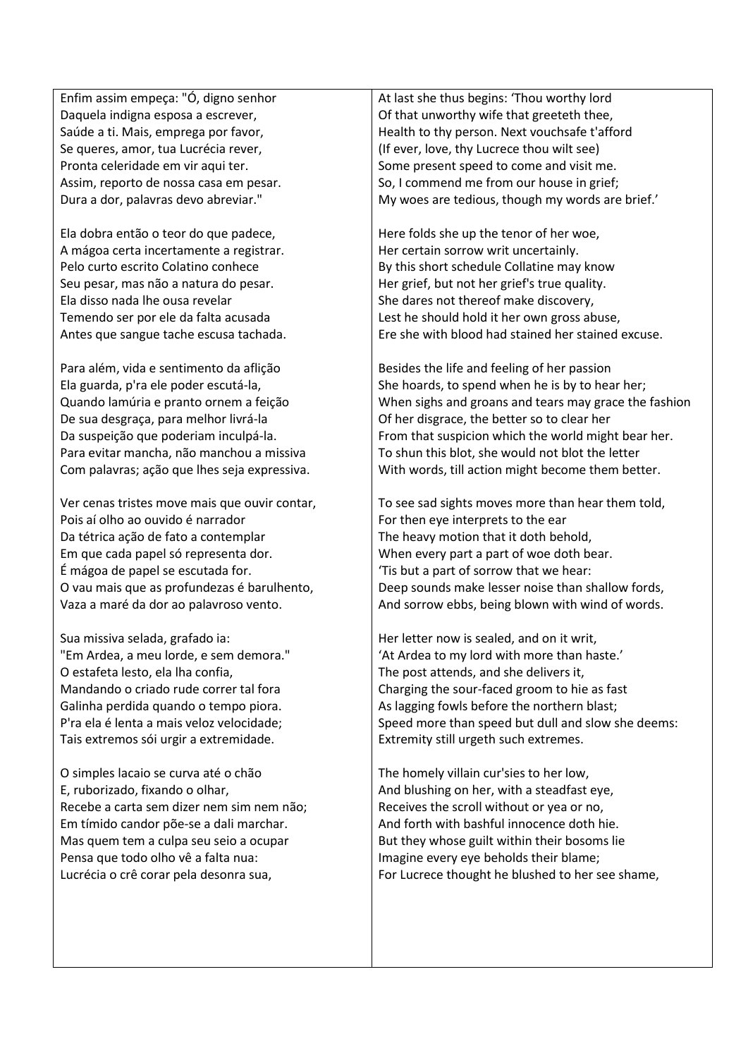| | |
|---|---|
| Enfim assim empeça: "Ó, digno senhor<br>Daquela indigna esposa a escrever,<br>Saúde a ti. Mais, emprega por favor,<br>Se queres, amor, tua Lucrécia rever,<br>Pronta celeridade em vir aqui ter.<br>Assim, reporto de nossa casa em pesar.<br>Dura a dor, palavras devo abreviar." | At last she thus begins: 'Thou worthy lord<br>Of that unworthy wife that greeteth thee,<br>Health to thy person. Next vouchsafe t'afford<br>(If ever, love, thy Lucrece thou wilt see)<br>Some present speed to come and visit me.<br>So, I commend me from our house in grief;<br>My woes are tedious, though my words are brief.' |
| Ela dobra então o teor do que padece,<br>A mágoa certa incertamente a registrar.<br>Pelo curto escrito Colatino conhece<br>Seu pesar, mas não a natura do pesar.<br>Ela disso nada lhe ousa revelar<br>Temendo ser por ele da falta acusada<br>Antes que sangue tache escusa tachada. | Here folds she up the tenor of her woe,<br>Her certain sorrow writ uncertainly.<br>By this short schedule Collatine may know<br>Her grief, but not her grief's true quality.<br>She dares not thereof make discovery,<br>Lest he should hold it her own gross abuse,<br>Ere she with blood had stained her stained excuse. |
| Para além, vida e sentimento da aflição<br>Ela guarda, p'ra ele poder escutá-la,<br>Quando lamúria e pranto ornem a feição<br>De sua desgraça, para melhor livrá-la<br>Da suspeição que poderiam inculpá-la.<br>Para evitar mancha, não manchou a missiva<br>Com palavras; ação que lhes seja expressiva. | Besides the life and feeling of her passion<br>She hoards, to spend when he is by to hear her;<br>When sighs and groans and tears may grace the fashion<br>Of her disgrace, the better so to clear her<br>From that suspicion which the world might bear her.<br>To shun this blot, she would not blot the letter<br>With words, till action might become them better. |
| Ver cenas tristes move mais que ouvir contar,<br>Pois aí olho ao ouvido é narrador<br>Da tétrica ação de fato a contemplar<br>Em que cada papel só representa dor.<br>É mágoa de papel se escutada for.<br>O vau mais que as profundezas é barulhento,<br>Vaza a maré da dor ao palavroso vento. | To see sad sights moves more than hear them told,<br>For then eye interprets to the ear<br>The heavy motion that it doth behold,<br>When every part a part of woe doth bear.<br>'Tis but a part of sorrow that we hear:<br>Deep sounds make lesser noise than shallow fords,<br>And sorrow ebbs, being blown with wind of words. |
| Sua missiva selada, grafado ia:<br>"Em Ardea, a meu lorde, e sem demora."<br>O estafeta lesto, ela lha confia,<br>Mandando o criado rude correr tal fora<br>Galinha perdida quando o tempo piora.<br>P'ra ela é lenta a mais veloz velocidade;<br>Tais extremos sói urgir a extremidade. | Her letter now is sealed, and on it writ,<br>'At Ardea to my lord with more than haste.'<br>The post attends, and she delivers it,<br>Charging the sour-faced groom to hie as fast<br>As lagging fowls before the northern blast;<br>Speed more than speed but dull and slow she deems:<br>Extremity still urgeth such extremes. |
| O simples lacaio se curva até o chão<br>E, ruborizado, fixando o olhar,<br>Recebe a carta sem dizer nem sim nem não;<br>Em tímido candor põe-se a dali marchar.<br>Mas quem tem a culpa seu seio a ocupar<br>Pensa que todo olho vê a falta nua:<br>Lucrécia o crê corar pela desonra sua, | The homely villain cur'sies to her low,<br>And blushing on her, with a steadfast eye,<br>Receives the scroll without or yea or no,<br>And forth with bashful innocence doth hie.<br>But they whose guilt within their bosoms lie<br>Imagine every eye beholds their blame;<br>For Lucrece thought he blushed to her see shame, |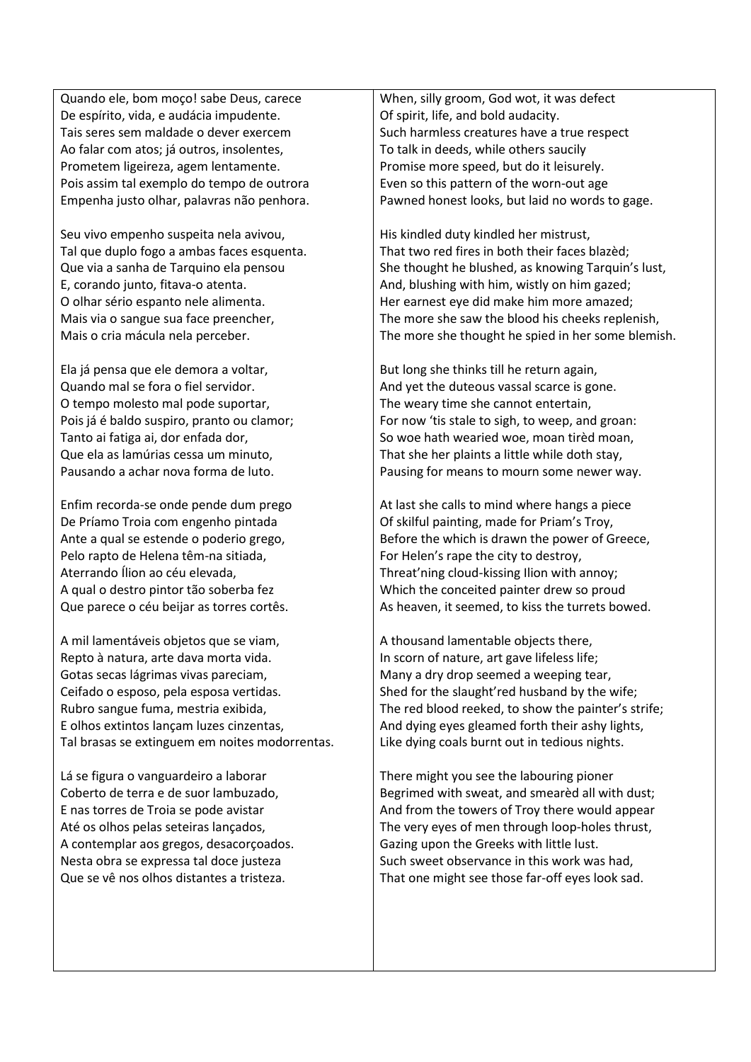Quando ele, bom moço! sabe Deus, carece
De espírito, vida, e audácia impudente.
Tais seres sem maldade o dever exercem
Ao falar com atos; já outros, insolentes,
Prometem ligeireza, agem lentamente.
Pois assim tal exemplo do tempo de outrora
Empenha justo olhar, palavras não penhora.

Seu vivo empenho suspeita nela avivou,
Tal que duplo fogo a ambas faces esquenta.
Que via a sanha de Tarquino ela pensou
E, corando junto, fitava-o atenta.
O olhar sério espanto nele alimenta.
Mais via o sangue sua face preencher,
Mais o cria mácula nela perceber.

Ela já pensa que ele demora a voltar,
Quando mal se fora o fiel servidor.
O tempo molesto mal pode suportar,
Pois já é baldo suspiro, pranto ou clamor;
Tanto ai fatiga ai, dor enfada dor,
Que ela as lamúrias cessa um minuto,
Pausando a achar nova forma de luto.

Enfim recorda-se onde pende dum prego
De Príamo Troia com engenho pintada
Ante a qual se estende o poderio grego,
Pelo rapto de Helena têm-na sitiada,
Aterrando Ílion ao céu elevada,
A qual o destro pintor tão soberba fez
Que parece o céu beijar as torres cortês.

A mil lamentáveis objetos que se viam,
Repto à natura, arte dava morta vida.
Gotas secas lágrimas vivas pareciam,
Ceifado o esposo, pela esposa vertidas.
Rubro sangue fuma, mestria exibida,
E olhos extintos lançam luzes cinzentas,
Tal brasas se extinguem em noites modorrentas.

Lá se figura o vanguardeiro a laborar
Coberto de terra e de suor lambuzado,
E nas torres de Troia se pode avistar
Até os olhos pelas seteiras lançados,
A contemplar aos gregos, desacorçoados.
Nesta obra se expressa tal doce justeza
Que se vê nos olhos distantes a tristeza.

When, silly groom, God wot, it was defect
Of spirit, life, and bold audacity.
Such harmless creatures have a true respect
To talk in deeds, while others saucily
Promise more speed, but do it leisurely.
Even so this pattern of the worn-out age
Pawned honest looks, but laid no words to gage.

His kindled duty kindled her mistrust,
That two red fires in both their faces blazèd;
She thought he blushed, as knowing Tarquin's lust,
And, blushing with him, wistly on him gazed;
Her earnest eye did make him more amazed;
The more she saw the blood his cheeks replenish,
The more she thought he spied in her some blemish.

But long she thinks till he return again,
And yet the duteous vassal scarce is gone.
The weary time she cannot entertain,
For now 'tis stale to sigh, to weep, and groan:
So woe hath wearied woe, moan tirèd moan,
That she her plaints a little while doth stay,
Pausing for means to mourn some newer way.

At last she calls to mind where hangs a piece
Of skilful painting, made for Priam's Troy,
Before the which is drawn the power of Greece,
For Helen's rape the city to destroy,
Threat'ning cloud-kissing Ilion with annoy;
Which the conceited painter drew so proud
As heaven, it seemed, to kiss the turrets bowed.

A thousand lamentable objects there,
In scorn of nature, art gave lifeless life;
Many a dry drop seemed a weeping tear,
Shed for the slaught'red husband by the wife;
The red blood reeked, to show the painter's strife;
And dying eyes gleamed forth their ashy lights,
Like dying coals burnt out in tedious nights.

There might you see the labouring pioner
Begrimed with sweat, and smearèd all with dust;
And from the towers of Troy there would appear
The very eyes of men through loop-holes thrust,
Gazing upon the Greeks with little lust.
Such sweet observance in this work was had,
That one might see those far-off eyes look sad.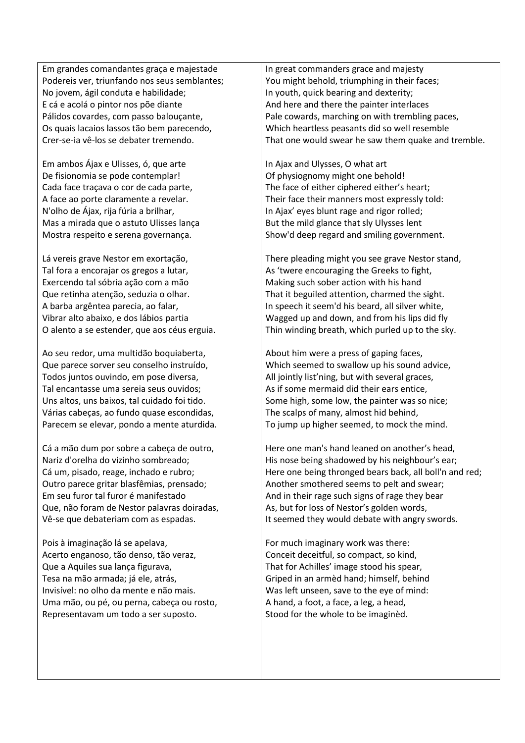| | |
|---|---|
| Em grandes comandantes graça e majestade<br>Podereis ver, triunfando nos seus semblantes;<br>No jovem, ágil conduta e habilidade;<br>E cá e acolá o pintor nos põe diante<br>Pálidos covardes, com passo balouçante,<br>Os quais lacaios lassos tão bem parecendo,<br>Crer-se-ia vê-los se debater tremendo. | In great commanders grace and majesty<br>You might behold, triumphing in their faces;<br>In youth, quick bearing and dexterity;<br>And here and there the painter interlaces<br>Pale cowards, marching on with trembling paces,<br>Which heartless peasants did so well resemble<br>That one would swear he saw them quake and tremble. |
| Em ambos Ájax e Ulisses, ó, que arte<br>De fisionomia se pode contemplar!<br>Cada face traçava o cor de cada parte,<br>A face ao porte claramente a revelar.<br>N'olho de Ájax, rija fúria a brilhar,<br>Mas a mirada que o astuto Ulisses lança<br>Mostra respeito e serena governança. | In Ajax and Ulysses, O what art<br>Of physiognomy might one behold!<br>The face of either ciphered either's heart;<br>Their face their manners most expressly told:<br>In Ajax' eyes blunt rage and rigor rolled;<br>But the mild glance that sly Ulysses lent<br>Show'd deep regard and smiling government. |
| Lá vereis grave Nestor em exortação,<br>Tal fora a encorajar os gregos a lutar,<br>Exercendo tal sóbria ação com a mão<br>Que retinha atenção, seduzia o olhar.<br>A barba argêntea parecia, ao falar,<br>Vibrar alto abaixo, e dos lábios partia<br>O alento a se estender, que aos céus erguia. | There pleading might you see grave Nestor stand,<br>As 'twere encouraging the Greeks to fight,<br>Making such sober action with his hand<br>That it beguiled attention, charmed the sight.<br>In speech it seem'd his beard, all silver white,<br>Wagged up and down, and from his lips did fly<br>Thin winding breath, which purled up to the sky. |
| Ao seu redor, uma multidão boquiaberta,<br>Que parece sorver seu conselho instruído,<br>Todos juntos ouvindo, em pose diversa,<br>Tal encantasse uma sereia seus ouvidos;<br>Uns altos, uns baixos, tal cuidado foi tido.<br>Várias cabeças, ao fundo quase escondidas,<br>Parecem se elevar, pondo a mente aturdida. | About him were a press of gaping faces,<br>Which seemed to swallow up his sound advice,<br>All jointly list'ning, but with several graces,<br>As if some mermaid did their ears entice,<br>Some high, some low, the painter was so nice;<br>The scalps of many, almost hid behind,<br>To jump up higher seemed, to mock the mind. |
| Cá a mão dum por sobre a cabeça de outro,<br>Nariz d'orelha do vizinho sombreado;<br>Cá um, pisado, reage, inchado e rubro;<br>Outro parece gritar blasfêmias, prensado;<br>Em seu furor tal furor é manifestado<br>Que, não foram de Nestor palavras doiradas,<br>Vê-se que debateriam com as espadas. | Here one man's hand leaned on another's head,<br>His nose being shadowed by his neighbour's ear;<br>Here one being thronged bears back, all boll'n and red;<br>Another smothered seems to pelt and swear;<br>And in their rage such signs of rage they bear<br>As, but for loss of Nestor's golden words,<br>It seemed they would debate with angry swords. |
| Pois à imaginação lá se apelava,<br>Acerto enganoso, tão denso, tão veraz,<br>Que a Aquiles sua lança figurava,<br>Tesa na mão armada; já ele, atrás,<br>Invisível: no olho da mente e não mais.<br>Uma mão, ou pé, ou perna, cabeça ou rosto,<br>Representavam um todo a ser suposto. | For much imaginary work was there:<br>Conceit deceitful, so compact, so kind,<br>That for Achilles' image stood his spear,<br>Griped in an armèd hand; himself, behind<br>Was left unseen, save to the eye of mind:<br>A hand, a foot, a face, a leg, a head,<br>Stood for the whole to be imaginèd. |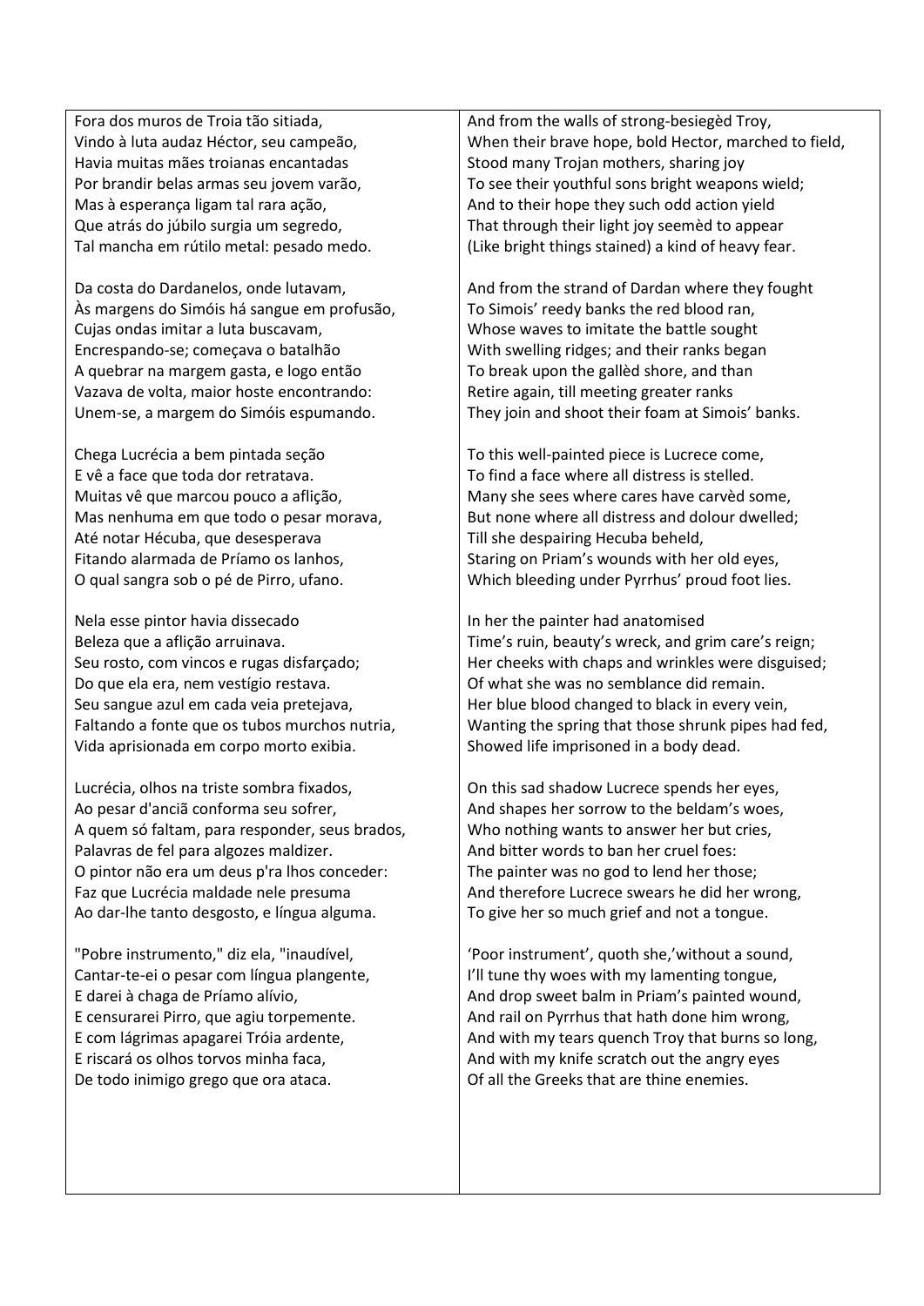| | |
|---|---|
| Fora dos muros de Troia tão sitiada,<br>Vindo à luta audaz Héctor, seu campeão,<br>Havia muitas mães troianas encantadas<br>Por brandir belas armas seu jovem varão,<br>Mas à esperança ligam tal rara ação,<br>Que atrás do júbilo surgia um segredo,<br>Tal mancha em rútilo metal: pesado medo. | And from the walls of strong-besiegèd Troy,<br>When their brave hope, bold Hector, marched to field,<br>Stood many Trojan mothers, sharing joy<br>To see their youthful sons bright weapons wield;<br>And to their hope they such odd action yield<br>That through their light joy seemèd to appear<br>(Like bright things stained) a kind of heavy fear. |
| Da costa do Dardanelos, onde lutavam,<br>Às margens do Simóis há sangue em profusão,<br>Cujas ondas imitar a luta buscavam,<br>Encrespando-se; começava o batalhão<br>A quebrar na margem gasta, e logo então<br>Vazava de volta, maior hoste encontrando:<br>Unem-se, a margem do Simóis espumando. | And from the strand of Dardan where they fought<br>To Simois' reedy banks the red blood ran,<br>Whose waves to imitate the battle sought<br>With swelling ridges; and their ranks began<br>To break upon the gallèd shore, and than<br>Retire again, till meeting greater ranks<br>They join and shoot their foam at Simois' banks. |
| Chega Lucrécia a bem pintada seção<br>E vê a face que toda dor retratava.<br>Muitas vê que marcou pouco a aflição,<br>Mas nenhuma em que todo o pesar morava,<br>Até notar Hécuba, que desesperava<br>Fitando alarmada de Príamo os lanhos,<br>O qual sangra sob o pé de Pirro, ufano. | To this well-painted piece is Lucrece come,<br>To find a face where all distress is stelled.<br>Many she sees where cares have carvèd some,<br>But none where all distress and dolour dwelled;<br>Till she despairing Hecuba beheld,<br>Staring on Priam's wounds with her old eyes,<br>Which bleeding under Pyrrhus' proud foot lies. |
| Nela esse pintor havia dissecado<br>Beleza que a aflição arruinava.<br>Seu rosto, com vincos e rugas disfarçado;<br>Do que ela era, nem vestígio restava.<br>Seu sangue azul em cada veia pretejava,<br>Faltando a fonte que os tubos murchos nutria,<br>Vida aprisionada em corpo morto exibia. | In her the painter had anatomised<br>Time's ruin, beauty's wreck, and grim care's reign;<br>Her cheeks with chaps and wrinkles were disguised;<br>Of what she was no semblance did remain.<br>Her blue blood changed to black in every vein,<br>Wanting the spring that those shrunk pipes had fed,<br>Showed life imprisoned in a body dead. |
| Lucrécia, olhos na triste sombra fixados,<br>Ao pesar d'anciã conforma seu sofrer,<br>A quem só faltam, para responder, seus brados,<br>Palavras de fel para algozes maldizer.<br>O pintor não era um deus p'ra lhos conceder:<br>Faz que Lucrécia maldade nele presuma<br>Ao dar-lhe tanto desgosto, e língua alguma. | On this sad shadow Lucrece spends her eyes,<br>And shapes her sorrow to the beldam's woes,<br>Who nothing wants to answer her but cries,<br>And bitter words to ban her cruel foes:<br>The painter was no god to lend her those;<br>And therefore Lucrece swears he did her wrong,<br>To give her so much grief and not a tongue. |
| "Pobre instrumento," diz ela, "inaudível,<br>Cantar-te-ei o pesar com língua plangente,<br>E darei à chaga de Príamo alívio,<br>E censurarei Pirro, que agiu torpemente.<br>E com lágrimas apagarei Tróia ardente,<br>E riscará os olhos torvos minha faca,<br>De todo inimigo grego que ora ataca. | 'Poor instrument', quoth she,'without a sound,<br>I'll tune thy woes with my lamenting tongue,<br>And drop sweet balm in Priam's painted wound,<br>And rail on Pyrrhus that hath done him wrong,<br>And with my tears quench Troy that burns so long,<br>And with my knife scratch out the angry eyes<br>Of all the Greeks that are thine enemies. |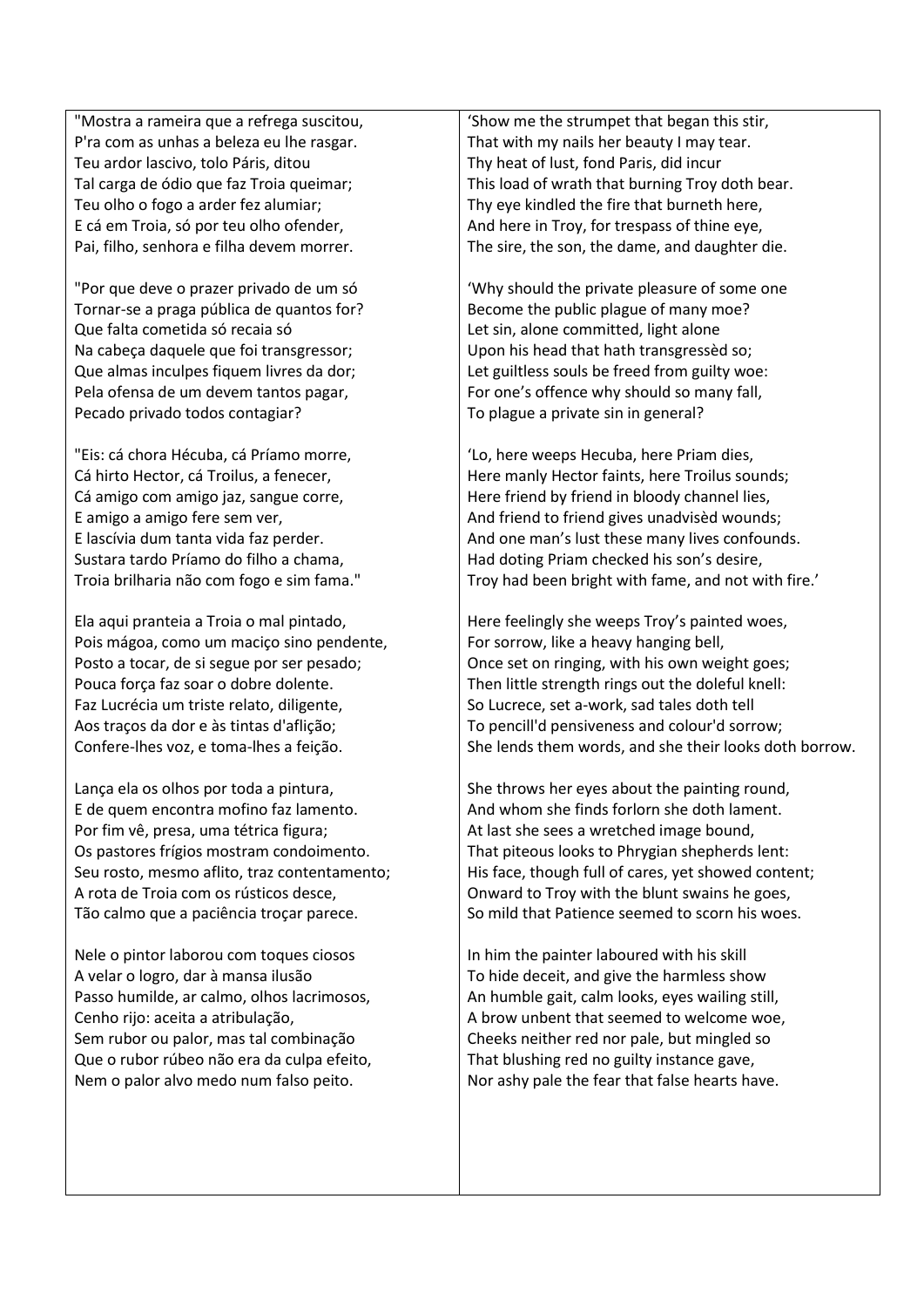| | |
|---|---|
| "Mostra a rameira que a refrega suscitou,<br>P'ra com as unhas a beleza eu lhe rasgar.<br>Teu ardor lascivo, tolo Páris, ditou<br>Tal carga de ódio que faz Troia queimar;<br>Teu olho o fogo a arder fez alumiar;<br>E cá em Troia, só por teu olho ofender,<br>Pai, filho, senhora e filha devem morrer. | 'Show me the strumpet that began this stir,<br>That with my nails her beauty I may tear.<br>Thy heat of lust, fond Paris, did incur<br>This load of wrath that burning Troy doth bear.<br>Thy eye kindled the fire that burneth here,<br>And here in Troy, for trespass of thine eye,<br>The sire, the son, the dame, and daughter die. |
| "Por que deve o prazer privado de um só<br>Tornar-se a praga pública de quantos for?<br>Que falta cometida só recaia só<br>Na cabeça daquele que foi transgressor;<br>Que almas inculpes fiquem livres da dor;<br>Pela ofensa de um devem tantos pagar,<br>Pecado privado todos contagiar? | 'Why should the private pleasure of some one<br>Become the public plague of many moe?<br>Let sin, alone committed, light alone<br>Upon his head that hath transgressèd so;<br>Let guiltless souls be freed from guilty woe:<br>For one's offence why should so many fall,<br>To plague a private sin in general? |
| "Eis: cá chora Hécuba, cá Príamo morre,<br>Cá hirto Hector, cá Troilus, a fenecer,<br>Cá amigo com amigo jaz, sangue corre,<br>E amigo a amigo fere sem ver,<br>E lascívia dum tanta vida faz perder.<br>Sustara tardo Príamo do filho a chama,<br>Troia brilharia não com fogo e sim fama." | 'Lo, here weeps Hecuba, here Priam dies,<br>Here manly Hector faints, here Troilus sounds;<br>Here friend by friend in bloody channel lies,<br>And friend to friend gives unadvisèd wounds;<br>And one man's lust these many lives confounds.<br>Had doting Priam checked his son's desire,<br>Troy had been bright with fame, and not with fire.' |
| Ela aqui pranteia a Troia o mal pintado,<br>Pois mágoa, como um maciço sino pendente,<br>Posto a tocar, de si segue por ser pesado;<br>Pouca força faz soar o dobre dolente.<br>Faz Lucrécia um triste relato, diligente,<br>Aos traços da dor e às tintas d'aflição;<br>Confere-lhes voz, e toma-lhes a feição. | Here feelingly she weeps Troy's painted woes,<br>For sorrow, like a heavy hanging bell,<br>Once set on ringing, with his own weight goes;<br>Then little strength rings out the doleful knell:<br>So Lucrece, set a-work, sad tales doth tell<br>To pencill'd pensiveness and colour'd sorrow;<br>She lends them words, and she their looks doth borrow. |
| Lança ela os olhos por toda a pintura,<br>E de quem encontra mofino faz lamento.<br>Por fim vê, presa, uma tétrica figura;<br>Os pastores frígios mostram condoimento.<br>Seu rosto, mesmo aflito, traz contentamento;<br>A rota de Troia com os rústicos desce,<br>Tão calmo que a paciência troçar parece. | She throws her eyes about the painting round,<br>And whom she finds forlorn she doth lament.<br>At last she sees a wretched image bound,<br>That piteous looks to Phrygian shepherds lent:<br>His face, though full of cares, yet showed content;<br>Onward to Troy with the blunt swains he goes,<br>So mild that Patience seemed to scorn his woes. |
| Nele o pintor laborou com toques ciosos<br>A velar o logro, dar à mansa ilusão<br>Passo humilde, ar calmo, olhos lacrimosos,<br>Cenho rijo: aceita a atribulação,<br>Sem rubor ou palor, mas tal combinação<br>Que o rubor rúbeo não era da culpa efeito,<br>Nem o palor alvo medo num falso peito. | In him the painter laboured with his skill<br>To hide deceit, and give the harmless show<br>An humble gait, calm looks, eyes wailing still,<br>A brow unbent that seemed to welcome woe,<br>Cheeks neither red nor pale, but mingled so<br>That blushing red no guilty instance gave,<br>Nor ashy pale the fear that false hearts have. |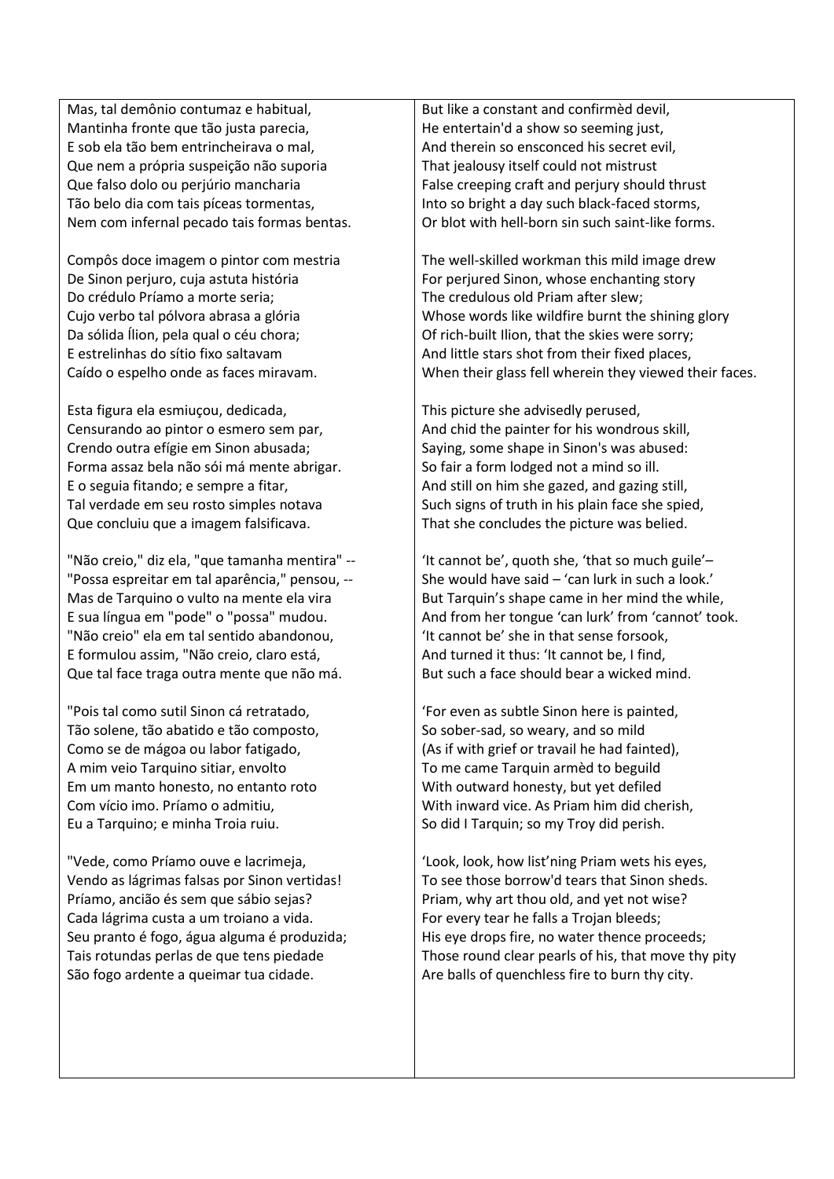| | |
|---|---|
| Mas, tal demônio contumaz e habitual,<br>Mantinha fronte que tão justa parecia,<br>E sob ela tão bem entrincheirava o mal,<br>Que nem a própria suspeição não suporia<br>Que falso dolo ou perjúrio mancharia<br>Tão belo dia com tais píceas tormentas,<br>Nem com infernal pecado tais formas bentas. | But like a constant and confirmèd devil,<br>He entertain'd a show so seeming just,<br>And therein so ensconced his secret evil,<br>That jealousy itself could not mistrust<br>False creeping craft and perjury should thrust<br>Into so bright a day such black-faced storms,<br>Or blot with hell-born sin such saint-like forms. |
| Compôs doce imagem o pintor com mestria<br>De Sinon perjuro, cuja astuta história<br>Do crédulo Príamo a morte seria;<br>Cujo verbo tal pólvora abrasa a glória<br>Da sólida Ílion, pela qual o céu chora;<br>E estrelinhas do sítio fixo saltavam<br>Caído o espelho onde as faces miravam. | The well-skilled workman this mild image drew<br>For perjured Sinon, whose enchanting story<br>The credulous old Priam after slew;<br>Whose words like wildfire burnt the shining glory<br>Of rich-built Ilion, that the skies were sorry;<br>And little stars shot from their fixed places,<br>When their glass fell wherein they viewed their faces. |
| Esta figura ela esmiuçou, dedicada,<br>Censurando ao pintor o esmero sem par,<br>Crendo outra efígie em Sinon abusada;<br>Forma assaz bela não sói má mente abrigar.<br>E o seguia fitando; e sempre a fitar,<br>Tal verdade em seu rosto simples notava<br>Que concluiu que a imagem falsificava. | This picture she advisedly perused,<br>And chid the painter for his wondrous skill,<br>Saying, some shape in Sinon's was abused:<br>So fair a form lodged not a mind so ill.<br>And still on him she gazed, and gazing still,<br>Such signs of truth in his plain face she spied,<br>That she concludes the picture was belied. |
| "Não creio," diz ela, "que tamanha mentira" --<br>"Possa espreitar em tal aparência," pensou, --<br>Mas de Tarquino o vulto na mente ela vira<br>E sua língua em "pode" o "possa" mudou.<br>"Não creio" ela em tal sentido abandonou,<br>E formulou assim, "Não creio, claro está,<br>Que tal face traga outra mente que não má. | 'It cannot be', quoth she, 'that so much guile'–<br>She would have said – 'can lurk in such a look.'<br>But Tarquin's shape came in her mind the while,<br>And from her tongue 'can lurk' from 'cannot' took.<br>'It cannot be' she in that sense forsook,<br>And turned it thus: 'It cannot be, I find,<br>But such a face should bear a wicked mind. |
| "Pois tal como sutil Sinon cá retratado,<br>Tão solene, tão abatido e tão composto,<br>Como se de mágoa ou labor fatigado,<br>A mim veio Tarquino sitiar, envolto<br>Em um manto honesto, no entanto roto<br>Com vício imo. Príamo o admitiu,<br>Eu a Tarquino; e minha Troia ruiu. | 'For even as subtle Sinon here is painted,<br>So sober-sad, so weary, and so mild<br>(As if with grief or travail he had fainted),<br>To me came Tarquin armèd to beguild<br>With outward honesty, but yet defiled<br>With inward vice. As Priam him did cherish,<br>So did I Tarquin; so my Troy did perish. |
| "Vede, como Príamo ouve e lacrimeja,<br>Vendo as lágrimas falsas por Sinon vertidas!<br>Príamo, ancião és sem que sábio sejas?<br>Cada lágrima custa a um troiano a vida.<br>Seu pranto é fogo, água alguma é produzida;<br>Tais rotundas perlas de que tens piedade<br>São fogo ardente a queimar tua cidade. | 'Look, look, how list'ning Priam wets his eyes,<br>To see those borrow'd tears that Sinon sheds.<br>Priam, why art thou old, and yet not wise?<br>For every tear he falls a Trojan bleeds;<br>His eye drops fire, no water thence proceeds;<br>Those round clear pearls of his, that move thy pity<br>Are balls of quenchless fire to burn thy city. |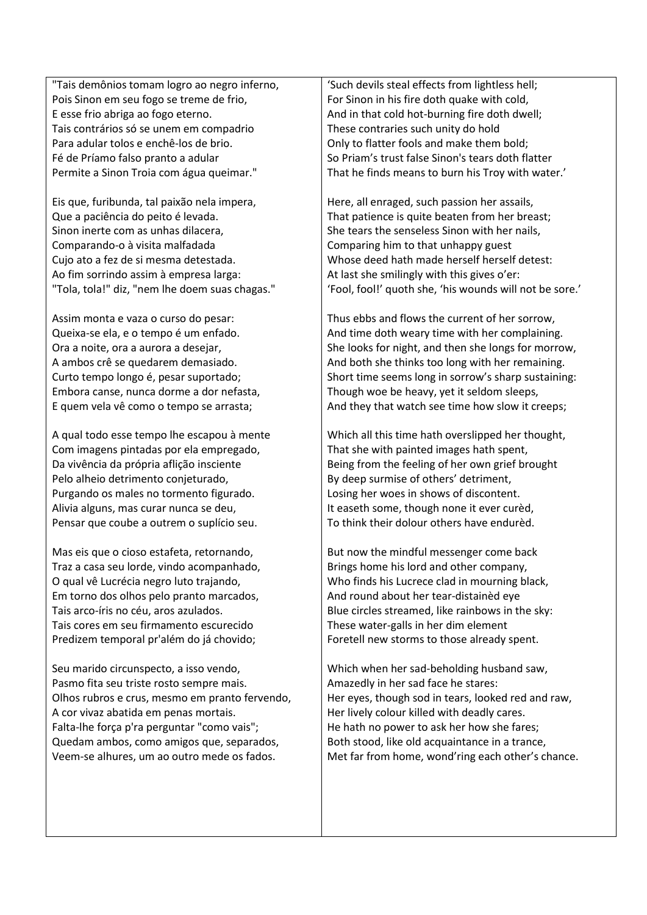| | |
|---|---|
| "Tais demônios tomam logro ao negro inferno,<br>Pois Sinon em seu fogo se treme de frio,<br>E esse frio abriga ao fogo eterno.<br>Tais contrários só se unem em compadrio<br>Para adular tolos e enchê-los de brio.<br>Fé de Príamo falso pranto a adular<br>Permite a Sinon Troia com água queimar." | 'Such devils steal effects from lightless hell;<br>For Sinon in his fire doth quake with cold,<br>And in that cold hot-burning fire doth dwell;<br>These contraries such unity do hold<br>Only to flatter fools and make them bold;<br>So Priam's trust false Sinon's tears doth flatter<br>That he finds means to burn his Troy with water.' |
| Eis que, furibunda, tal paixão nela impera,<br>Que a paciência do peito é levada.<br>Sinon inerte com as unhas dilacera,<br>Comparando-o à visita malfadada<br>Cujo ato a fez de si mesma detestada.<br>Ao fim sorrindo assim à empresa larga:<br>"Tola, tola!" diz, "nem lhe doem suas chagas." | Here, all enraged, such passion her assails,<br>That patience is quite beaten from her breast;<br>She tears the senseless Sinon with her nails,<br>Comparing him to that unhappy guest<br>Whose deed hath made herself herself detest:<br>At last she smilingly with this gives o'er:<br>'Fool, fool!' quoth she, 'his wounds will not be sore.' |
| Assim monta e vaza o curso do pesar:<br>Queixa-se ela, e o tempo é um enfado.<br>Ora a noite, ora a aurora a desejar,<br>A ambos crê se quedarem demasiado.<br>Curto tempo longo é, pesar suportado;<br>Embora canse, nunca dorme a dor nefasta,<br>E quem vela vê como o tempo se arrasta; | Thus ebbs and flows the current of her sorrow,<br>And time doth weary time with her complaining.<br>She looks for night, and then she longs for morrow,<br>And both she thinks too long with her remaining.<br>Short time seems long in sorrow's sharp sustaining:<br>Though woe be heavy, yet it seldom sleeps,<br>And they that watch see time how slow it creeps; |
| A qual todo esse tempo lhe escapou à mente<br>Com imagens pintadas por ela empregado,<br>Da vivência da própria aflição insciente<br>Pelo alheio detrimento conjeturado,<br>Purgando os males no tormento figurado.<br>Alivia alguns, mas curar nunca se deu,<br>Pensar que coube a outrem o suplício seu. | Which all this time hath overslipped her thought,<br>That she with painted images hath spent,<br>Being from the feeling of her own grief brought<br>By deep surmise of others' detriment,<br>Losing her woes in shows of discontent.<br>It easeth some, though none it ever curèd,<br>To think their dolour others have endurèd. |
| Mas eis que o cioso estafeta, retornando,<br>Traz a casa seu lorde, vindo acompanhado,<br>O qual vê Lucrécia negro luto trajando,<br>Em torno dos olhos pelo pranto marcados,<br>Tais arco-íris no céu, aros azulados.<br>Tais cores em seu firmamento escurecido<br>Predizem temporal pr'além do já chovido; | But now the mindful messenger come back<br>Brings home his lord and other company,<br>Who finds his Lucrece clad in mourning black,<br>And round about her tear-distainèd eye<br>Blue circles streamed, like rainbows in the sky:<br>These water-galls in her dim element<br>Foretell new storms to those already spent. |
| Seu marido circunspecto, a isso vendo,<br>Pasmo fita seu triste rosto sempre mais.<br>Olhos rubros e crus, mesmo em pranto fervendo,<br>A cor vivaz abatida em penas mortais.<br>Falta-lhe força p'ra perguntar "como vais";<br>Quedam ambos, como amigos que, separados,<br>Veem-se alhures, um ao outro mede os fados. | Which when her sad-beholding husband saw,<br>Amazedly in her sad face he stares:<br>Her eyes, though sod in tears, looked red and raw,<br>Her lively colour killed with deadly cares.<br>He hath no power to ask her how she fares;<br>Both stood, like old acquaintance in a trance,<br>Met far from home, wond'ring each other's chance. |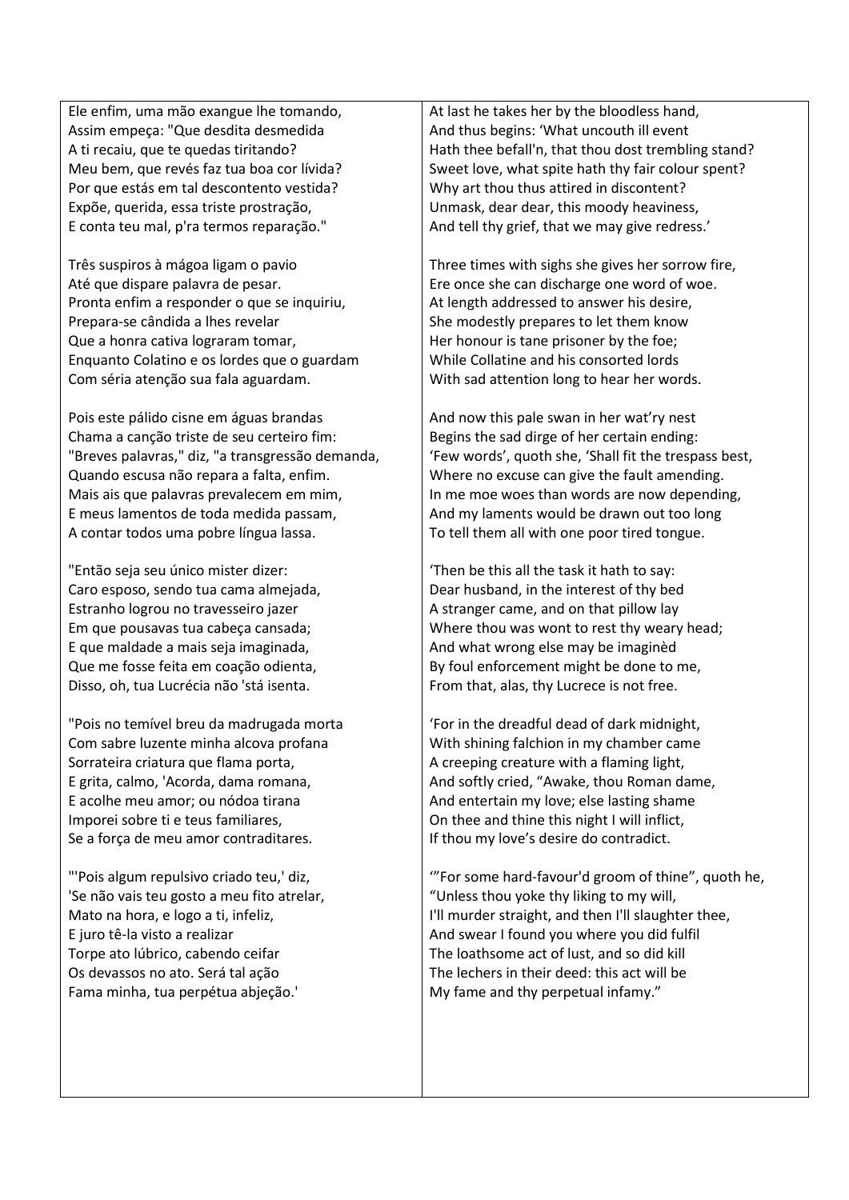Ele enfim, uma mão exangue lhe tomando,
Assim empeça: "Que desdita desmedida
A ti recaiu, que te quedas tiritando?
Meu bem, que revés faz tua boa cor lívida?
Por que estás em tal descontente vestida?
Expõe, querida, essa triste prostração,
E conta teu mal, p'ra termos reparação."

Três suspiros à mágoa ligam o pavio
Até que dispare palavra de pesar.
Pronta enfim a responder o que se inquiriu,
Prepara-se cândida a lhes revelar
Que a honra cativa lograram tomar,
Enquanto Colatino e os lordes que o guardam
Com séria atenção sua fala aguardam.

Pois este pálido cisne em águas brandas
Chama a canção triste de seu certeiro fim:
"Breves palavras," diz, "a transgressão demanda,
Quando escusa não repara a falta, enfim.
Mais ais que palavras prevalecem em mim,
E meus lamentos de toda medida passam,
A contar todos uma pobre língua lassa.

"Então seja seu único mister dizer:
Caro esposo, sendo tua cama almejada,
Estranho logrou no travesseiro jazer
Em que pousavas tua cabeça cansada;
E que maldade a mais seja imaginada,
Que me fosse feita em coação odienta,
Disso, oh, tua Lucrécia não 'stá isenta.

"Pois no temível breu da madrugada morta
Com sabre luzente minha alcova profana
Sorrateira criatura que flama porta,
E grita, calmo, 'Acorda, dama romana,
E acolhe meu amor; ou nódoa tirana
Imporei sobre ti e teus familiares,
Se a força de meu amor contraditares.

"'Pois algum repulsivo criado teu,' diz,
'Se não vais teu gosto a meu fito atrelar,
Mato na hora, e logo a ti, infeliz,
E juro tê-la visto a realizar
Torpe ato lúbrico, cabendo ceifar
Os devassos no ato. Será tal ação
Fama minha, tua perpétua abjeção.'

At last he takes her by the bloodless hand,
And thus begins: 'What uncouth ill event
Hath thee befall'n, that thou dost trembling stand?
Sweet love, what spite hath thy fair colour spent?
Why art thou thus attired in discontent?
Unmask, dear dear, this moody heaviness,
And tell thy grief, that we may give redress.'

Three times with sighs she gives her sorrow fire,
Ere once she can discharge one word of woe.
At length addressed to answer his desire,
She modestly prepares to let them know
Her honour is tane prisoner by the foe;
While Collatine and his consorted lords
With sad attention long to hear her words.

And now this pale swan in her wat'ry nest
Begins the sad dirge of her certain ending:
'Few words', quoth she, 'Shall fit the trespass best,
Where no excuse can give the fault amending.
In me moe woes than words are now depending,
And my laments would be drawn out too long
To tell them all with one poor tired tongue.

'Then be this all the task it hath to say:
Dear husband, in the interest of thy bed
A stranger came, and on that pillow lay
Where thou was wont to rest thy weary head;
And what wrong else may be imaginèd
By foul enforcement might be done to me,
From that, alas, thy Lucrece is not free.

'For in the dreadful dead of dark midnight,
With shining falchion in my chamber came
A creeping creature with a flaming light,
And softly cried, "Awake, thou Roman dame,
And entertain my love; else lasting shame
On thee and thine this night I will inflict,
If thou my love's desire do contradict.

'"For some hard-favour'd groom of thine", quoth he,
"Unless thou yoke thy liking to my will,
I'll murder straight, and then I'll slaughter thee,
And swear I found you where you did fulfil
The loathsome act of lust, and so did kill
The lechers in their deed: this act will be
My fame and thy perpetual infamy."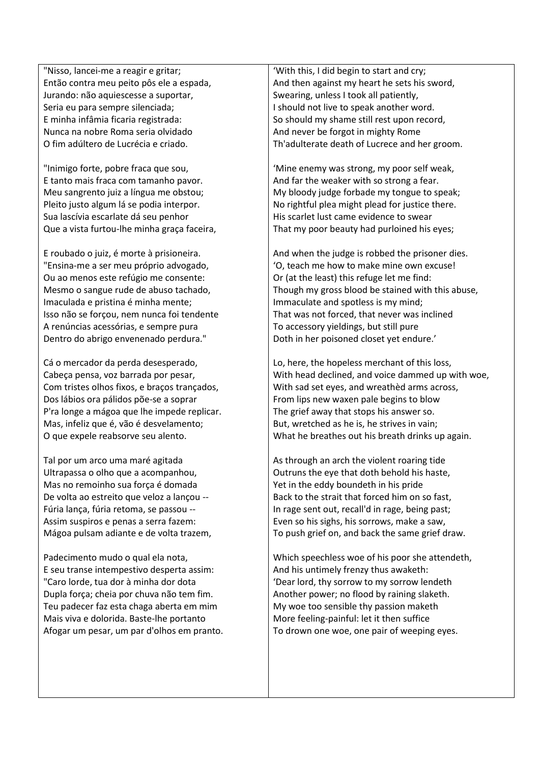"Nisso, lancei-me a reagir e gritar;
Então contra meu peito pôs ele a espada,
Jurando: não aquiescesse a suportar,
Seria eu para sempre silenciada;
E minha infâmia ficaria registrada:
Nunca na nobre Roma seria olvidado
O fim adúltero de Lucrécia e criado.

"Inimigo forte, pobre fraca que sou,
E tanto mais fraca com tamanho pavor.
Meu sangrento juiz a língua me obstou;
Pleito justo algum lá se podia interpor.
Sua lascívia escarlate dá seu penhor
Que a vista furtou-lhe minha graça faceira,

E roubado o juiz, é morte à prisioneira.
"Ensina-me a ser meu próprio advogado,
Ou ao menos este refúgio me consente:
Mesmo o sangue rude de abuso tachado,
Imaculada e pristina é minha mente;
Isso não se forçou, nem nunca foi tendente
A renúncias acessórias, e sempre pura
Dentro do abrigo envenenado perdura."

Cá o mercador da perda desesperado,
Cabeça pensa, voz barrada por pesar,
Com tristes olhos fixos, e braços trançados,
Dos lábios ora pálidos põe-se a soprar
P'ra longe a mágoa que lhe impede replicar.
Mas, infeliz que é, vão é desvelamento;
O que expele reabsorve seu alento.

Tal por um arco uma maré agitada
Ultrapassa o olho que a acompanhou,
Mas no remoinho sua força é domada
De volta ao estreito que veloz a lançou --
Fúria lança, fúria retoma, se passou --
Assim suspiros e penas a serra fazem:
Mágoa pulsam adiante e de volta trazem,

Padecimento mudo o qual ela nota,
E seu transe intempestivo desperta assim:
"Caro lorde, tua dor à minha dor dota
Dupla força; cheia por chuva não tem fim.
Teu padecer faz esta chaga aberta em mim
Mais viva e dolorida. Baste-lhe portanto
Afogar um pesar, um par d'olhos em pranto.

'With this, I did begin to start and cry;
And then against my heart he sets his sword,
Swearing, unless I took all patiently,
I should not live to speak another word.
So should my shame still rest upon record,
And never be forgot in mighty Rome
Th'adulterate death of Lucrece and her groom.

'Mine enemy was strong, my poor self weak,
And far the weaker with so strong a fear.
My bloody judge forbade my tongue to speak;
No rightful plea might plead for justice there.
His scarlet lust came evidence to swear
That my poor beauty had purloined his eyes;

And when the judge is robbed the prisoner dies.
'O, teach me how to make mine own excuse!
Or (at the least) this refuge let me find:
Though my gross blood be stained with this abuse,
Immaculate and spotless is my mind;
That was not forced, that never was inclined
To accessory yieldings, but still pure
Doth in her poisoned closet yet endure.'

Lo, here, the hopeless merchant of this loss,
With head declined, and voice dammed up with woe,
With sad set eyes, and wreathèd arms across,
From lips new waxen pale begins to blow
The grief away that stops his answer so.
But, wretched as he is, he strives in vain;
What he breathes out his breath drinks up again.

As through an arch the violent roaring tide
Outruns the eye that doth behold his haste,
Yet in the eddy boundeth in his pride
Back to the strait that forced him on so fast,
In rage sent out, recall'd in rage, being past;
Even so his sighs, his sorrows, make a saw,
To push grief on, and back the same grief draw.

Which speechless woe of his poor she attendeth,
And his untimely frenzy thus awaketh:
'Dear lord, thy sorrow to my sorrow lendeth
Another power; no flood by raining slaketh.
My woe too sensible thy passion maketh
More feeling-painful: let it then suffice
To drown one woe, one pair of weeping eyes.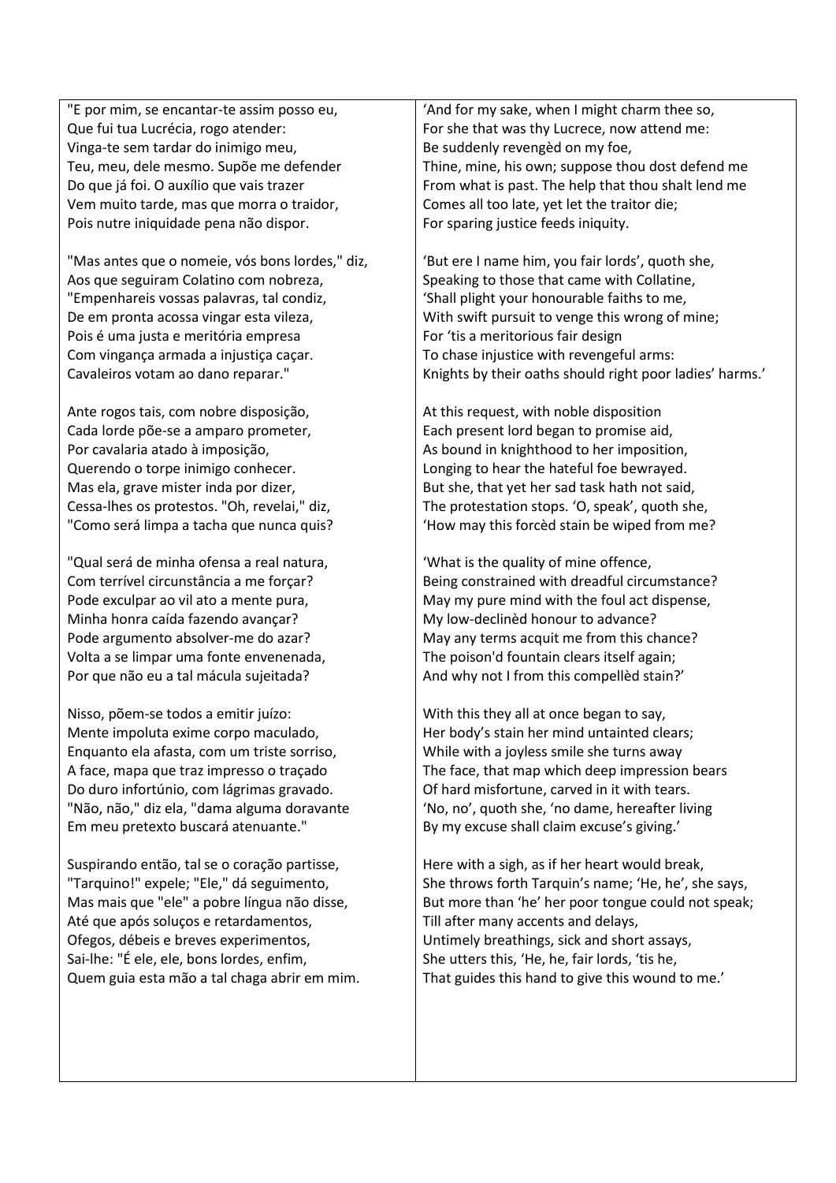"E por mim, se encantar-te assim posso eu,
Que fui tua Lucrécia, rogo atender:
Vinga-te sem tardar do inimigo meu,
Teu, meu, dele mesmo. Supõe me defender
Do que já foi. O auxílio que vais trazer
Vem muito tarde, mas que morra o traidor,
Pois nutre iniquidade pena não dispor.

"Mas antes que o nomeie, vós bons lordes," diz,
Aos que seguiram Colatino com nobreza,
"Empenhareis vossas palavras, tal condiz,
De em pronta acossa vingar esta vileza,
Pois é uma justa e meritória empresa
Com vingança armada a injustiça caçar.
Cavaleiros votam ao dano reparar."

Ante rogos tais, com nobre disposição,
Cada lorde põe-se a amparo prometer,
Por cavalaria atado à imposição,
Querendo o torpe inimigo conhecer.
Mas ela, grave mister inda por dizer,
Cessa-lhes os protestos. "Oh, revelai," diz,
"Como será limpa a tacha que nunca quis?

"Qual será de minha ofensa a real natura,
Com terrível circunstância a me forçar?
Pode exculpar ao vil ato a mente pura,
Minha honra caída fazendo avançar?
Pode argumento absolver-me do azar?
Volta a se limpar uma fonte envenenada,
Por que não eu a tal mácula sujeitada?

Nisso, põem-se todos a emitir juízo:
Mente impoluta exime corpo maculado,
Enquanto ela afasta, com um triste sorriso,
A face, mapa que traz impresso o traçado
Do duro infortúnio, com lágrimas gravado.
"Não, não," diz ela, "dama alguma doravante
Em meu pretexto buscará atenuante."

Suspirando então, tal se o coração partisse,
"Tarquino!" expele; "Ele," dá seguimento,
Mas mais que "ele" a pobre língua não disse,
Até que após soluços e retardamentos,
Ofegos, débeis e breves experimentos,
Sai-lhe: "É ele, ele, bons lordes, enfim,
Quem guia esta mão a tal chaga abrir em mim.

'And for my sake, when I might charm thee so,
For she that was thy Lucrece, now attend me:
Be suddenly revengèd on my foe,
Thine, mine, his own; suppose thou dost defend me
From what is past. The help that thou shalt lend me
Comes all too late, yet let the traitor die;
For sparing justice feeds iniquity.

'But ere I name him, you fair lords', quoth she,
Speaking to those that came with Collatine,
'Shall plight your honourable faiths to me,
With swift pursuit to venge this wrong of mine;
For 'tis a meritorious fair design
To chase injustice with revengeful arms:
Knights by their oaths should right poor ladies' harms.'

At this request, with noble disposition
Each present lord began to promise aid,
As bound in knighthood to her imposition,
Longing to hear the hateful foe bewrayed.
But she, that yet her sad task hath not said,
The protestation stops. 'O, speak', quoth she,
'How may this forcèd stain be wiped from me?

'What is the quality of mine offence,
Being constrained with dreadful circumstance?
May my pure mind with the foul act dispense,
My low-declinèd honour to advance?
May any terms acquit me from this chance?
The poison'd fountain clears itself again;
And why not I from this compellèd stain?'

With this they all at once began to say,
Her body's stain her mind untainted clears;
While with a joyless smile she turns away
The face, that map which deep impression bears
Of hard misfortune, carved in it with tears.
'No, no', quoth she, 'no dame, hereafter living
By my excuse shall claim excuse's giving.'

Here with a sigh, as if her heart would break,
She throws forth Tarquin's name; 'He, he', she says,
But more than 'he' her poor tongue could not speak;
Till after many accents and delays,
Untimely breathings, sick and short assays,
She utters this, 'He, he, fair lords, 'tis he,
That guides this hand to give this wound to me.'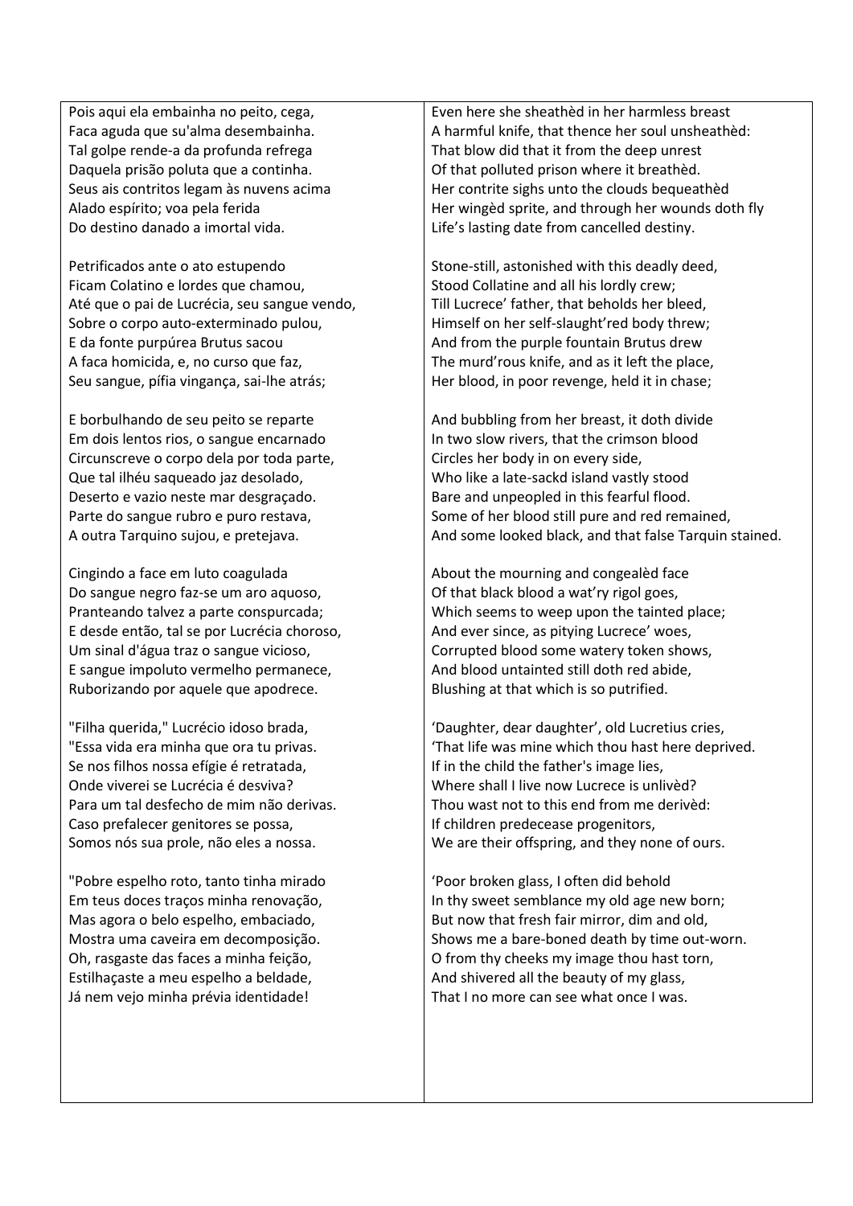Pois aqui ela embainha no peito, cega,
Faca aguda que su'alma desembainha.
Tal golpe rende-a da profunda refrega
Daquela prisão poluta que a continha.
Seus ais contritos legam às nuvens acima
Alado espírito; voa pela ferida
Do destino danado a imortal vida.

Petrificados ante o ato estupendo
Ficam Colatino e lordes que chamou,
Até que o pai de Lucrécia, seu sangue vendo,
Sobre o corpo auto-exterminado pulou,
E da fonte purpúrea Brutus sacou
A faca homicida, e, no curso que faz,
Seu sangue, pífia vingança, sai-lhe atrás;

E borbulhando de seu peito se reparte
Em dois lentos rios, o sangue encarnado
Circunscreve o corpo dela por toda parte,
Que tal ilhéu saqueado jaz desolado,
Deserto e vazio neste mar desgraçado.
Parte do sangue rubro e puro restava,
A outra Tarquino sujou, e pretejava.

Cingindo a face em luto coagulada
Do sangue negro faz-se um aro aquoso,
Pranteando talvez a parte conspurcada;
E desde então, tal se por Lucrécia choroso,
Um sinal d'água traz o sangue vicioso,
E sangue impoluto vermelho permanece,
Ruborizando por aquele que apodrece.

"Filha querida," Lucrécio idoso brada,
"Essa vida era minha que ora tu privas.
Se nos filhos nossa efígie é retratada,
Onde viverei se Lucrécia é desviva?
Para um tal desfecho de mim não derivas.
Caso prefalecer genitores se possa,
Somos nós sua prole, não eles a nossa.

"Pobre espelho roto, tanto tinha mirado
Em teus doces traços minha renovação,
Mas agora o belo espelho, embaciado,
Mostra uma caveira em decomposição.
Oh, rasgaste das faces a minha feição,
Estilhaçaste a meu espelho a beldade,
Já nem vejo minha prévia identidade!

---

Even here she sheathèd in her harmless breast
A harmful knife, that thence her soul unsheathèd:
That blow did that it from the deep unrest
Of that polluted prison where it breathèd.
Her contrite sighs unto the clouds bequeathèd
Her wingèd sprite, and through her wounds doth fly
Life's lasting date from cancelled destiny.

Stone-still, astonished with this deadly deed,
Stood Collatine and all his lordly crew;
Till Lucrece' father, that beholds her bleed,
Himself on her self-slaught'red body threw;
And from the purple fountain Brutus drew
The murd'rous knife, and as it left the place,
Her blood, in poor revenge, held it in chase;

And bubbling from her breast, it doth divide
In two slow rivers, that the crimson blood
Circles her body in on every side,
Who like a late-sackd island vastly stood
Bare and unpeopled in this fearful flood.
Some of her blood still pure and red remained,
And some looked black, and that false Tarquin stained.

About the mourning and congealèd face
Of that black blood a wat'ry rigol goes,
Which seems to weep upon the tainted place;
And ever since, as pitying Lucrece' woes,
Corrupted blood some watery token shows,
And blood untainted still doth red abide,
Blushing at that which is so putrified.

'Daughter, dear daughter', old Lucretius cries,
'That life was mine which thou hast here deprived.
If in the child the father's image lies,
Where shall I live now Lucrece is unlivèd?
Thou wast not to this end from me derivèd:
If children predecease progenitors,
We are their offspring, and they none of ours.

'Poor broken glass, I often did behold
In thy sweet semblance my old age new born;
But now that fresh fair mirror, dim and old,
Shows me a bare-boned death by time out-worn.
O from thy cheeks my image thou hast torn,
And shivered all the beauty of my glass,
That I no more can see what once I was.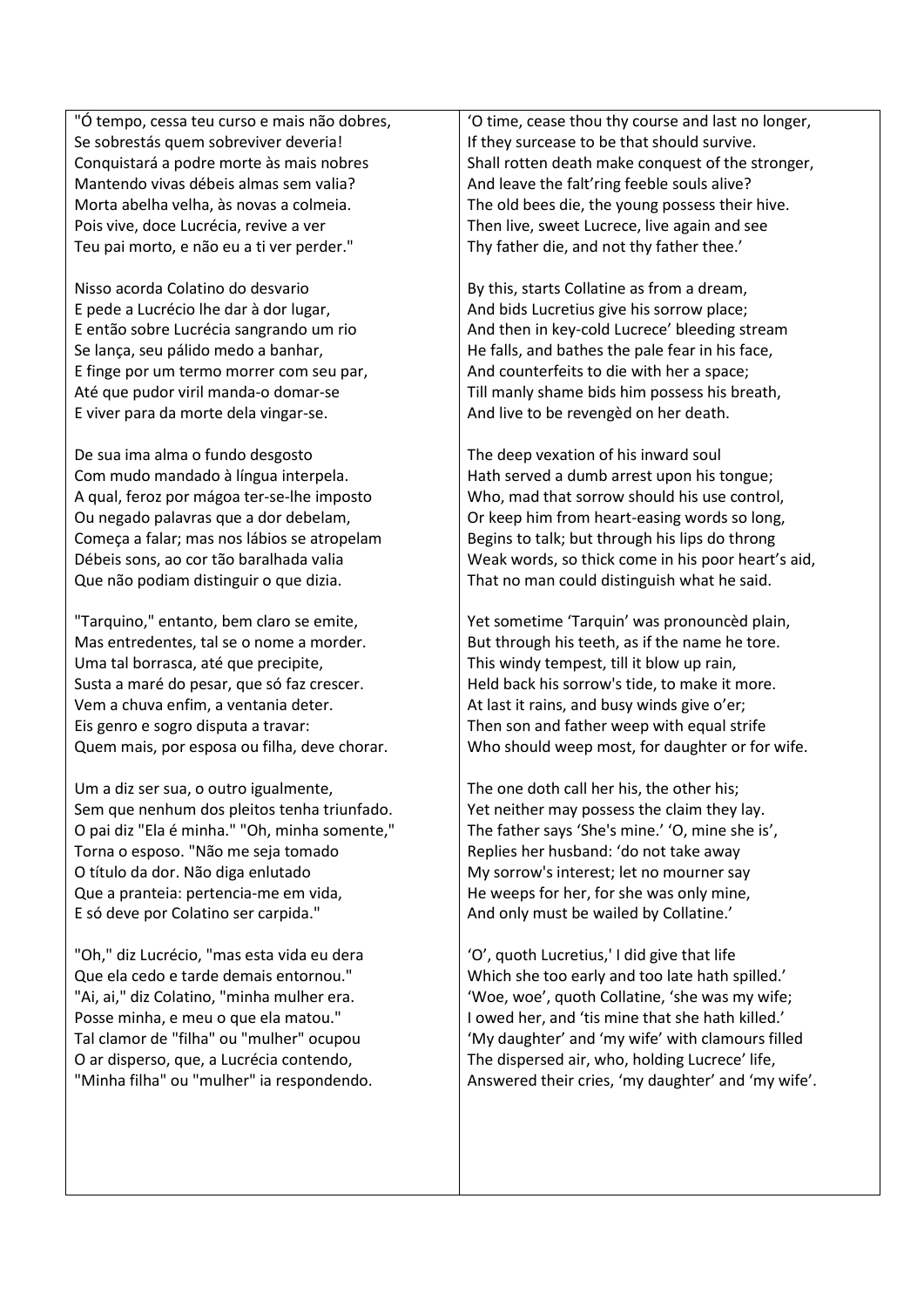| | |
|---|---|
| "Ó tempo, cessa teu curso e mais não dobres,<br>Se sobrestás quem sobreviver deveria!<br>Conquistará a podre morte às mais nobres<br>Mantendo vivas débeis almas sem valia?<br>Morta abelha velha, às novas a colmeia.<br>Pois vive, doce Lucrécia, revive a ver<br>Teu pai morto, e não eu a ti ver perder." | 'O time, cease thou thy course and last no longer,<br>If they surcease to be that should survive.<br>Shall rotten death make conquest of the stronger,<br>And leave the falt'ring feeble souls alive?<br>The old bees die, the young possess their hive.<br>Then live, sweet Lucrece, live again and see<br>Thy father die, and not thy father thee.' |
| Nisso acorda Colatino do desvario<br>E pede a Lucrécio lhe dar à dor lugar,<br>E então sobre Lucrécia sangrando um rio<br>Se lança, seu pálido medo a banhar,<br>E finge por um termo morrer com seu par,<br>Até que pudor viril manda-o domar-se<br>E viver para da morte dela vingar-se. | By this, starts Collatine as from a dream,<br>And bids Lucretius give his sorrow place;<br>And then in key-cold Lucrece' bleeding stream<br>He falls, and bathes the pale fear in his face,<br>And counterfeits to die with her a space;<br>Till manly shame bids him possess his breath,<br>And live to be revengèd on her death. |
| De sua ima alma o fundo desgosto<br>Com mudo mandado à língua interpela.<br>A qual, feroz por mágoa ter-se-lhe imposto<br>Ou negado palavras que a dor debelam,<br>Começa a falar; mas nos lábios se atropelam<br>Débeis sons, ao cor tão baralhada valia<br>Que não podiam distinguir o que dizia. | The deep vexation of his inward soul<br>Hath served a dumb arrest upon his tongue;<br>Who, mad that sorrow should his use control,<br>Or keep him from heart-easing words so long,<br>Begins to talk; but through his lips do throng<br>Weak words, so thick come in his poor heart's aid,<br>That no man could distinguish what he said. |
| "Tarquino," entanto, bem claro se emite,<br>Mas entredentes, tal se o nome a morder.<br>Uma tal borrasca, até que precipite,<br>Susta a maré do pesar, que só faz crescer.<br>Vem a chuva enfim, a ventania deter.<br>Eis genro e sogro disputa a travar:<br>Quem mais, por esposa ou filha, deve chorar. | Yet sometime 'Tarquin' was pronouncèd plain,<br>But through his teeth, as if the name he tore.<br>This windy tempest, till it blow up rain,<br>Held back his sorrow's tide, to make it more.<br>At last it rains, and busy winds give o'er;<br>Then son and father weep with equal strife<br>Who should weep most, for daughter or for wife. |
| Um a diz ser sua, o outro igualmente,<br>Sem que nenhum dos pleitos tenha triunfado.<br>O pai diz "Ela é minha." "Oh, minha somente,"<br>Torna o esposo. "Não me seja tomado<br>O título da dor. Não diga enlutado<br>Que a pranteia: pertencia-me em vida,<br>E só deve por Colatino ser carpida." | The one doth call her his, the other his;<br>Yet neither may possess the claim they lay.<br>The father says 'She's mine.' 'O, mine she is',<br>Replies her husband: 'do not take away<br>My sorrow's interest; let no mourner say<br>He weeps for her, for she was only mine,<br>And only must be wailed by Collatine.' |
| "Oh," diz Lucrécio, "mas esta vida eu dera<br>Que ela cedo e tarde demais entornou."<br>"Ai, ai," diz Colatino, "minha mulher era.<br>Posse minha, e meu o que ela matou."<br>Tal clamor de "filha" ou "mulher" ocupou<br>O ar disperso, que, a Lucrécia contendo,<br>"Minha filha" ou "mulher" ia respondendo. | 'O', quoth Lucretius,' I did give that life<br>Which she too early and too late hath spilled.'<br>'Woe, woe', quoth Collatine, 'she was my wife;<br>I owed her, and 'tis mine that she hath killed.'<br>'My daughter' and 'my wife' with clamours filled<br>The dispersed air, who, holding Lucrece' life,<br>Answered their cries, 'my daughter' and 'my wife'. |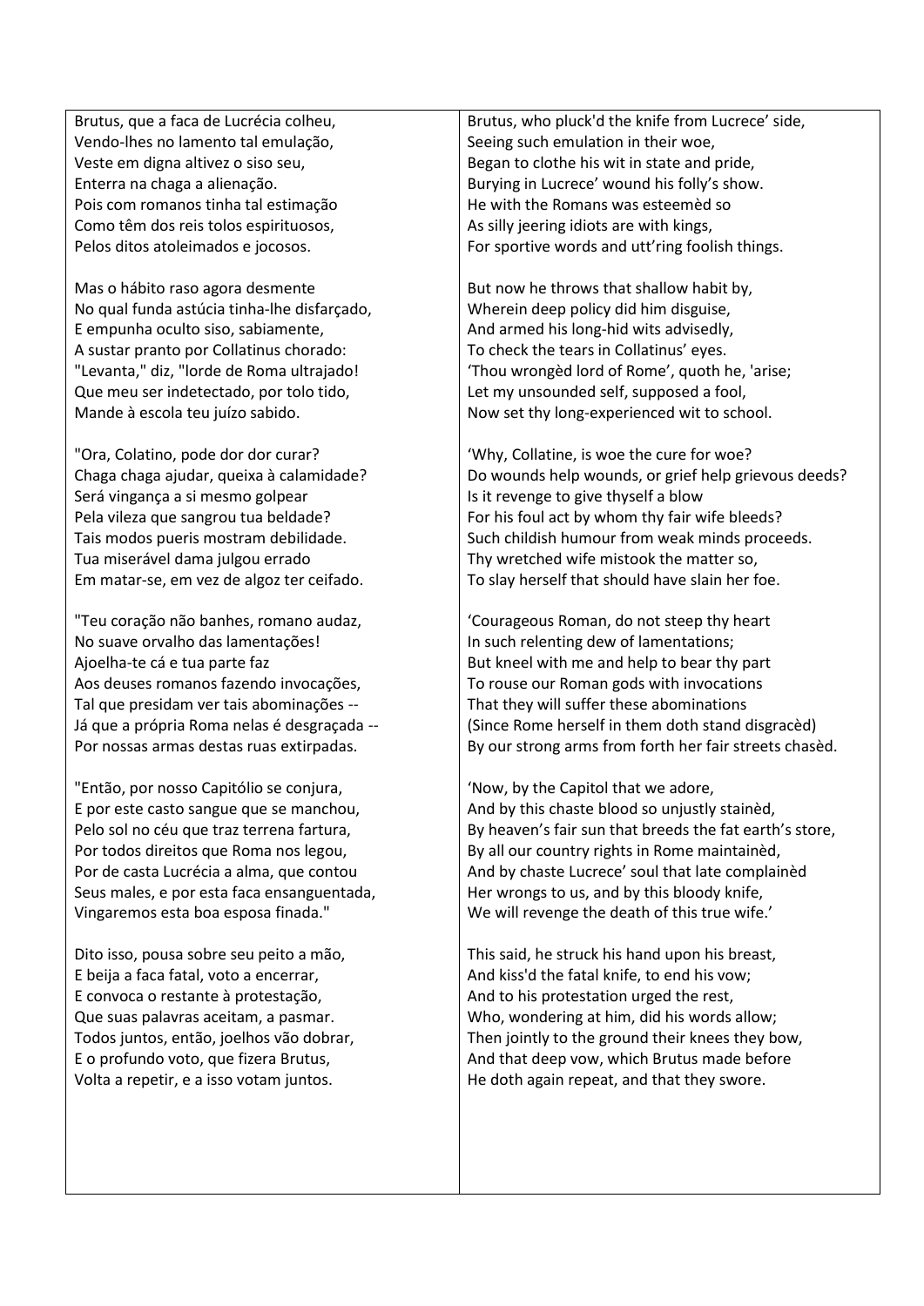| | |
|---|---|
| Brutus, que a faca de Lucrécia colheu,<br>Vendo-lhes no lamento tal emulação,<br>Veste em digna altivez o siso seu,<br>Enterra na chaga a alienação.<br>Pois com romanos tinha tal estimação<br>Como têm dos reis tolos espirituosos,<br>Pelos ditos atoleimados e jocosos. | Brutus, who pluck'd the knife from Lucrece' side,<br>Seeing such emulation in their woe,<br>Began to clothe his wit in state and pride,<br>Burying in Lucrece' wound his folly's show.<br>He with the Romans was esteemèd so<br>As silly jeering idiots are with kings,<br>For sportive words and utt'ring foolish things. |
| Mas o hábito raso agora desmente<br>No qual funda astúcia tinha-lhe disfarçado,<br>E empunha oculto siso, sabiamente,<br>A sustar pranto por Collatinus chorado:<br>"Levanta," diz, "lorde de Roma ultrajado!<br>Que meu ser indetectado, por tolo tido,<br>Mande à escola teu juízo sabido. | But now he throws that shallow habit by,<br>Wherein deep policy did him disguise,<br>And armed his long-hid wits advisedly,<br>To check the tears in Collatinus' eyes.<br>'Thou wrongèd lord of Rome', quoth he, 'arise;<br>Let my unsounded self, supposed a fool,<br>Now set thy long-experienced wit to school. |
| "Ora, Colatino, pode dor dor curar?<br>Chaga chaga ajudar, queixa à calamidade?<br>Será vingança a si mesmo golpear<br>Pela vileza que sangrou tua beldade?<br>Tais modos pueris mostram debilidade.<br>Tua miserável dama julgou errado<br>Em matar-se, em vez de algoz ter ceifado. | 'Why, Collatine, is woe the cure for woe?<br>Do wounds help wounds, or grief help grievous deeds?<br>Is it revenge to give thyself a blow<br>For his foul act by whom thy fair wife bleeds?<br>Such childish humour from weak minds proceeds.<br>Thy wretched wife mistook the matter so,<br>To slay herself that should have slain her foe. |
| "Teu coração não banhes, romano audaz,<br>No suave orvalho das lamentações!<br>Ajoelha-te cá e tua parte faz<br>Aos deuses romanos fazendo invocações,<br>Tal que presidam ver tais abominações --<br>Já que a própria Roma nelas é desgraçada --<br>Por nossas armas destas ruas extirpadas. | 'Courageous Roman, do not steep thy heart<br>In such relenting dew of lamentations;<br>But kneel with me and help to bear thy part<br>To rouse our Roman gods with invocations<br>That they will suffer these abominations<br>(Since Rome herself in them doth stand disgracèd)<br>By our strong arms from forth her fair streets chasèd. |
| "Então, por nosso Capitólio se conjura,<br>E por este casto sangue que se manchou,<br>Pelo sol no céu que traz terrena fartura,<br>Por todos direitos que Roma nos legou,<br>Por de casta Lucrécia a alma, que contou<br>Seus males, e por esta faca ensanguentada,<br>Vingaremos esta boa esposa finada." | 'Now, by the Capitol that we adore,<br>And by this chaste blood so unjustly stainèd,<br>By heaven's fair sun that breeds the fat earth's store,<br>By all our country rights in Rome maintainèd,<br>And by chaste Lucrece' soul that late complainèd<br>Her wrongs to us, and by this bloody knife,<br>We will revenge the death of this true wife.' |
| Dito isso, pousa sobre seu peito a mão,<br>E beija a faca fatal, voto a encerrar,<br>E convoca o restante à protestação,<br>Que suas palavras aceitam, a pasmar.<br>Todos juntos, então, joelhos vão dobrar,<br>E o profundo voto, que fizera Brutus,<br>Volta a repetir, e a isso votam juntos. | This said, he struck his hand upon his breast,<br>And kiss'd the fatal knife, to end his vow;<br>And to his protestation urged the rest,<br>Who, wondering at him, did his words allow;<br>Then jointly to the ground their knees they bow,<br>And that deep vow, which Brutus made before<br>He doth again repeat, and that they swore. |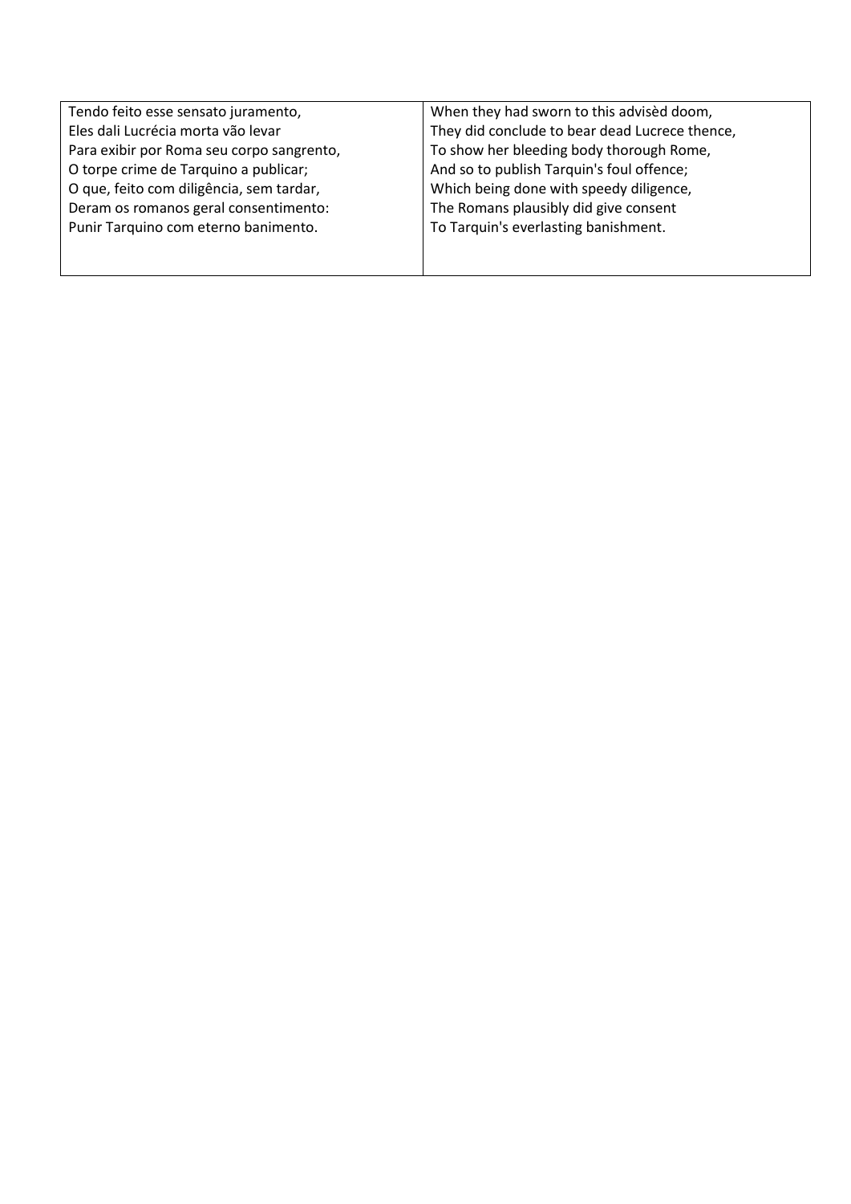| | |
|---|---|
| Tendo feito esse sensato juramento,<br>Eles dali Lucrécia morta vão levar<br>Para exibir por Roma seu corpo sangrento,<br>O torpe crime de Tarquino a publicar;<br>O que, feito com diligência, sem tardar,<br>Deram os romanos geral consentimento:<br>Punir Tarquino com eterno banimento. | When they had sworn to this advisèd doom,<br>They did conclude to bear dead Lucrece thence,<br>To show her bleeding body thorough Rome,<br>And so to publish Tarquin's foul offence;<br>Which being done with speedy diligence,<br>The Romans plausibly did give consent<br>To Tarquin's everlasting banishment. |